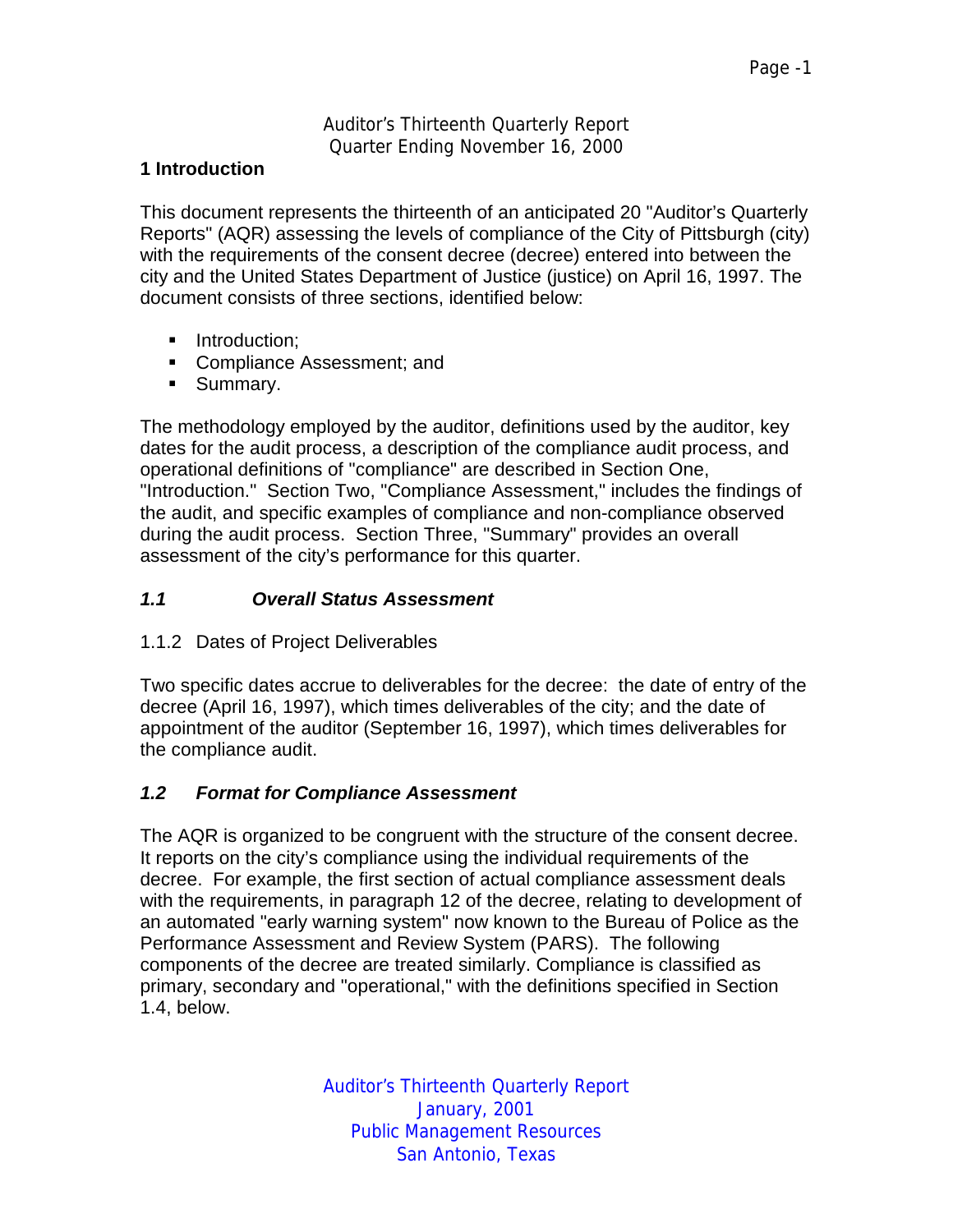Auditor's Thirteenth Quarterly Report
Quarter Ending November 16, 2000

# 1 Introduction

This document represents the thirteenth of an anticipated 20 "Auditor's Quarterly Reports" (AQR) assessing the levels of compliance of the City of Pittsburgh (city) with the requirements of the consent decree (decree) entered into between the city and the United States Department of Justice (justice) on April 16, 1997. The document consists of three sections, identified below:

- Introduction;
- Compliance Assessment; and
- Summary.

The methodology employed by the auditor, definitions used by the auditor, key dates for the audit process, a description of the compliance audit process, and operational definitions of "compliance" are described in Section One, "Introduction." Section Two, "Compliance Assessment," includes the findings of the audit, and specific examples of compliance and non-compliance observed during the audit process. Section Three, "Summary" provides an overall assessment of the city's performance for this quarter.

## *1.1 Overall Status Assessment*

### 1.1.2 Dates of Project Deliverables

Two specific dates accrue to deliverables for the decree: the date of entry of the decree (April 16, 1997), which times deliverables of the city; and the date of appointment of the auditor (September 16, 1997), which times deliverables for the compliance audit.

## *1.2 Format for Compliance Assessment*

The AQR is organized to be congruent with the structure of the consent decree. It reports on the city's compliance using the individual requirements of the decree. For example, the first section of actual compliance assessment deals with the requirements, in paragraph 12 of the decree, relating to development of an automated "early warning system" now known to the Bureau of Police as the Performance Assessment and Review System (PARS). The following components of the decree are treated similarly. Compliance is classified as primary, secondary and "operational," with the definitions specified in Section 1.4, below.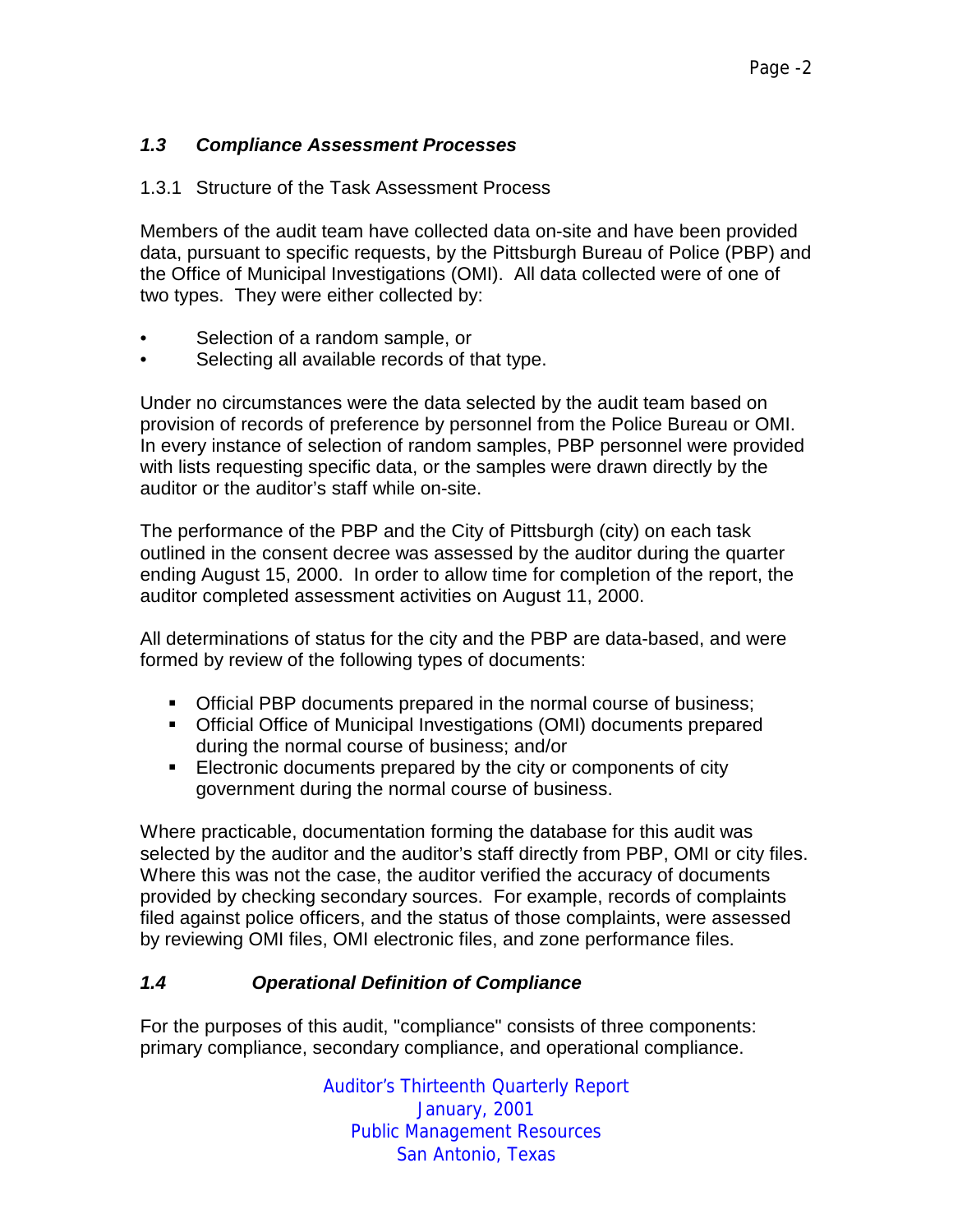### *1.3 Compliance Assessment Processes*

#### 1.3.1 Structure of the Task Assessment Process

Members of the audit team have collected data on-site and have been provided data, pursuant to specific requests, by the Pittsburgh Bureau of Police (PBP) and the Office of Municipal Investigations (OMI). All data collected were of one of two types. They were either collected by:

- Selection of a random sample, or
- Selecting all available records of that type.

Under no circumstances were the data selected by the audit team based on provision of records of preference by personnel from the Police Bureau or OMI. In every instance of selection of random samples, PBP personnel were provided with lists requesting specific data, or the samples were drawn directly by the auditor or the auditor's staff while on-site.

The performance of the PBP and the City of Pittsburgh (city) on each task outlined in the consent decree was assessed by the auditor during the quarter ending August 15, 2000. In order to allow time for completion of the report, the auditor completed assessment activities on August 11, 2000.

All determinations of status for the city and the PBP are data-based, and were formed by review of the following types of documents:

- Official PBP documents prepared in the normal course of business;
- Official Office of Municipal Investigations (OMI) documents prepared during the normal course of business; and/or
- Electronic documents prepared by the city or components of city government during the normal course of business.

Where practicable, documentation forming the database for this audit was selected by the auditor and the auditor's staff directly from PBP, OMI or city files. Where this was not the case, the auditor verified the accuracy of documents provided by checking secondary sources. For example, records of complaints filed against police officers, and the status of those complaints, were assessed by reviewing OMI files, OMI electronic files, and zone performance files.

### *1.4 Operational Definition of Compliance*

For the purposes of this audit, "compliance" consists of three components: primary compliance, secondary compliance, and operational compliance.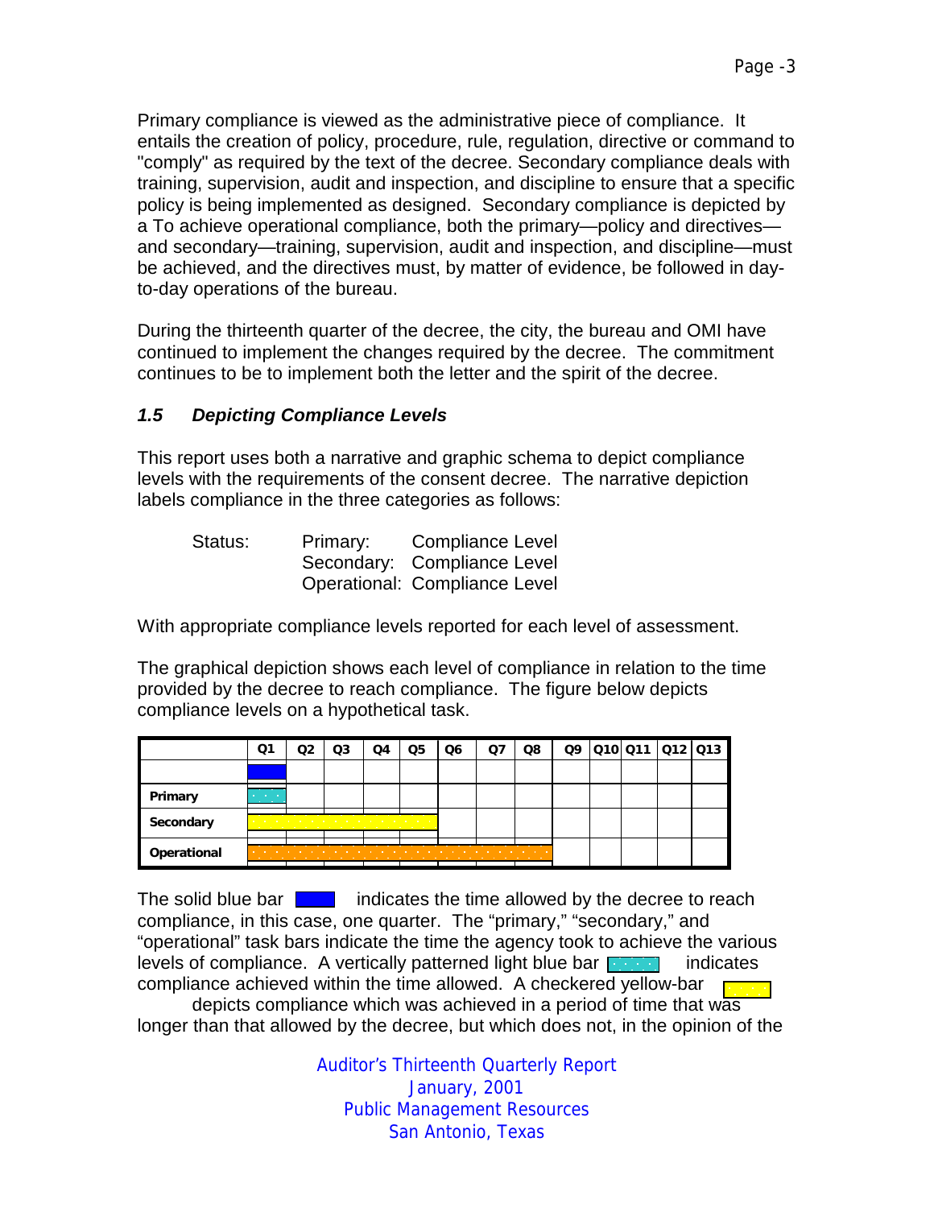Primary compliance is viewed as the administrative piece of compliance. It entails the creation of policy, procedure, rule, regulation, directive or command to "comply" as required by the text of the decree. Secondary compliance deals with training, supervision, audit and inspection, and discipline to ensure that a specific policy is being implemented as designed. Secondary compliance is depicted by a To achieve operational compliance, both the primary—policy and directives—and secondary—training, supervision, audit and inspection, and discipline—must be achieved, and the directives must, by matter of evidence, be followed in day-to-day operations of the bureau.

During the thirteenth quarter of the decree, the city, the bureau and OMI have continued to implement the changes required by the decree. The commitment continues to be to implement both the letter and the spirit of the decree.

### *1.5 Depicting Compliance Levels*

This report uses both a narrative and graphic schema to depict compliance levels with the requirements of the consent decree. The narrative depiction labels compliance in the three categories as follows:

Status: Primary: Compliance Level
Secondary: Compliance Level
Operational: Compliance Level

With appropriate compliance levels reported for each level of assessment.

The graphical depiction shows each level of compliance in relation to the time provided by the decree to reach compliance. The figure below depicts compliance levels on a hypothetical task.

| | Q1 | Q2 | Q3 | Q4 | Q5 | Q6 | Q7 | Q8 | Q9 | Q10 | Q11 | Q12 | Q13 |
|---|---|---|---|---|---|---|---|---|---|---|---|---|---|
| | ■ | | | | | | | | | | | | |
| **Primary** | ■ | | | | | | | | | | | | |
| **Secondary** | ■ | ■ | ■ | ■ | ■ | | | | | | | | |
| **Operational** | ■ | ■ | ■ | ■ | ■ | ■ | ■ | ■ | | | | | |

The solid blue bar indicates the time allowed by the decree to reach compliance, in this case, one quarter. The "primary," "secondary," and "operational" task bars indicate the time the agency took to achieve the various levels of compliance. A vertically patterned light blue bar indicates compliance achieved within the time allowed. A checkered yellow-bar depicts compliance which was achieved in a period of time that was longer than that allowed by the decree, but which does not, in the opinion of the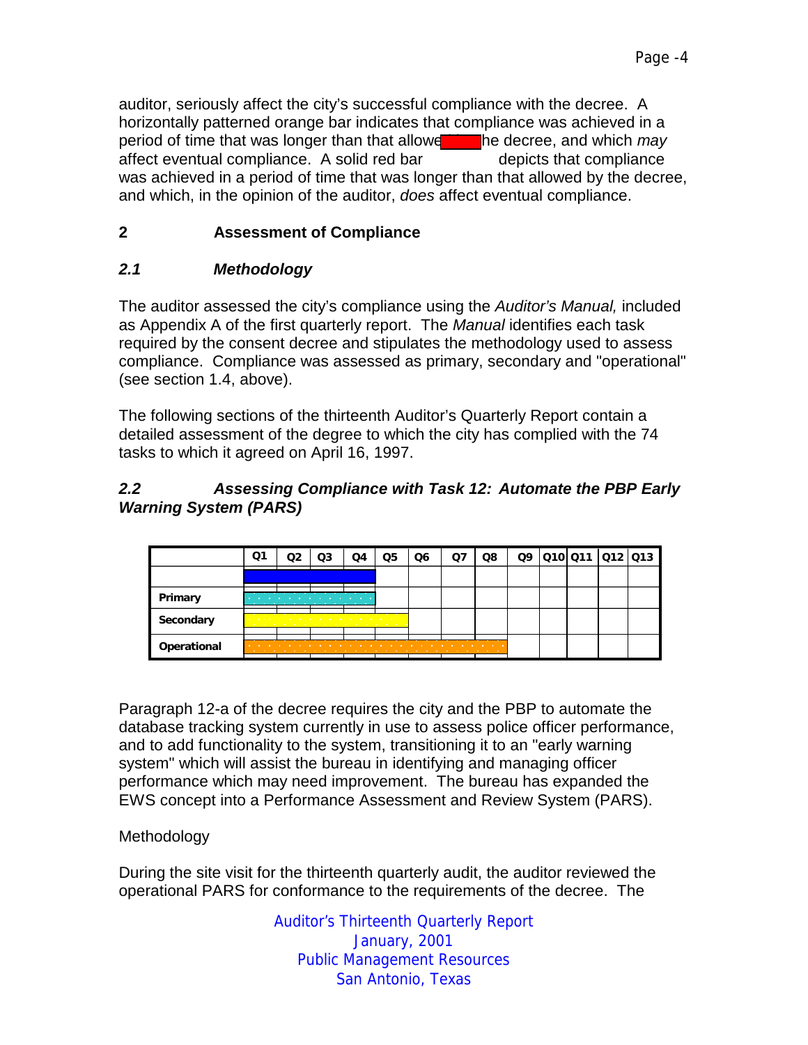auditor, seriously affect the city's successful compliance with the decree. A horizontally patterned orange bar indicates that compliance was achieved in a period of time that was longer than that allowed by the decree, and which *may* affect eventual compliance. A solid red bar depicts that compliance was achieved in a period of time that was longer than that allowed by the decree, and which, in the opinion of the auditor, *does* affect eventual compliance.

## 2 Assessment of Compliance

### *2.1 Methodology*

The auditor assessed the city's compliance using the *Auditor's Manual,* included as Appendix A of the first quarterly report. The *Manual* identifies each task required by the consent decree and stipulates the methodology used to assess compliance. Compliance was assessed as primary, secondary and "operational" (see section 1.4, above).

The following sections of the thirteenth Auditor's Quarterly Report contain a detailed assessment of the degree to which the city has complied with the 74 tasks to which it agreed on April 16, 1997.

### *2.2 Assessing Compliance with Task 12: Automate the PBP Early Warning System (PARS)*

| | Q1 | Q2 | Q3 | Q4 | Q5 | Q6 | Q7 | Q8 | Q9 | Q10 | Q11 | Q12 | Q13 |
|---|---|---|---|---|---|---|---|---|---|---|---|---|---|
| | ■ | ■ | ■ | ■ | | | | | | | | | |
| **Primary** | ■ | ■ | ■ | ■ | | | | | | | | | |
| **Secondary** | ■ | ■ | ■ | ■ | ■ | | | | | | | | |
| **Operational** | ■ | ■ | ■ | ■ | ■ | ■ | ■ | ■ | | | | | |

Paragraph 12-a of the decree requires the city and the PBP to automate the database tracking system currently in use to assess police officer performance, and to add functionality to the system, transitioning it to an "early warning system" which will assist the bureau in identifying and managing officer performance which may need improvement. The bureau has expanded the EWS concept into a Performance Assessment and Review System (PARS).

Methodology

During the site visit for the thirteenth quarterly audit, the auditor reviewed the operational PARS for conformance to the requirements of the decree. The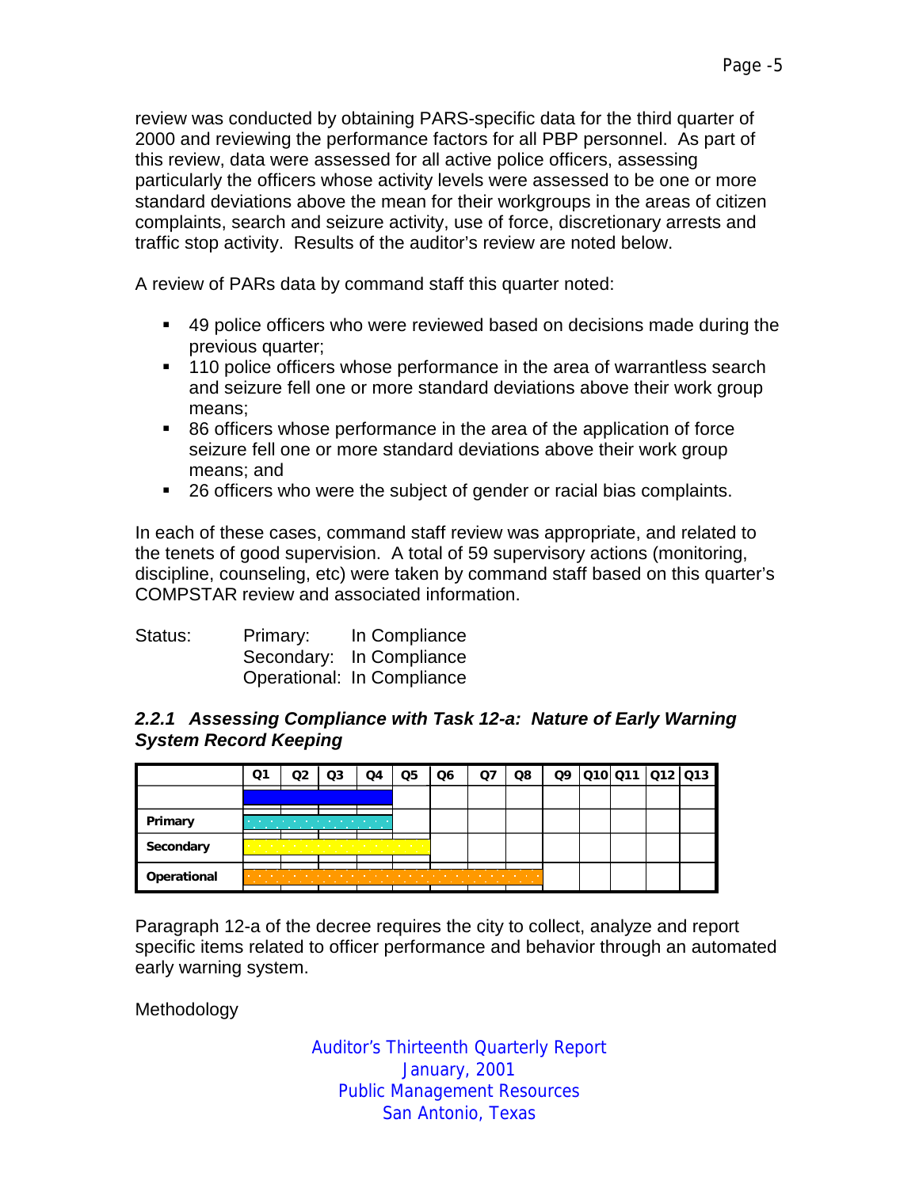review was conducted by obtaining PARS-specific data for the third quarter of 2000 and reviewing the performance factors for all PBP personnel. As part of this review, data were assessed for all active police officers, assessing particularly the officers whose activity levels were assessed to be one or more standard deviations above the mean for their workgroups in the areas of citizen complaints, search and seizure activity, use of force, discretionary arrests and traffic stop activity. Results of the auditor's review are noted below.

A review of PARs data by command staff this quarter noted:

- 49 police officers who were reviewed based on decisions made during the previous quarter;
- 110 police officers whose performance in the area of warrantless search and seizure fell one or more standard deviations above their work group means;
- 86 officers whose performance in the area of the application of force seizure fell one or more standard deviations above their work group means; and
- 26 officers who were the subject of gender or racial bias complaints.

In each of these cases, command staff review was appropriate, and related to the tenets of good supervision. A total of 59 supervisory actions (monitoring, discipline, counseling, etc) were taken by command staff based on this quarter's COMPSTAR review and associated information.

Status: Primary: In Compliance
Secondary: In Compliance
Operational: In Compliance

### *2.2.1 Assessing Compliance with Task 12-a: Nature of Early Warning System Record Keeping*

| | Q1 | Q2 | Q3 | Q4 | Q5 | Q6 | Q7 | Q8 | Q9 | Q10 | Q11 | Q12 | Q13 |
|---|---|---|---|---|---|---|---|---|---|---|---|---|---|
| Primary | | | | | | | | | | | | | |
| Secondary | | | | | | | | | | | | | |
| Operational | | | | | | | | | | | | | |

Paragraph 12-a of the decree requires the city to collect, analyze and report specific items related to officer performance and behavior through an automated early warning system.

Methodology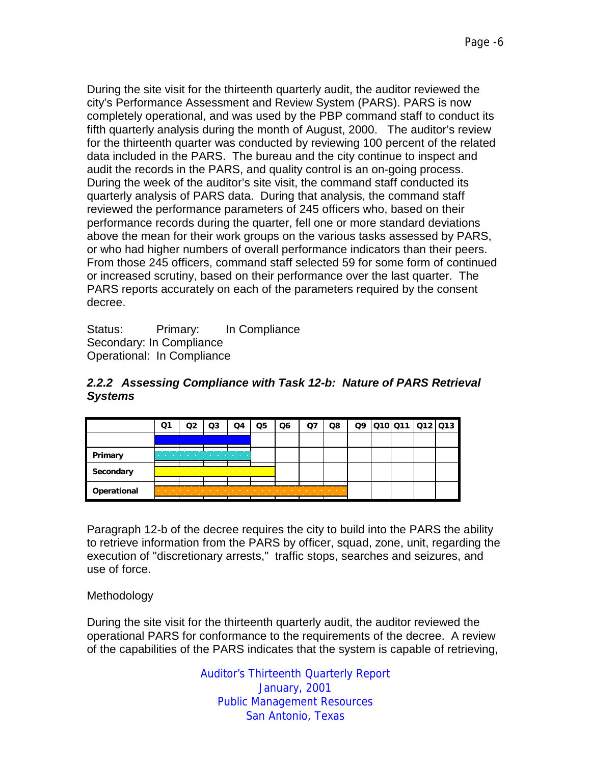During the site visit for the thirteenth quarterly audit, the auditor reviewed the city's Performance Assessment and Review System (PARS). PARS is now completely operational, and was used by the PBP command staff to conduct its fifth quarterly analysis during the month of August, 2000. The auditor's review for the thirteenth quarter was conducted by reviewing 100 percent of the related data included in the PARS. The bureau and the city continue to inspect and audit the records in the PARS, and quality control is an on-going process. During the week of the auditor's site visit, the command staff conducted its quarterly analysis of PARS data. During that analysis, the command staff reviewed the performance parameters of 245 officers who, based on their performance records during the quarter, fell one or more standard deviations above the mean for their work groups on the various tasks assessed by PARS, or who had higher numbers of overall performance indicators than their peers. From those 245 officers, command staff selected 59 for some form of continued or increased scrutiny, based on their performance over the last quarter. The PARS reports accurately on each of the parameters required by the consent decree.

Status: Primary: In Compliance
Secondary: In Compliance
Operational: In Compliance

### *2.2.2 Assessing Compliance with Task 12-b: Nature of PARS Retrieval Systems*

| | Q1 | Q2 | Q3 | Q4 | Q5 | Q6 | Q7 | Q8 | Q9 | Q10 | Q11 | Q12 | Q13 |
|---|---|---|---|---|---|---|---|---|---|---|---|---|---|
| | ■ | ■ | ■ | ■ | | | | | | | | | |
| Primary | ■ | ■ | ■ | ■ | | | | | | | | | |
| Secondary | ■ | ■ | ■ | ■ | ■ | | | | | | | | |
| Operational | ■ | ■ | ■ | ■ | ■ | ■ | ■ | ■ | | | | | |

Paragraph 12-b of the decree requires the city to build into the PARS the ability to retrieve information from the PARS by officer, squad, zone, unit, regarding the execution of "discretionary arrests," traffic stops, searches and seizures, and use of force.

Methodology

During the site visit for the thirteenth quarterly audit, the auditor reviewed the operational PARS for conformance to the requirements of the decree. A review of the capabilities of the PARS indicates that the system is capable of retrieving,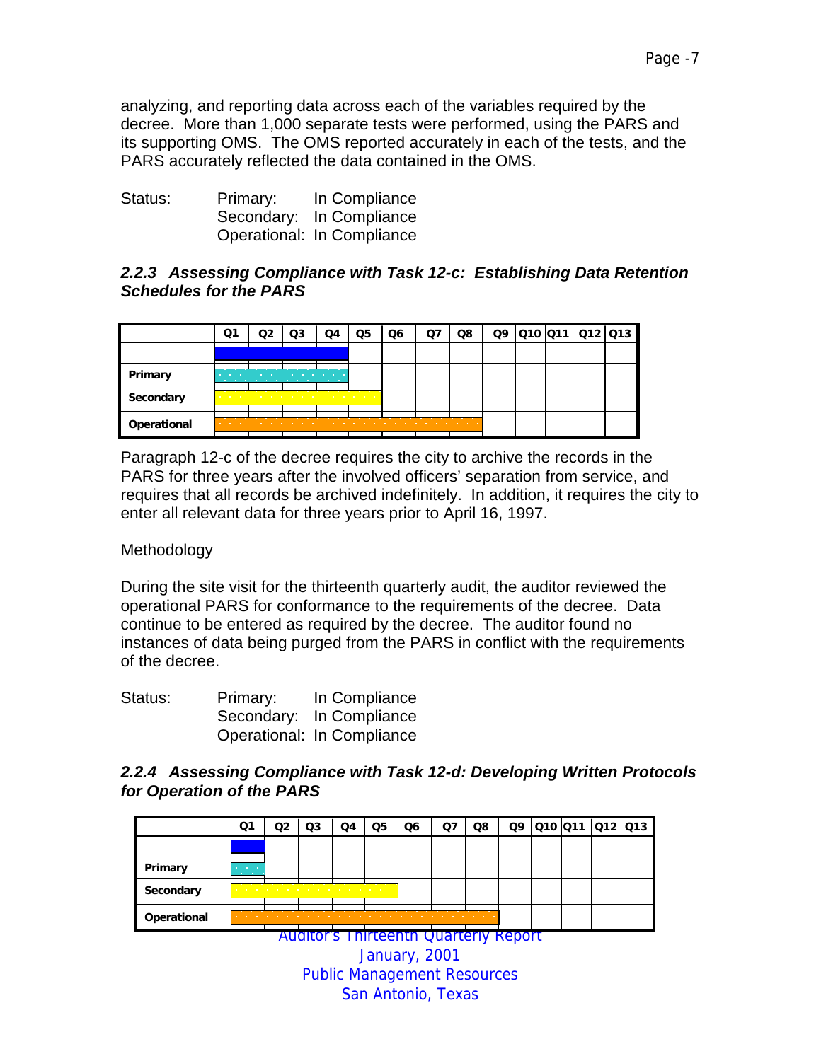analyzing, and reporting data across each of the variables required by the decree. More than 1,000 separate tests were performed, using the PARS and its supporting OMS. The OMS reported accurately in each of the tests, and the PARS accurately reflected the data contained in the OMS.

Status: Primary: In Compliance
Secondary: In Compliance
Operational: In Compliance

### *2.2.3 Assessing Compliance with Task 12-c: Establishing Data Retention Schedules for the PARS*

| | Q1 | Q2 | Q3 | Q4 | Q5 | Q6 | Q7 | Q8 | Q9 | Q10 | Q11 | Q12 | Q13 |
|---|---|---|---|---|---|---|---|---|---|---|---|---|---|
| | | | | | | | | | | | | | |
| Primary | | | | | | | | | | | | | |
| Secondary | | | | | | | | | | | | | |
| Operational | | | | | | | | | | | | | |

Paragraph 12-c of the decree requires the city to archive the records in the PARS for three years after the involved officers' separation from service, and requires that all records be archived indefinitely. In addition, it requires the city to enter all relevant data for three years prior to April 16, 1997.

Methodology

During the site visit for the thirteenth quarterly audit, the auditor reviewed the operational PARS for conformance to the requirements of the decree. Data continue to be entered as required by the decree. The auditor found no instances of data being purged from the PARS in conflict with the requirements of the decree.

Status: Primary: In Compliance
Secondary: In Compliance
Operational: In Compliance

### *2.2.4 Assessing Compliance with Task 12-d: Developing Written Protocols for Operation of the PARS*

| | Q1 | Q2 | Q3 | Q4 | Q5 | Q6 | Q7 | Q8 | Q9 | Q10 | Q11 | Q12 | Q13 |
|---|---|---|---|---|---|---|---|---|---|---|---|---|---|
| | | | | | | | | | | | | | |
| Primary | | | | | | | | | | | | | |
| Secondary | | | | | | | | | | | | | |
| Operational | | | | | | | | | | | | | |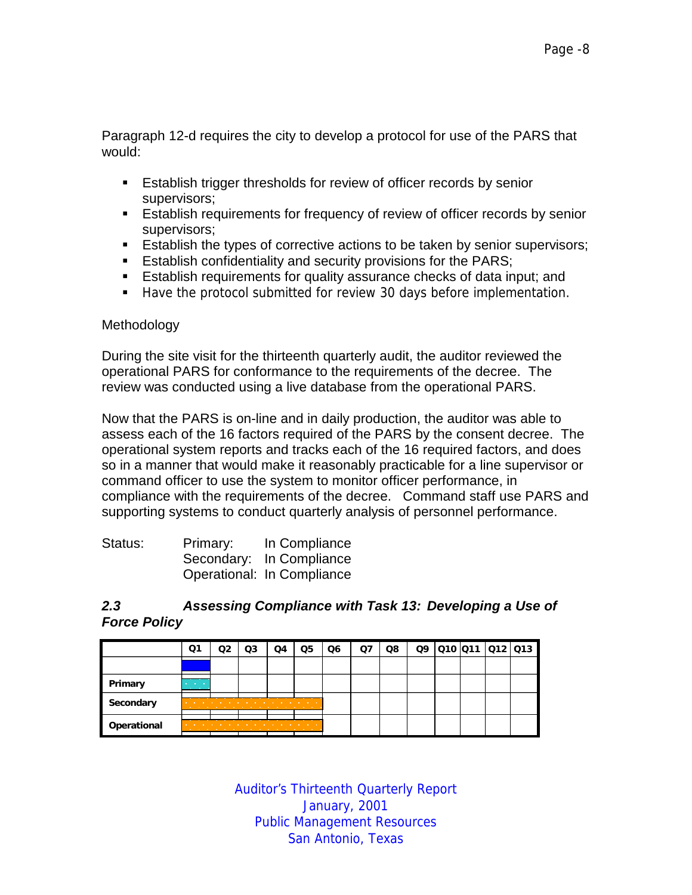Paragraph 12-d requires the city to develop a protocol for use of the PARS that would:

- Establish trigger thresholds for review of officer records by senior supervisors;
- Establish requirements for frequency of review of officer records by senior supervisors;
- Establish the types of corrective actions to be taken by senior supervisors;
- Establish confidentiality and security provisions for the PARS;
- Establish requirements for quality assurance checks of data input; and
- Have the protocol submitted for review 30 days before implementation.

Methodology

During the site visit for the thirteenth quarterly audit, the auditor reviewed the operational PARS for conformance to the requirements of the decree. The review was conducted using a live database from the operational PARS.

Now that the PARS is on-line and in daily production, the auditor was able to assess each of the 16 factors required of the PARS by the consent decree. The operational system reports and tracks each of the 16 required factors, and does so in a manner that would make it reasonably practicable for a line supervisor or command officer to use the system to monitor officer performance, in compliance with the requirements of the decree. Command staff use PARS and supporting systems to conduct quarterly analysis of personnel performance.

Status: Primary: In Compliance
Secondary: In Compliance
Operational: In Compliance

### *2.3 Assessing Compliance with Task 13: Developing a Use of Force Policy*

| | Q1 | Q2 | Q3 | Q4 | Q5 | Q6 | Q7 | Q8 | Q9 | Q10 | Q11 | Q12 | Q13 |
|---|---|---|---|---|---|---|---|---|---|---|---|---|---|
| | | | | | | | | | | | | | |
| **Primary** | | | | | | | | | | | | | |
| **Secondary** | | | | | | | | | | | | | |
| **Operational** | | | | | | | | | | | | | |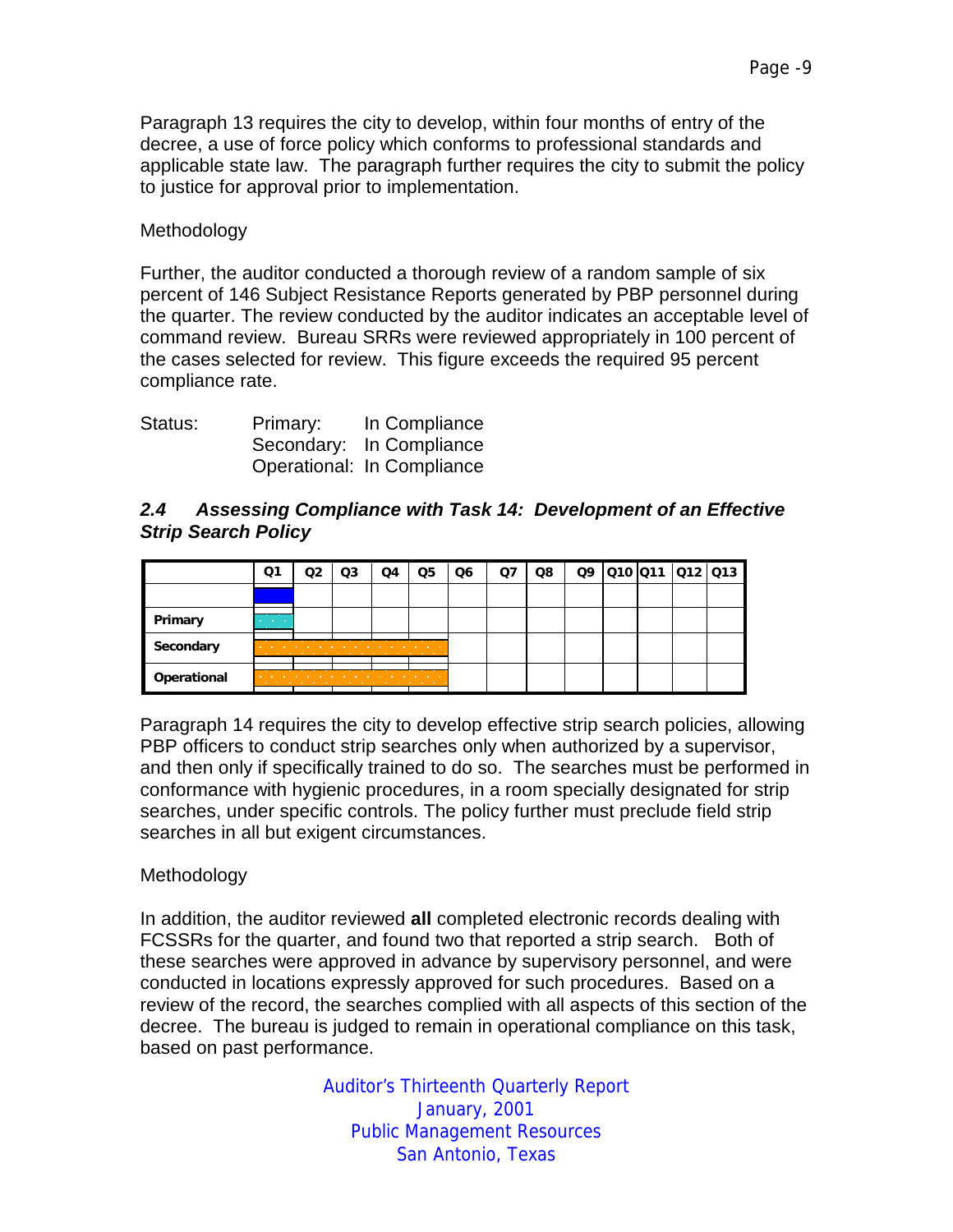Paragraph 13 requires the city to develop, within four months of entry of the decree, a use of force policy which conforms to professional standards and applicable state law. The paragraph further requires the city to submit the policy to justice for approval prior to implementation.

Methodology

Further, the auditor conducted a thorough review of a random sample of six percent of 146 Subject Resistance Reports generated by PBP personnel during the quarter. The review conducted by the auditor indicates an acceptable level of command review. Bureau SRRs were reviewed appropriately in 100 percent of the cases selected for review. This figure exceeds the required 95 percent compliance rate.

| Status: | Primary: | In Compliance |
|---|---|---|
| | Secondary: | In Compliance |
| | Operational: | In Compliance |

### *2.4 Assessing Compliance with Task 14: Development of an Effective Strip Search Policy*

| | Q1 | Q2 | Q3 | Q4 | Q5 | Q6 | Q7 | Q8 | Q9 | Q10 | Q11 | Q12 | Q13 |
|---|---|---|---|---|---|---|---|---|---|---|---|---|---|
| | | | | | | | | | | | | | |
| **Primary** | | | | | | | | | | | | | |
| **Secondary** | | | | | | | | | | | | | |
| **Operational** | | | | | | | | | | | | | |

Paragraph 14 requires the city to develop effective strip search policies, allowing PBP officers to conduct strip searches only when authorized by a supervisor, and then only if specifically trained to do so. The searches must be performed in conformance with hygienic procedures, in a room specially designated for strip searches, under specific controls. The policy further must preclude field strip searches in all but exigent circumstances.

Methodology

In addition, the auditor reviewed **all** completed electronic records dealing with FCSSRs for the quarter, and found two that reported a strip search. Both of these searches were approved in advance by supervisory personnel, and were conducted in locations expressly approved for such procedures. Based on a review of the record, the searches complied with all aspects of this section of the decree. The bureau is judged to remain in operational compliance on this task, based on past performance.

Auditor's Thirteenth Quarterly Report
January, 2001
Public Management Resources
San Antonio, Texas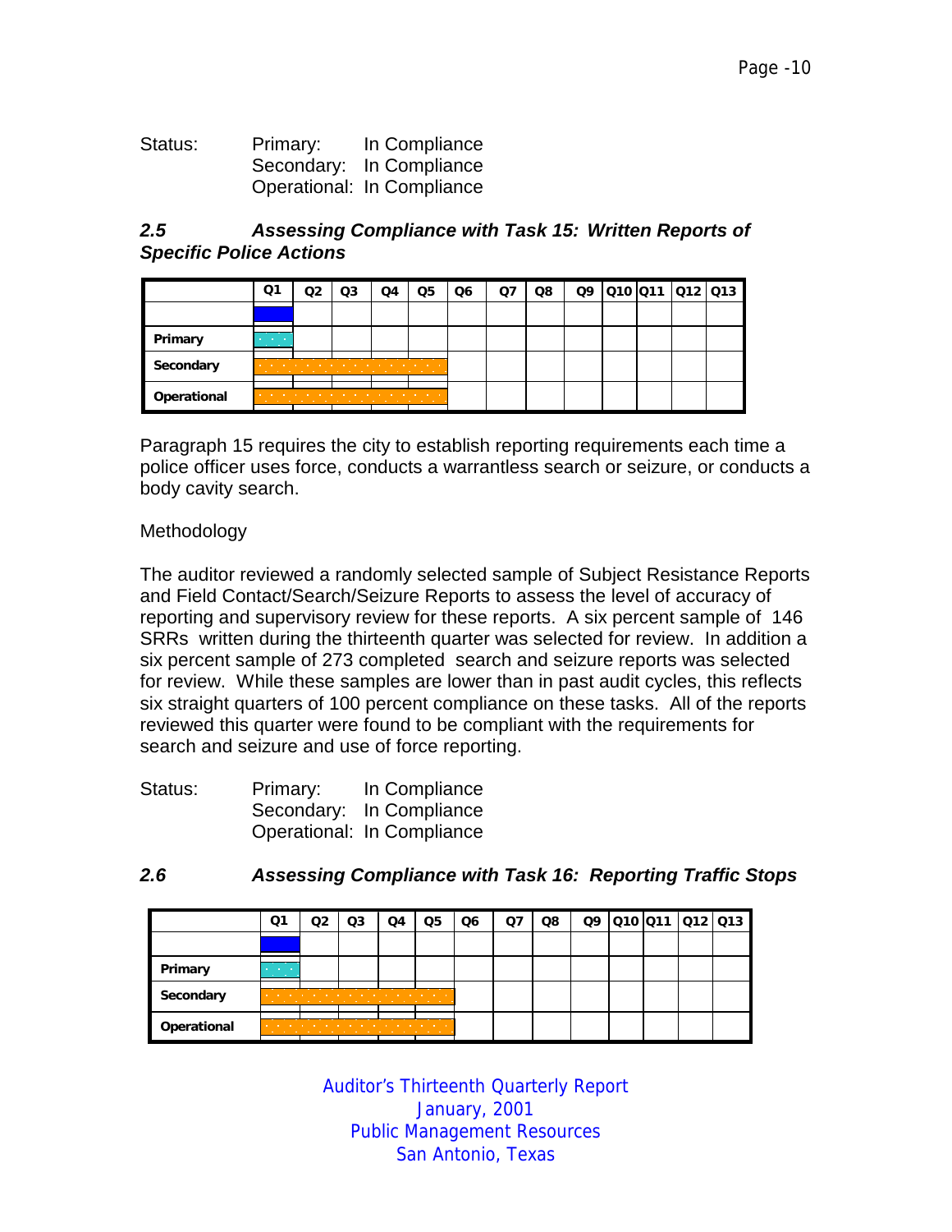Status: Primary: In Compliance
Secondary: In Compliance
Operational: In Compliance

### *2.5 Assessing Compliance with Task 15: Written Reports of Specific Police Actions*

| | Q1 | Q2 | Q3 | Q4 | Q5 | Q6 | Q7 | Q8 | Q9 | Q10 | Q11 | Q12 | Q13 |
|---|---|---|---|---|---|---|---|---|---|---|---|---|---|
| | | | | | | | | | | | | | |
| **Primary** | | | | | | | | | | | | | |
| **Secondary** | | | | | | | | | | | | | |
| **Operational** | | | | | | | | | | | | | |

Paragraph 15 requires the city to establish reporting requirements each time a police officer uses force, conducts a warrantless search or seizure, or conducts a body cavity search.

Methodology

The auditor reviewed a randomly selected sample of Subject Resistance Reports and Field Contact/Search/Seizure Reports to assess the level of accuracy of reporting and supervisory review for these reports. A six percent sample of 146 SRRs written during the thirteenth quarter was selected for review. In addition a six percent sample of 273 completed search and seizure reports was selected for review. While these samples are lower than in past audit cycles, this reflects six straight quarters of 100 percent compliance on these tasks. All of the reports reviewed this quarter were found to be compliant with the requirements for search and seizure and use of force reporting.

Status: Primary: In Compliance
Secondary: In Compliance
Operational: In Compliance

### *2.6 Assessing Compliance with Task 16: Reporting Traffic Stops*

| | Q1 | Q2 | Q3 | Q4 | Q5 | Q6 | Q7 | Q8 | Q9 | Q10 | Q11 | Q12 | Q13 |
|---|---|---|---|---|---|---|---|---|---|---|---|---|---|
| | | | | | | | | | | | | | |
| **Primary** | | | | | | | | | | | | | |
| **Secondary** | | | | | | | | | | | | | |
| **Operational** | | | | | | | | | | | | | |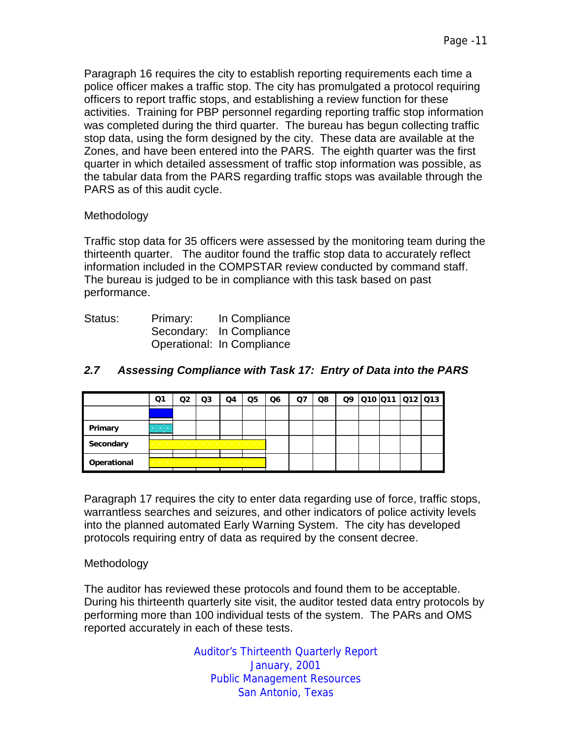Paragraph 16 requires the city to establish reporting requirements each time a police officer makes a traffic stop. The city has promulgated a protocol requiring officers to report traffic stops, and establishing a review function for these activities. Training for PBP personnel regarding reporting traffic stop information was completed during the third quarter. The bureau has begun collecting traffic stop data, using the form designed by the city. These data are available at the Zones, and have been entered into the PARS. The eighth quarter was the first quarter in which detailed assessment of traffic stop information was possible, as the tabular data from the PARS regarding traffic stops was available through the PARS as of this audit cycle.

Methodology

Traffic stop data for 35 officers were assessed by the monitoring team during the thirteenth quarter. The auditor found the traffic stop data to accurately reflect information included in the COMPSTAR review conducted by command staff. The bureau is judged to be in compliance with this task based on past performance.

Status: Primary: In Compliance
Secondary: In Compliance
Operational: In Compliance

### *2.7 Assessing Compliance with Task 17: Entry of Data into the PARS*

| | Q1 | Q2 | Q3 | Q4 | Q5 | Q6 | Q7 | Q8 | Q9 | Q10 | Q11 | Q12 | Q13 |
|---|---|---|---|---|---|---|---|---|---|---|---|---|---|
| | | | | | | | | | | | | | |
| **Primary** | | | | | | | | | | | | | |
| **Secondary** | | | | | | | | | | | | | |
| **Operational** | | | | | | | | | | | | | |

Paragraph 17 requires the city to enter data regarding use of force, traffic stops, warrantless searches and seizures, and other indicators of police activity levels into the planned automated Early Warning System. The city has developed protocols requiring entry of data as required by the consent decree.

Methodology

The auditor has reviewed these protocols and found them to be acceptable. During his thirteenth quarterly site visit, the auditor tested data entry protocols by performing more than 100 individual tests of the system. The PARs and OMS reported accurately in each of these tests.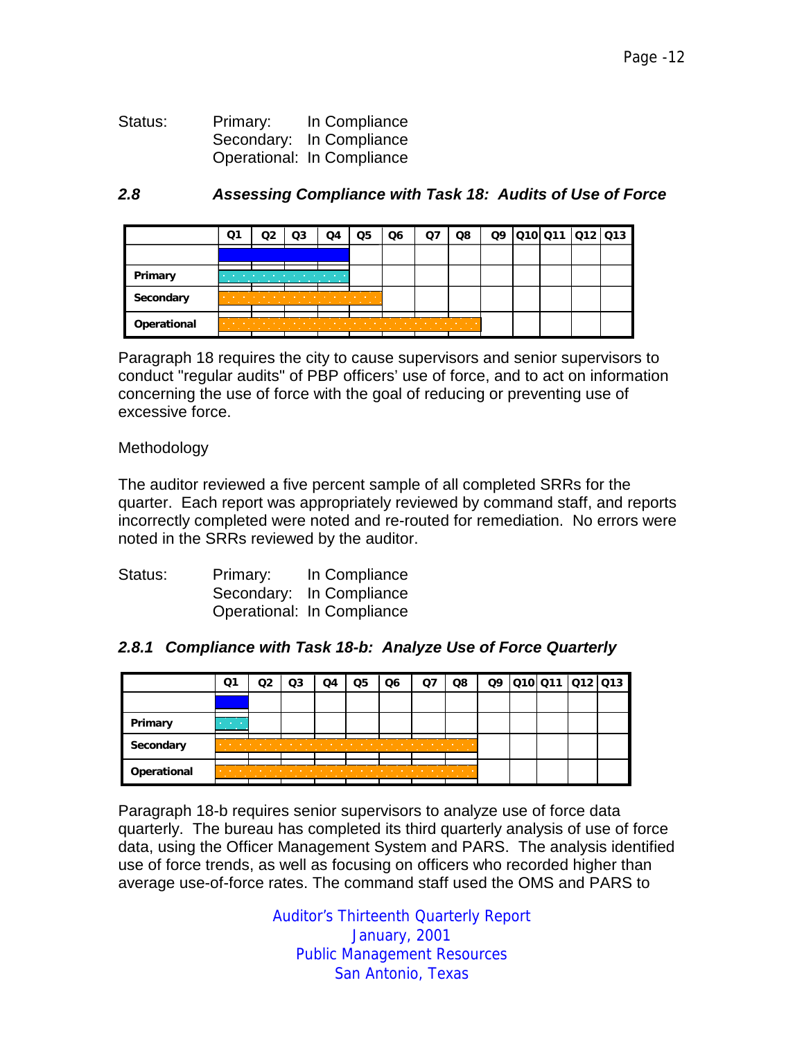Status: Primary: In Compliance
Secondary: In Compliance
Operational: In Compliance

### *2.8 Assessing Compliance with Task 18: Audits of Use of Force*

| | Q1 | Q2 | Q3 | Q4 | Q5 | Q6 | Q7 | Q8 | Q9 | Q10 | Q11 | Q12 | Q13 |
|---|---|---|---|---|---|---|---|---|---|---|---|---|---|
| Primary | | | | | | | | | | | | | |
| Secondary | | | | | | | | | | | | | |
| Operational | | | | | | | | | | | | | |

Paragraph 18 requires the city to cause supervisors and senior supervisors to conduct "regular audits" of PBP officers' use of force, and to act on information concerning the use of force with the goal of reducing or preventing use of excessive force.

Methodology

The auditor reviewed a five percent sample of all completed SRRs for the quarter. Each report was appropriately reviewed by command staff, and reports incorrectly completed were noted and re-routed for remediation. No errors were noted in the SRRs reviewed by the auditor.

Status: Primary: In Compliance
Secondary: In Compliance
Operational: In Compliance

### *2.8.1 Compliance with Task 18-b: Analyze Use of Force Quarterly*

| | Q1 | Q2 | Q3 | Q4 | Q5 | Q6 | Q7 | Q8 | Q9 | Q10 | Q11 | Q12 | Q13 |
|---|---|---|---|---|---|---|---|---|---|---|---|---|---|
| Primary | | | | | | | | | | | | | |
| Secondary | | | | | | | | | | | | | |
| Operational | | | | | | | | | | | | | |

Paragraph 18-b requires senior supervisors to analyze use of force data quarterly. The bureau has completed its third quarterly analysis of use of force data, using the Officer Management System and PARS. The analysis identified use of force trends, as well as focusing on officers who recorded higher than average use-of-force rates. The command staff used the OMS and PARS to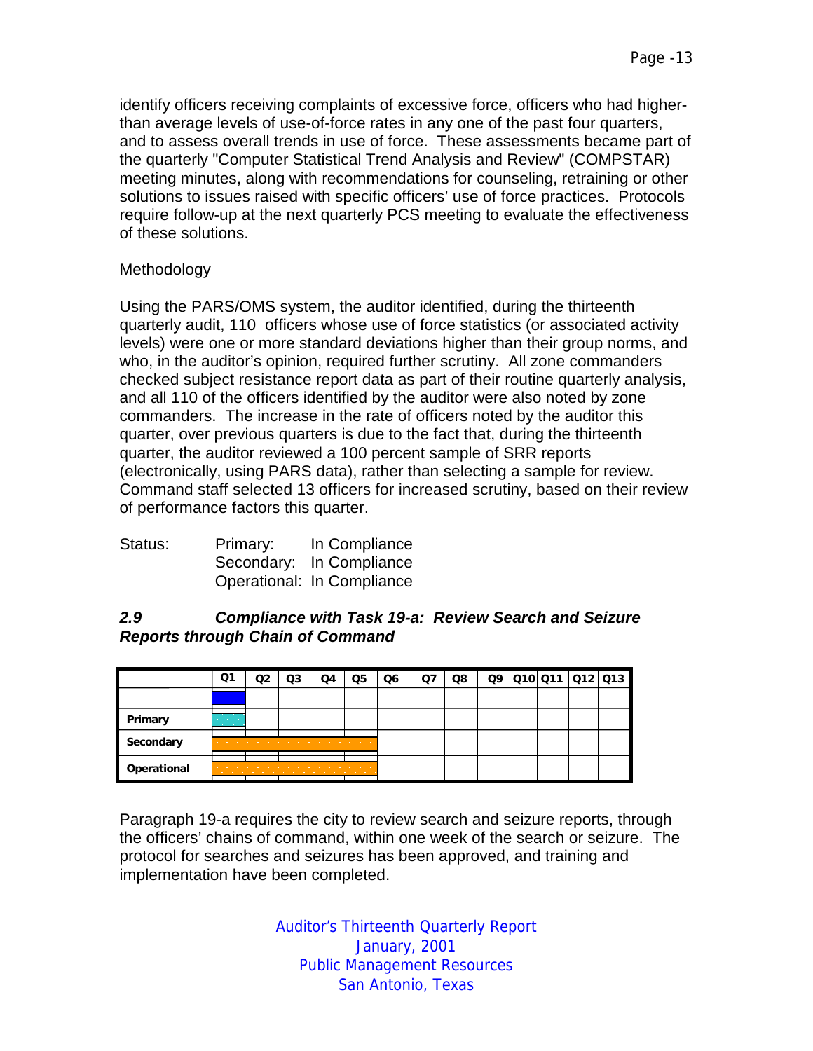identify officers receiving complaints of excessive force, officers who had higher-than average levels of use-of-force rates in any one of the past four quarters, and to assess overall trends in use of force. These assessments became part of the quarterly "Computer Statistical Trend Analysis and Review" (COMPSTAR) meeting minutes, along with recommendations for counseling, retraining or other solutions to issues raised with specific officers' use of force practices. Protocols require follow-up at the next quarterly PCS meeting to evaluate the effectiveness of these solutions.

Methodology

Using the PARS/OMS system, the auditor identified, during the thirteenth quarterly audit, 110 officers whose use of force statistics (or associated activity levels) were one or more standard deviations higher than their group norms, and who, in the auditor's opinion, required further scrutiny. All zone commanders checked subject resistance report data as part of their routine quarterly analysis, and all 110 of the officers identified by the auditor were also noted by zone commanders. The increase in the rate of officers noted by the auditor this quarter, over previous quarters is due to the fact that, during the thirteenth quarter, the auditor reviewed a 100 percent sample of SRR reports (electronically, using PARS data), rather than selecting a sample for review. Command staff selected 13 officers for increased scrutiny, based on their review of performance factors this quarter.

Status:
Primary: In Compliance
Secondary: In Compliance
Operational: In Compliance

## *2.9 Compliance with Task 19-a: Review Search and Seizure Reports through Chain of Command*

| | Q1 | Q2 | Q3 | Q4 | Q5 | Q6 | Q7 | Q8 | Q9 | Q10 | Q11 | Q12 | Q13 |
|---|---|---|---|---|---|---|---|---|---|---|---|---|---|
| | | | | | | | | | | | | | |
| Primary | | | | | | | | | | | | | |
| Secondary | | | | | | | | | | | | | |
| Operational | | | | | | | | | | | | | |

Paragraph 19-a requires the city to review search and seizure reports, through the officers' chains of command, within one week of the search or seizure. The protocol for searches and seizures has been approved, and training and implementation have been completed.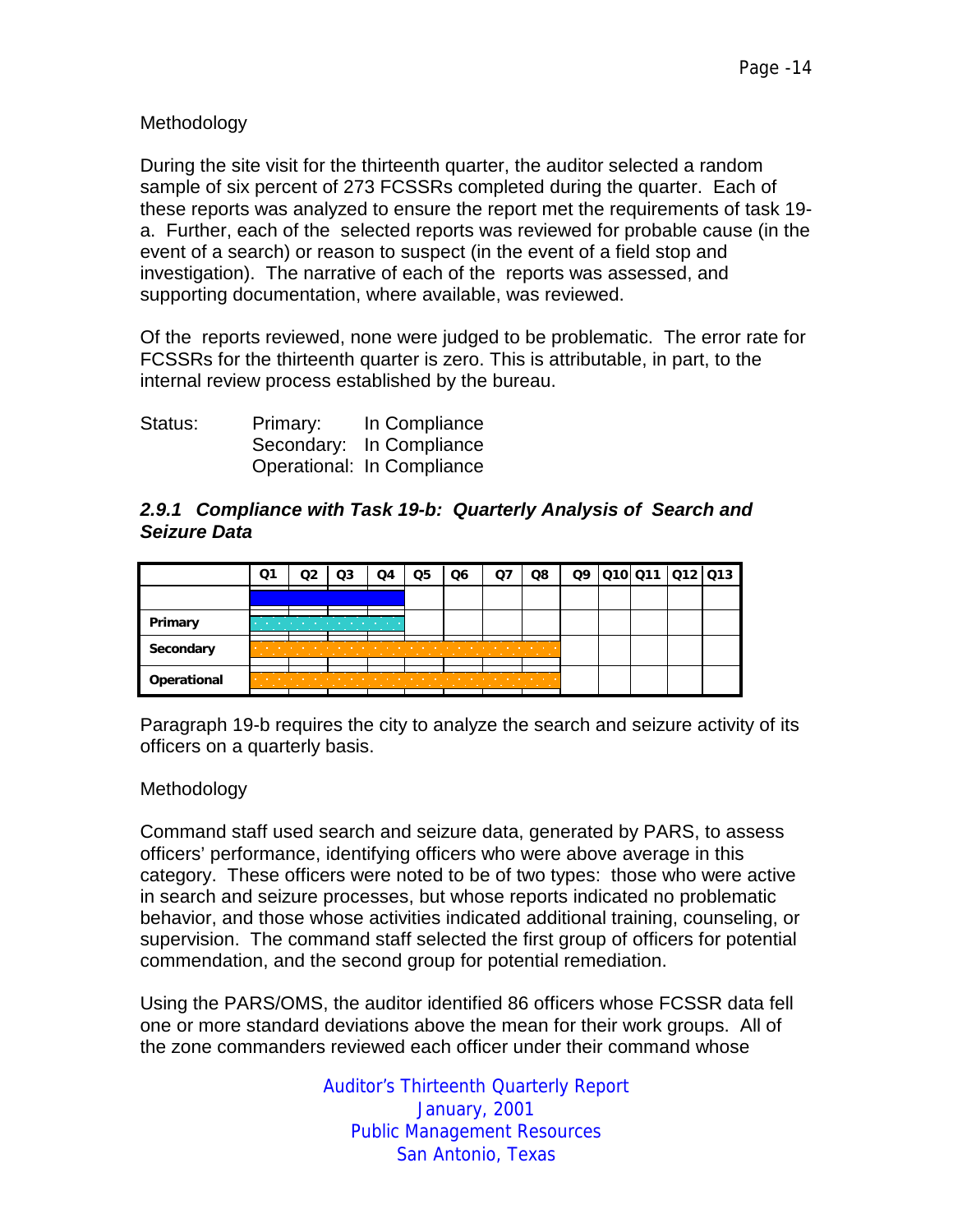Methodology

During the site visit for the thirteenth quarter, the auditor selected a random sample of six percent of 273 FCSSRs completed during the quarter. Each of these reports was analyzed to ensure the report met the requirements of task 19-a. Further, each of the selected reports was reviewed for probable cause (in the event of a search) or reason to suspect (in the event of a field stop and investigation). The narrative of each of the reports was assessed, and supporting documentation, where available, was reviewed.

Of the reports reviewed, none were judged to be problematic. The error rate for FCSSRs for the thirteenth quarter is zero. This is attributable, in part, to the internal review process established by the bureau.

Status: Primary: In Compliance
Secondary: In Compliance
Operational: In Compliance

### *2.9.1 Compliance with Task 19-b: Quarterly Analysis of Search and Seizure Data*

| | Q1 | Q2 | Q3 | Q4 | Q5 | Q6 | Q7 | Q8 | Q9 | Q10 | Q11 | Q12 | Q13 |
|---|---|---|---|---|---|---|---|---|---|---|---|---|---|
| | | | | | | | | | | | | | |
| Primary | | | | | | | | | | | | | |
| Secondary | | | | | | | | | | | | | |
| Operational | | | | | | | | | | | | | |

Paragraph 19-b requires the city to analyze the search and seizure activity of its officers on a quarterly basis.

Methodology

Command staff used search and seizure data, generated by PARS, to assess officers' performance, identifying officers who were above average in this category. These officers were noted to be of two types: those who were active in search and seizure processes, but whose reports indicated no problematic behavior, and those whose activities indicated additional training, counseling, or supervision. The command staff selected the first group of officers for potential commendation, and the second group for potential remediation.

Using the PARS/OMS, the auditor identified 86 officers whose FCSSR data fell one or more standard deviations above the mean for their work groups. All of the zone commanders reviewed each officer under their command whose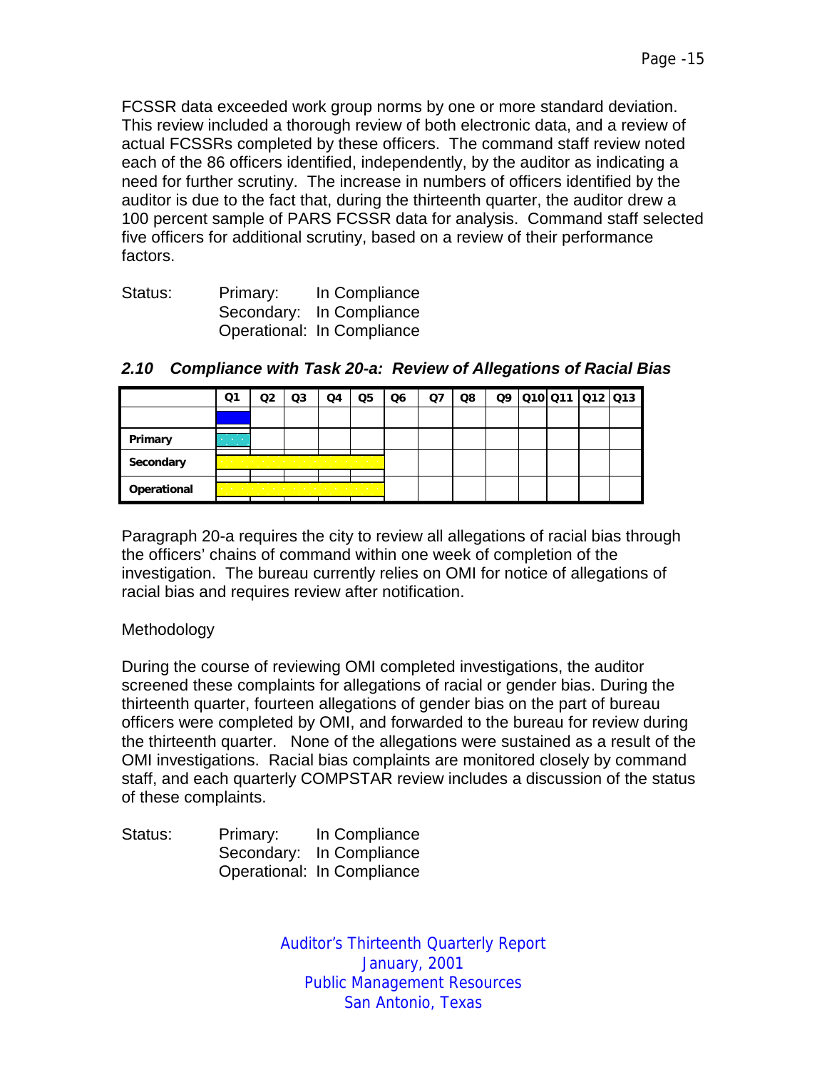FCSSR data exceeded work group norms by one or more standard deviation. This review included a thorough review of both electronic data, and a review of actual FCSSRs completed by these officers. The command staff review noted each of the 86 officers identified, independently, by the auditor as indicating a need for further scrutiny. The increase in numbers of officers identified by the auditor is due to the fact that, during the thirteenth quarter, the auditor drew a 100 percent sample of PARS FCSSR data for analysis. Command staff selected five officers for additional scrutiny, based on a review of their performance factors.

Status: Primary: In Compliance
Secondary: In Compliance
Operational: In Compliance

### *2.10 Compliance with Task 20-a: Review of Allegations of Racial Bias*

| | Q1 | Q2 | Q3 | Q4 | Q5 | Q6 | Q7 | Q8 | Q9 | Q10 | Q11 | Q12 | Q13 |
|---|---|---|---|---|---|---|---|---|---|---|---|---|---|
| | | | | | | | | | | | | | |
| Primary | | | | | | | | | | | | | |
| Secondary | | | | | | | | | | | | | |
| Operational | | | | | | | | | | | | | |

Paragraph 20-a requires the city to review all allegations of racial bias through the officers' chains of command within one week of completion of the investigation. The bureau currently relies on OMI for notice of allegations of racial bias and requires review after notification.

Methodology

During the course of reviewing OMI completed investigations, the auditor screened these complaints for allegations of racial or gender bias. During the thirteenth quarter, fourteen allegations of gender bias on the part of bureau officers were completed by OMI, and forwarded to the bureau for review during the thirteenth quarter. None of the allegations were sustained as a result of the OMI investigations. Racial bias complaints are monitored closely by command staff, and each quarterly COMPSTAR review includes a discussion of the status of these complaints.

Status: Primary: In Compliance
Secondary: In Compliance
Operational: In Compliance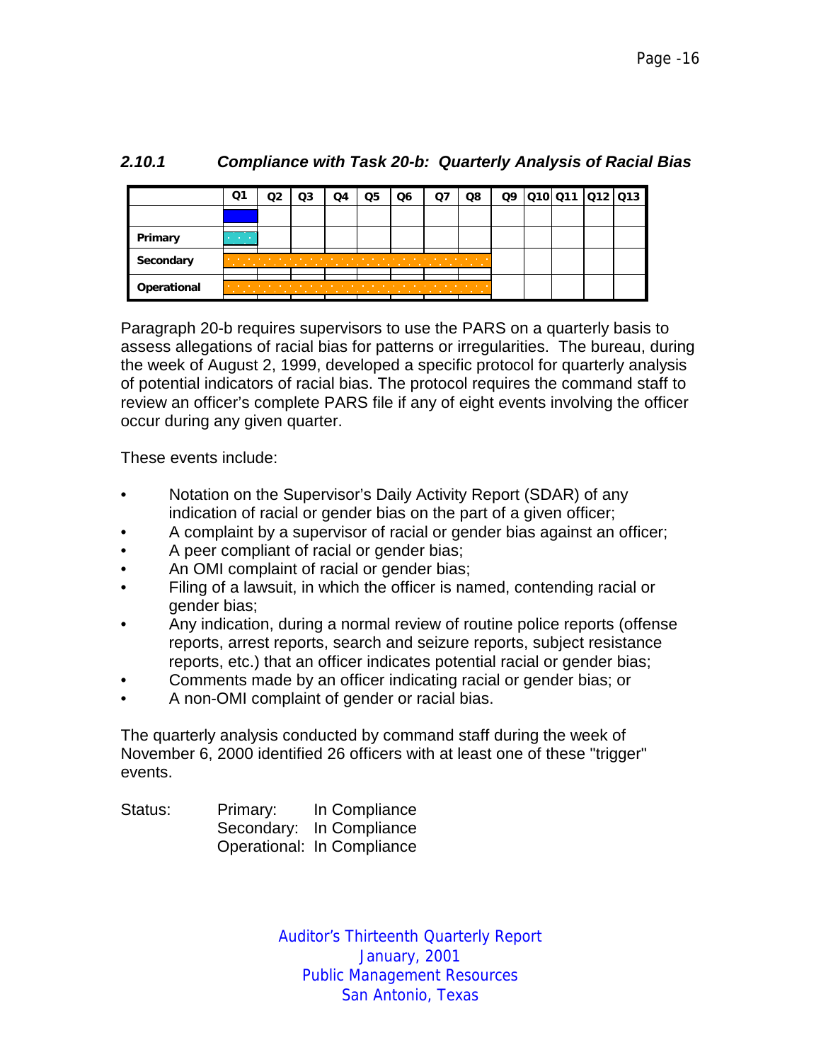### *2.10.1 Compliance with Task 20-b: Quarterly Analysis of Racial Bias*

| | Q1 | Q2 | Q3 | Q4 | Q5 | Q6 | Q7 | Q8 | Q9 | Q10 | Q11 | Q12 | Q13 |
|---|---|---|---|---|---|---|---|---|---|---|---|---|---|
| | | | | | | | | | | | | | |
| **Primary** | | | | | | | | | | | | | |
| **Secondary** | | | | | | | | | | | | | |
| **Operational** | | | | | | | | | | | | | |

Paragraph 20-b requires supervisors to use the PARS on a quarterly basis to assess allegations of racial bias for patterns or irregularities. The bureau, during the week of August 2, 1999, developed a specific protocol for quarterly analysis of potential indicators of racial bias. The protocol requires the command staff to review an officer's complete PARS file if any of eight events involving the officer occur during any given quarter.

These events include:

- Notation on the Supervisor's Daily Activity Report (SDAR) of any indication of racial or gender bias on the part of a given officer;
- A complaint by a supervisor of racial or gender bias against an officer;
- A peer compliant of racial or gender bias;
- An OMI complaint of racial or gender bias;
- Filing of a lawsuit, in which the officer is named, contending racial or gender bias;
- Any indication, during a normal review of routine police reports (offense reports, arrest reports, search and seizure reports, subject resistance reports, etc.) that an officer indicates potential racial or gender bias;
- Comments made by an officer indicating racial or gender bias; or
- A non-OMI complaint of gender or racial bias.

The quarterly analysis conducted by command staff during the week of November 6, 2000 identified 26 officers with at least one of these "trigger" events.

Status: Primary: In Compliance
Secondary: In Compliance
Operational: In Compliance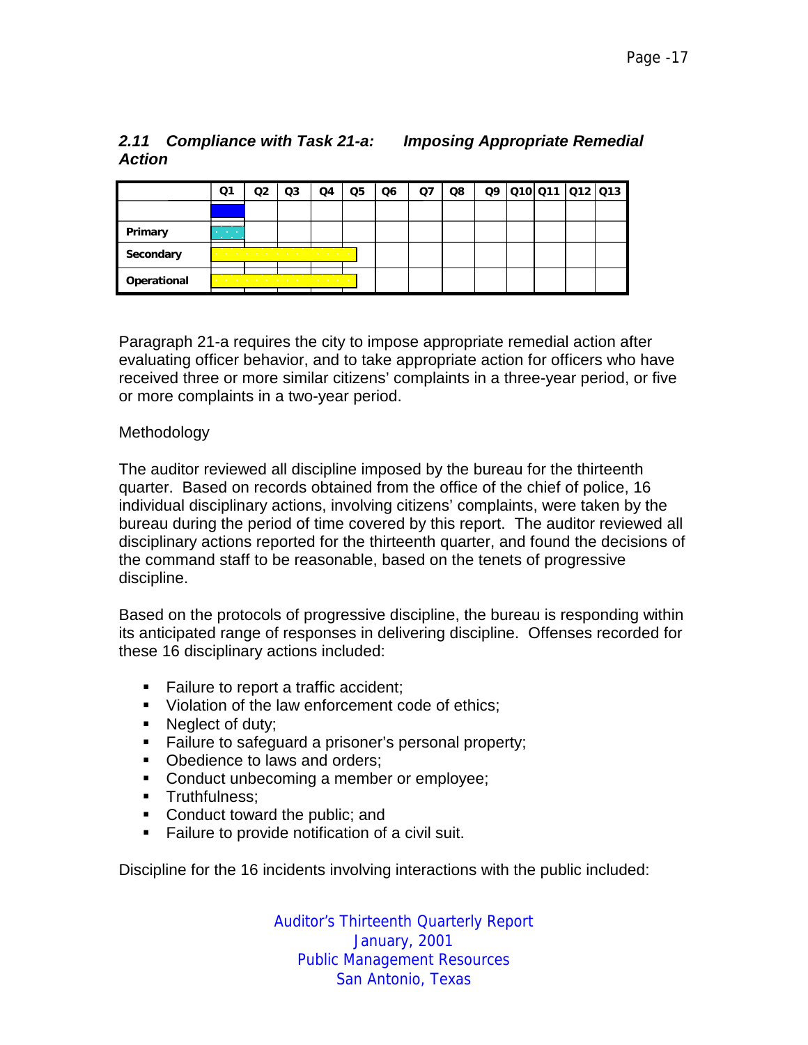### *2.11 Compliance with Task 21-a: Imposing Appropriate Remedial Action*

| | Q1 | Q2 | Q3 | Q4 | Q5 | Q6 | Q7 | Q8 | Q9 | Q10 | Q11 | Q12 | Q13 |
|---|---|---|---|---|---|---|---|---|---|---|---|---|---|
| | | | | | | | | | | | | | |
| **Primary** | | | | | | | | | | | | | |
| **Secondary** | | | | | | | | | | | | | |
| **Operational** | | | | | | | | | | | | | |

Paragraph 21-a requires the city to impose appropriate remedial action after evaluating officer behavior, and to take appropriate action for officers who have received three or more similar citizens' complaints in a three-year period, or five or more complaints in a two-year period.

Methodology

The auditor reviewed all discipline imposed by the bureau for the thirteenth quarter. Based on records obtained from the office of the chief of police, 16 individual disciplinary actions, involving citizens' complaints, were taken by the bureau during the period of time covered by this report. The auditor reviewed all disciplinary actions reported for the thirteenth quarter, and found the decisions of the command staff to be reasonable, based on the tenets of progressive discipline.

Based on the protocols of progressive discipline, the bureau is responding within its anticipated range of responses in delivering discipline. Offenses recorded for these 16 disciplinary actions included:

- Failure to report a traffic accident;
- Violation of the law enforcement code of ethics;
- Neglect of duty;
- Failure to safeguard a prisoner's personal property;
- Obedience to laws and orders;
- Conduct unbecoming a member or employee;
- Truthfulness;
- Conduct toward the public; and
- Failure to provide notification of a civil suit.

Discipline for the 16 incidents involving interactions with the public included: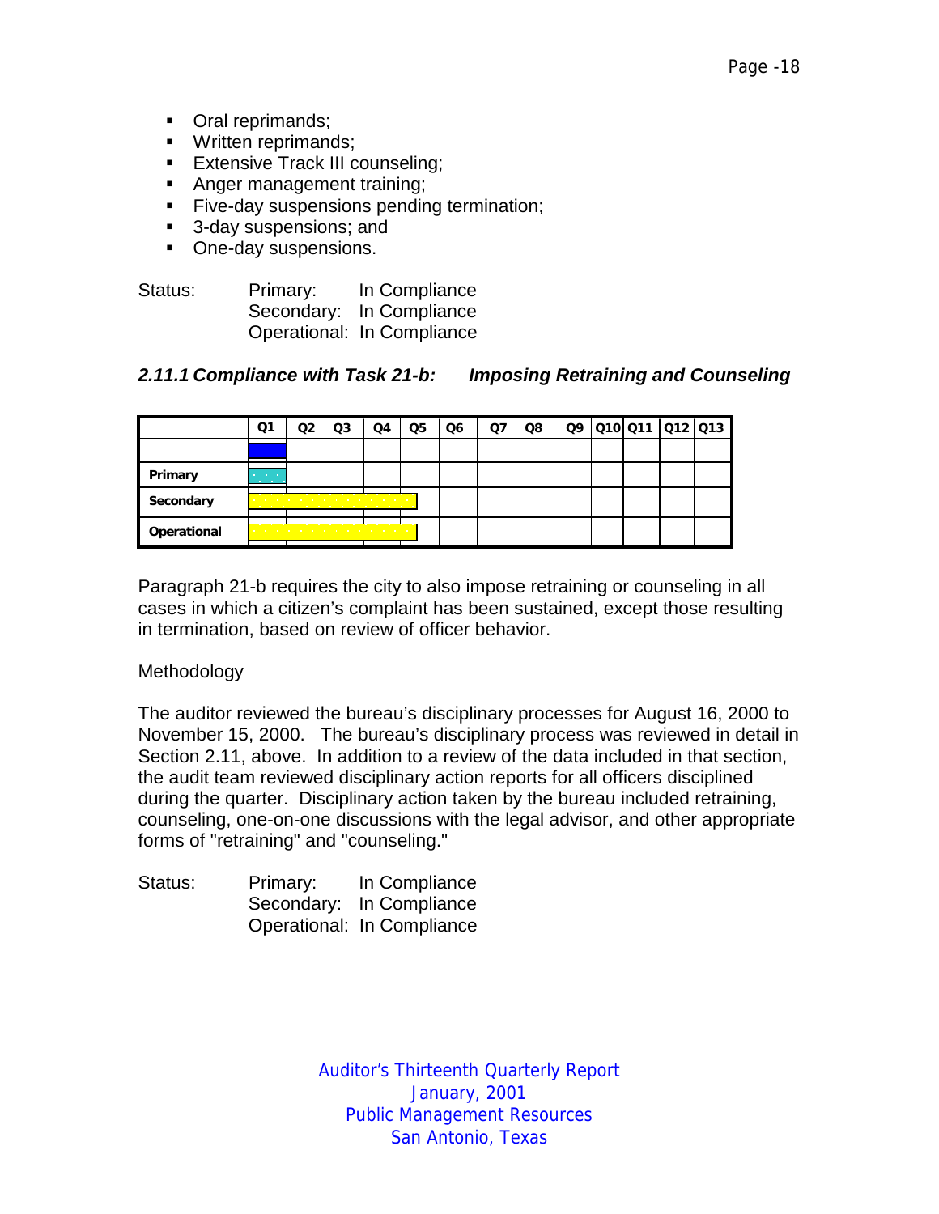- Oral reprimands;
- Written reprimands;
- Extensive Track III counseling;
- Anger management training;
- Five-day suspensions pending termination;
- 3-day suspensions; and
- One-day suspensions.

Status: Primary: In Compliance
Secondary: In Compliance
Operational: In Compliance

### *2.11.1 Compliance with Task 21-b: Imposing Retraining and Counseling*

| | Q1 | Q2 | Q3 | Q4 | Q5 | Q6 | Q7 | Q8 | Q9 | Q10 | Q11 | Q12 | Q13 |
|---|---|---|---|---|---|---|---|---|---|---|---|---|---|
| | | | | | | | | | | | | | |
| Primary | | | | | | | | | | | | | |
| Secondary | | | | | | | | | | | | | |
| Operational | | | | | | | | | | | | | |

Paragraph 21-b requires the city to also impose retraining or counseling in all cases in which a citizen's complaint has been sustained, except those resulting in termination, based on review of officer behavior.

Methodology

The auditor reviewed the bureau's disciplinary processes for August 16, 2000 to November 15, 2000. The bureau's disciplinary process was reviewed in detail in Section 2.11, above. In addition to a review of the data included in that section, the audit team reviewed disciplinary action reports for all officers disciplined during the quarter. Disciplinary action taken by the bureau included retraining, counseling, one-on-one discussions with the legal advisor, and other appropriate forms of "retraining" and "counseling."

Status: Primary: In Compliance
Secondary: In Compliance
Operational: In Compliance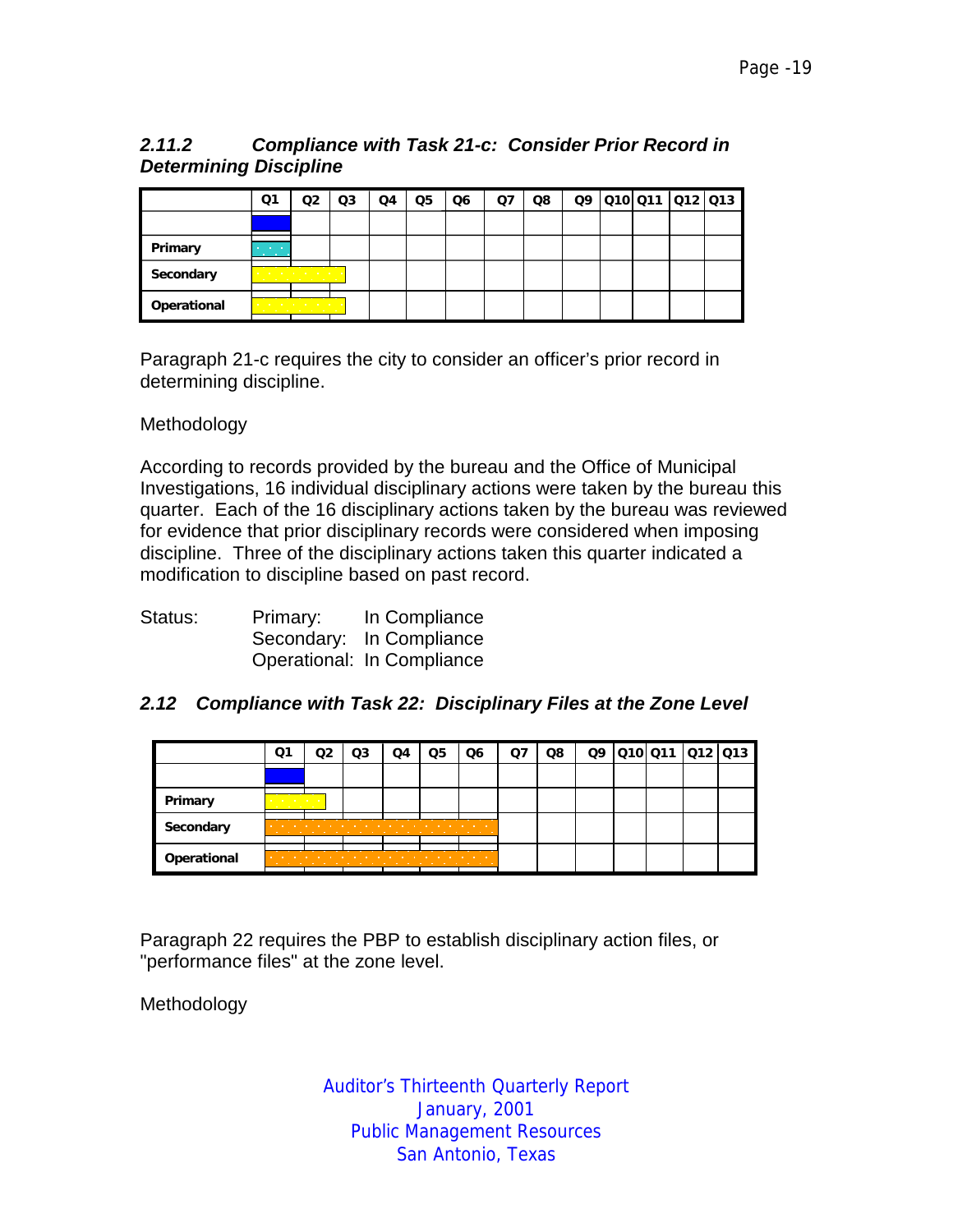### *2.11.2 Compliance with Task 21-c: Consider Prior Record in Determining Discipline*

| | Q1 | Q2 | Q3 | Q4 | Q5 | Q6 | Q7 | Q8 | Q9 | Q10 | Q11 | Q12 | Q13 |
|---|---|---|---|---|---|---|---|---|---|---|---|---|---|
| | | | | | | | | | | | | | |
| **Primary** | | | | | | | | | | | | | |
| **Secondary** | | | | | | | | | | | | | |
| **Operational** | | | | | | | | | | | | | |

Paragraph 21-c requires the city to consider an officer's prior record in determining discipline.

Methodology

According to records provided by the bureau and the Office of Municipal Investigations, 16 individual disciplinary actions were taken by the bureau this quarter. Each of the 16 disciplinary actions taken by the bureau was reviewed for evidence that prior disciplinary records were considered when imposing discipline. Three of the disciplinary actions taken this quarter indicated a modification to discipline based on past record.

Status: Primary: In Compliance
Secondary: In Compliance
Operational: In Compliance

### *2.12 Compliance with Task 22: Disciplinary Files at the Zone Level*

| | Q1 | Q2 | Q3 | Q4 | Q5 | Q6 | Q7 | Q8 | Q9 | Q10 | Q11 | Q12 | Q13 |
|---|---|---|---|---|---|---|---|---|---|---|---|---|---|
| | | | | | | | | | | | | | |
| **Primary** | | | | | | | | | | | | | |
| **Secondary** | | | | | | | | | | | | | |
| **Operational** | | | | | | | | | | | | | |

Paragraph 22 requires the PBP to establish disciplinary action files, or "performance files" at the zone level.

Methodology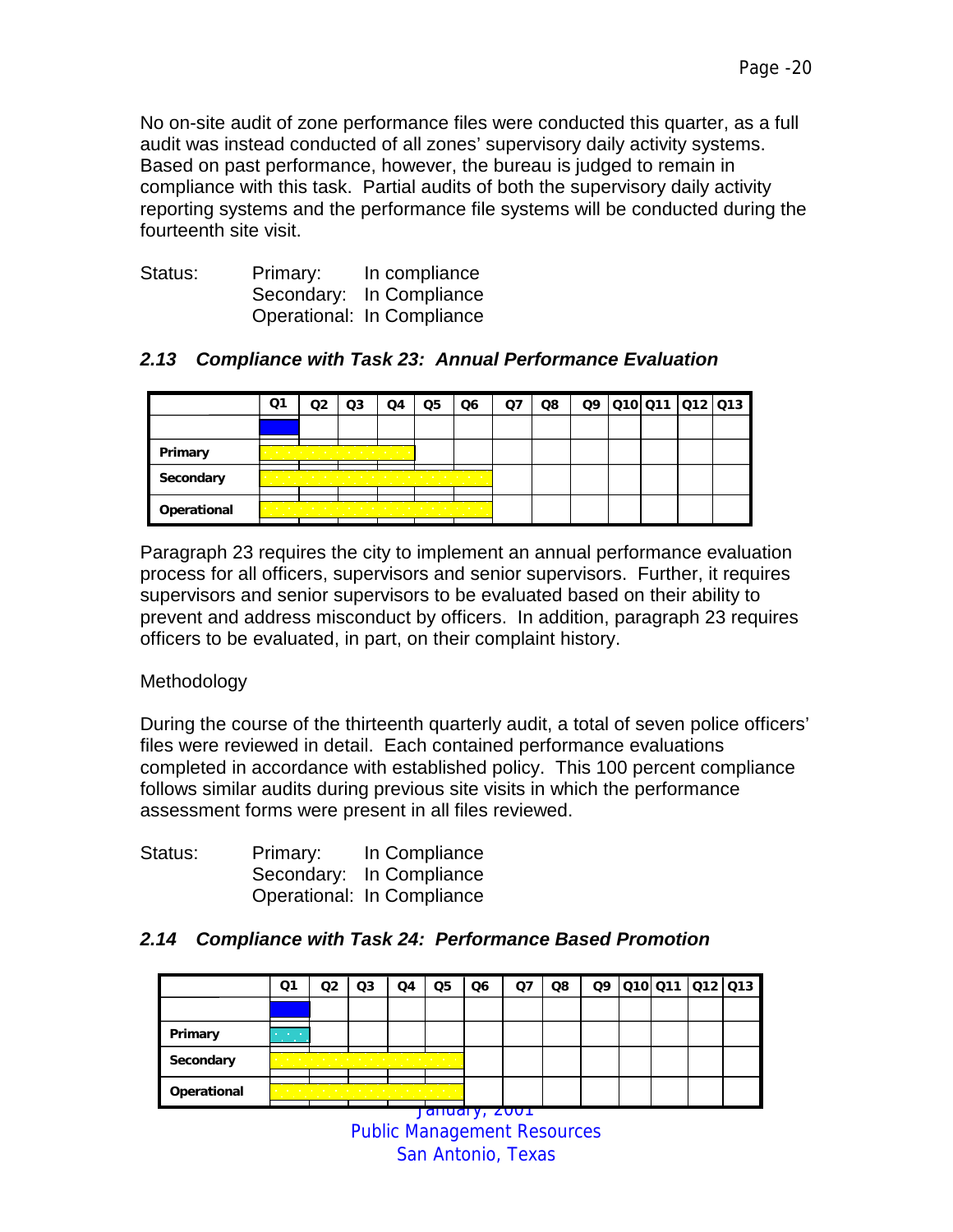No on-site audit of zone performance files were conducted this quarter, as a full audit was instead conducted of all zones' supervisory daily activity systems. Based on past performance, however, the bureau is judged to remain in compliance with this task. Partial audits of both the supervisory daily activity reporting systems and the performance file systems will be conducted during the fourteenth site visit.

Status: Primary: In compliance
Secondary: In Compliance
Operational: In Compliance

### *2.13 Compliance with Task 23: Annual Performance Evaluation*

| | Q1 | Q2 | Q3 | Q4 | Q5 | Q6 | Q7 | Q8 | Q9 | Q10 | Q11 | Q12 | Q13 |
|---|---|---|---|---|---|---|---|---|---|---|---|---|---|
| | | | | | | | | | | | | | |
| **Primary** | | | | | | | | | | | | | |
| **Secondary** | | | | | | | | | | | | | |
| **Operational** | | | | | | | | | | | | | |

Paragraph 23 requires the city to implement an annual performance evaluation process for all officers, supervisors and senior supervisors. Further, it requires supervisors and senior supervisors to be evaluated based on their ability to prevent and address misconduct by officers. In addition, paragraph 23 requires officers to be evaluated, in part, on their complaint history.

Methodology

During the course of the thirteenth quarterly audit, a total of seven police officers' files were reviewed in detail. Each contained performance evaluations completed in accordance with established policy. This 100 percent compliance follows similar audits during previous site visits in which the performance assessment forms were present in all files reviewed.

Status: Primary: In Compliance
Secondary: In Compliance
Operational: In Compliance

### *2.14 Compliance with Task 24: Performance Based Promotion*

| | Q1 | Q2 | Q3 | Q4 | Q5 | Q6 | Q7 | Q8 | Q9 | Q10 | Q11 | Q12 | Q13 |
|---|---|---|---|---|---|---|---|---|---|---|---|---|---|
| | | | | | | | | | | | | | |
| **Primary** | | | | | | | | | | | | | |
| **Secondary** | | | | | | | | | | | | | |
| **Operational** | | | | | | | | | | | | | |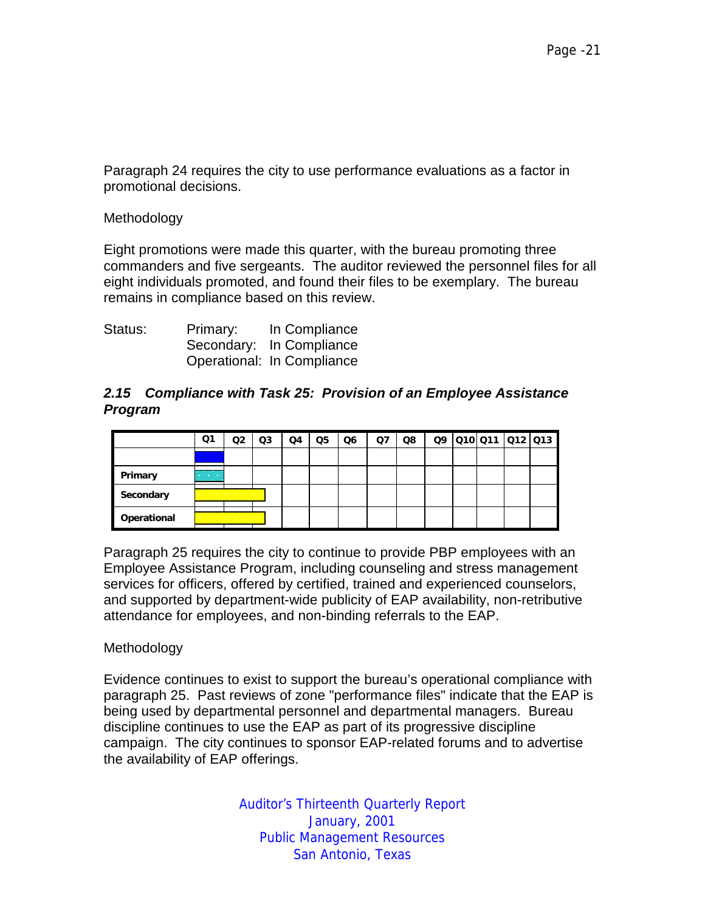Paragraph 24 requires the city to use performance evaluations as a factor in promotional decisions.

Methodology

Eight promotions were made this quarter, with the bureau promoting three commanders and five sergeants. The auditor reviewed the personnel files for all eight individuals promoted, and found their files to be exemplary. The bureau remains in compliance based on this review.

Status: Primary: In Compliance
Secondary: In Compliance
Operational: In Compliance

### *2.15 Compliance with Task 25: Provision of an Employee Assistance Program*

| | Q1 | Q2 | Q3 | Q4 | Q5 | Q6 | Q7 | Q8 | Q9 | Q10 | Q11 | Q12 | Q13 |
|---|---|---|---|---|---|---|---|---|---|---|---|---|---|
| | | | | | | | | | | | | | |
| **Primary** | | | | | | | | | | | | | |
| **Secondary** | | | | | | | | | | | | | |
| **Operational** | | | | | | | | | | | | | |

Paragraph 25 requires the city to continue to provide PBP employees with an Employee Assistance Program, including counseling and stress management services for officers, offered by certified, trained and experienced counselors, and supported by department-wide publicity of EAP availability, non-retributive attendance for employees, and non-binding referrals to the EAP.

Methodology

Evidence continues to exist to support the bureau's operational compliance with paragraph 25. Past reviews of zone "performance files" indicate that the EAP is being used by departmental personnel and departmental managers. Bureau discipline continues to use the EAP as part of its progressive discipline campaign. The city continues to sponsor EAP-related forums and to advertise the availability of EAP offerings.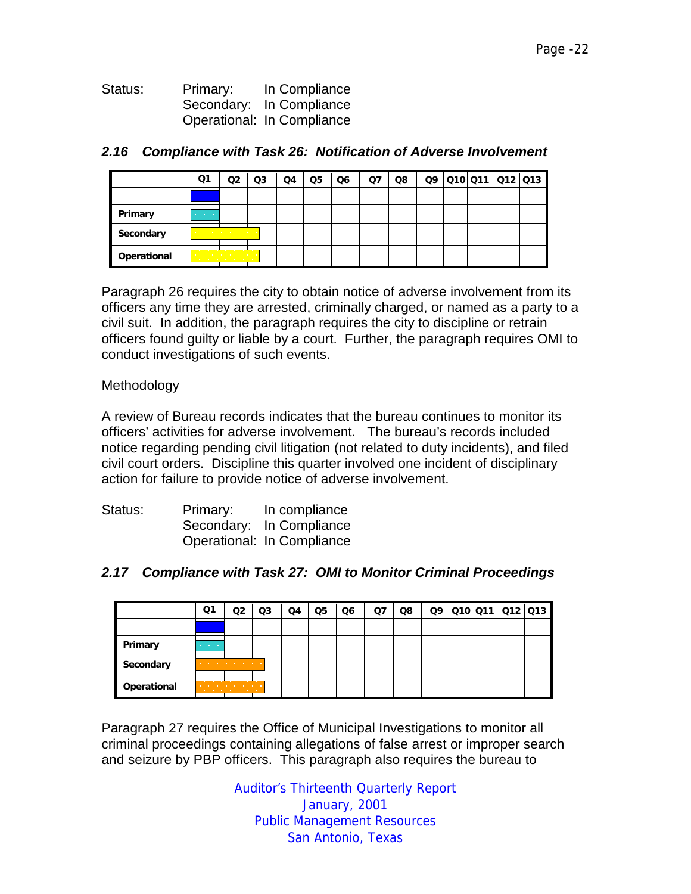Status: Primary: In Compliance
Secondary: In Compliance
Operational: In Compliance

### *2.16 Compliance with Task 26: Notification of Adverse Involvement*

| | Q1 | Q2 | Q3 | Q4 | Q5 | Q6 | Q7 | Q8 | Q9 | Q10 | Q11 | Q12 | Q13 |
|---|---|---|---|---|---|---|---|---|---|---|---|---|---|
| | | | | | | | | | | | | | |
| Primary | | | | | | | | | | | | | |
| Secondary | | | | | | | | | | | | | |
| Operational | | | | | | | | | | | | | |

Paragraph 26 requires the city to obtain notice of adverse involvement from its officers any time they are arrested, criminally charged, or named as a party to a civil suit. In addition, the paragraph requires the city to discipline or retrain officers found guilty or liable by a court. Further, the paragraph requires OMI to conduct investigations of such events.

Methodology

A review of Bureau records indicates that the bureau continues to monitor its officers' activities for adverse involvement. The bureau's records included notice regarding pending civil litigation (not related to duty incidents), and filed civil court orders. Discipline this quarter involved one incident of disciplinary action for failure to provide notice of adverse involvement.

Status: Primary: In compliance
Secondary: In Compliance
Operational: In Compliance

### *2.17 Compliance with Task 27: OMI to Monitor Criminal Proceedings*

| | Q1 | Q2 | Q3 | Q4 | Q5 | Q6 | Q7 | Q8 | Q9 | Q10 | Q11 | Q12 | Q13 |
|---|---|---|---|---|---|---|---|---|---|---|---|---|---|
| | | | | | | | | | | | | | |
| Primary | | | | | | | | | | | | | |
| Secondary | | | | | | | | | | | | | |
| Operational | | | | | | | | | | | | | |

Paragraph 27 requires the Office of Municipal Investigations to monitor all criminal proceedings containing allegations of false arrest or improper search and seizure by PBP officers. This paragraph also requires the bureau to

Auditor's Thirteenth Quarterly Report
January, 2001
Public Management Resources
San Antonio, Texas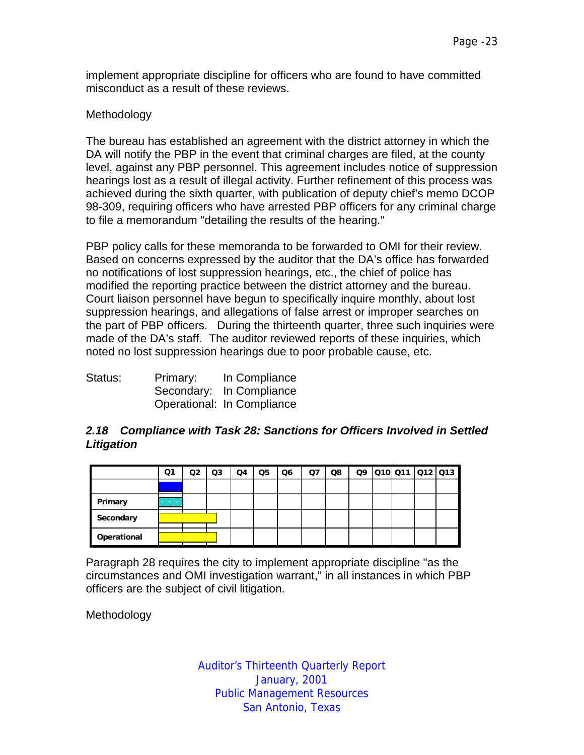implement appropriate discipline for officers who are found to have committed misconduct as a result of these reviews.

Methodology

The bureau has established an agreement with the district attorney in which the DA will notify the PBP in the event that criminal charges are filed, at the county level, against any PBP personnel. This agreement includes notice of suppression hearings lost as a result of illegal activity. Further refinement of this process was achieved during the sixth quarter, with publication of deputy chief's memo DCOP 98-309, requiring officers who have arrested PBP officers for any criminal charge to file a memorandum "detailing the results of the hearing."

PBP policy calls for these memoranda to be forwarded to OMI for their review. Based on concerns expressed by the auditor that the DA's office has forwarded no notifications of lost suppression hearings, etc., the chief of police has modified the reporting practice between the district attorney and the bureau. Court liaison personnel have begun to specifically inquire monthly, about lost suppression hearings, and allegations of false arrest or improper searches on the part of PBP officers. During the thirteenth quarter, three such inquiries were made of the DA's staff. The auditor reviewed reports of these inquiries, which noted no lost suppression hearings due to poor probable cause, etc.

Status: Primary: In Compliance
Secondary: In Compliance
Operational: In Compliance

### *2.18 Compliance with Task 28: Sanctions for Officers Involved in Settled Litigation*

| | Q1 | Q2 | Q3 | Q4 | Q5 | Q6 | Q7 | Q8 | Q9 | Q10 | Q11 | Q12 | Q13 |
|---|---|---|---|---|---|---|---|---|---|---|---|---|---|
| | | | | | | | | | | | | | |
| Primary | | | | | | | | | | | | | |
| Secondary | | | | | | | | | | | | | |
| Operational | | | | | | | | | | | | | |

Paragraph 28 requires the city to implement appropriate discipline "as the circumstances and OMI investigation warrant," in all instances in which PBP officers are the subject of civil litigation.

Methodology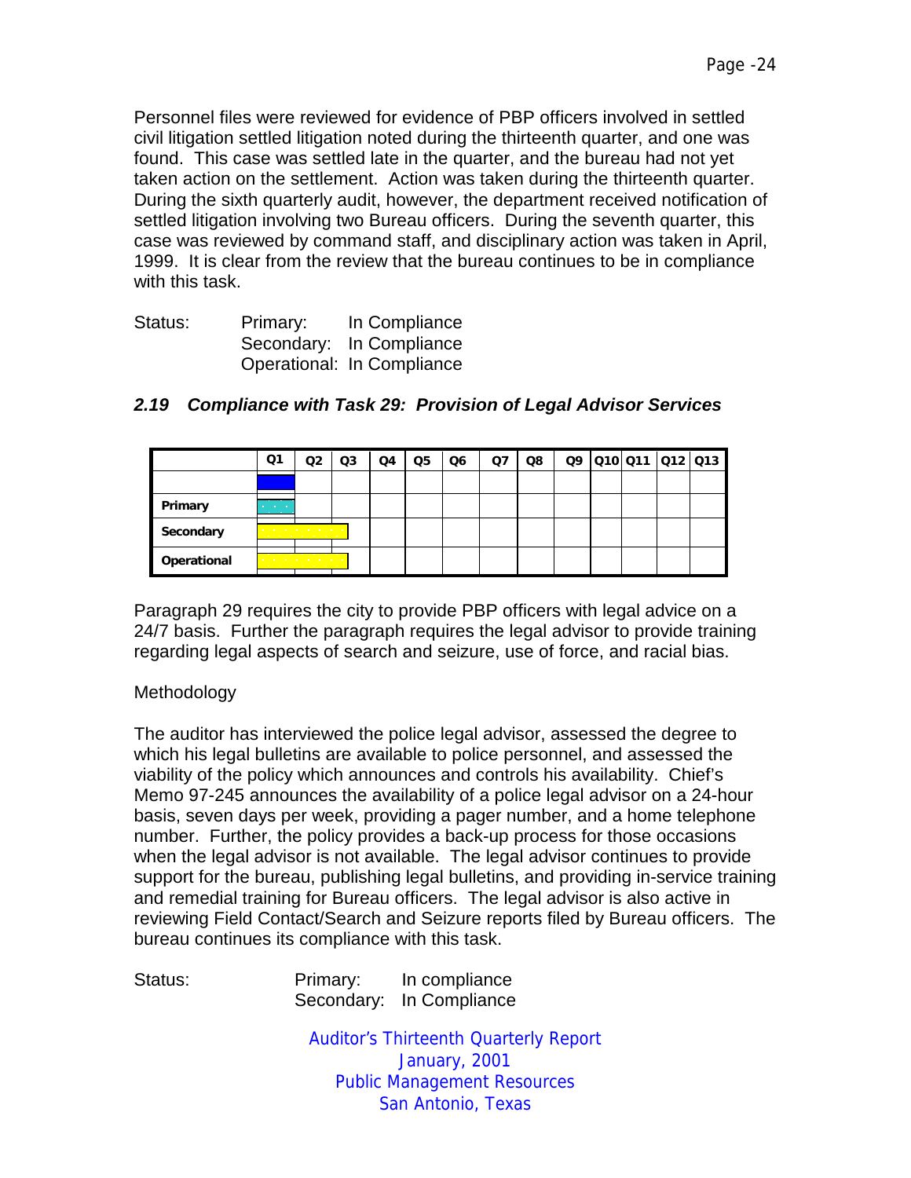Personnel files were reviewed for evidence of PBP officers involved in settled civil litigation settled litigation noted during the thirteenth quarter, and one was found. This case was settled late in the quarter, and the bureau had not yet taken action on the settlement. Action was taken during the thirteenth quarter. During the sixth quarterly audit, however, the department received notification of settled litigation involving two Bureau officers. During the seventh quarter, this case was reviewed by command staff, and disciplinary action was taken in April, 1999. It is clear from the review that the bureau continues to be in compliance with this task.

Status: Primary: In Compliance
Secondary: In Compliance
Operational: In Compliance

### *2.19 Compliance with Task 29: Provision of Legal Advisor Services*

| | Q1 | Q2 | Q3 | Q4 | Q5 | Q6 | Q7 | Q8 | Q9 | Q10 | Q11 | Q12 | Q13 |
|---|---|---|---|---|---|---|---|---|---|---|---|---|---|
| | | | | | | | | | | | | | |
| **Primary** | | | | | | | | | | | | | |
| **Secondary** | | | | | | | | | | | | | |
| **Operational** | | | | | | | | | | | | | |

Paragraph 29 requires the city to provide PBP officers with legal advice on a 24/7 basis. Further the paragraph requires the legal advisor to provide training regarding legal aspects of search and seizure, use of force, and racial bias.

Methodology

The auditor has interviewed the police legal advisor, assessed the degree to which his legal bulletins are available to police personnel, and assessed the viability of the policy which announces and controls his availability. Chief's Memo 97-245 announces the availability of a police legal advisor on a 24-hour basis, seven days per week, providing a pager number, and a home telephone number. Further, the policy provides a back-up process for those occasions when the legal advisor is not available. The legal advisor continues to provide support for the bureau, publishing legal bulletins, and providing in-service training and remedial training for Bureau officers. The legal advisor is also active in reviewing Field Contact/Search and Seizure reports filed by Bureau officers. The bureau continues its compliance with this task.

Status: Primary: In compliance
Secondary: In Compliance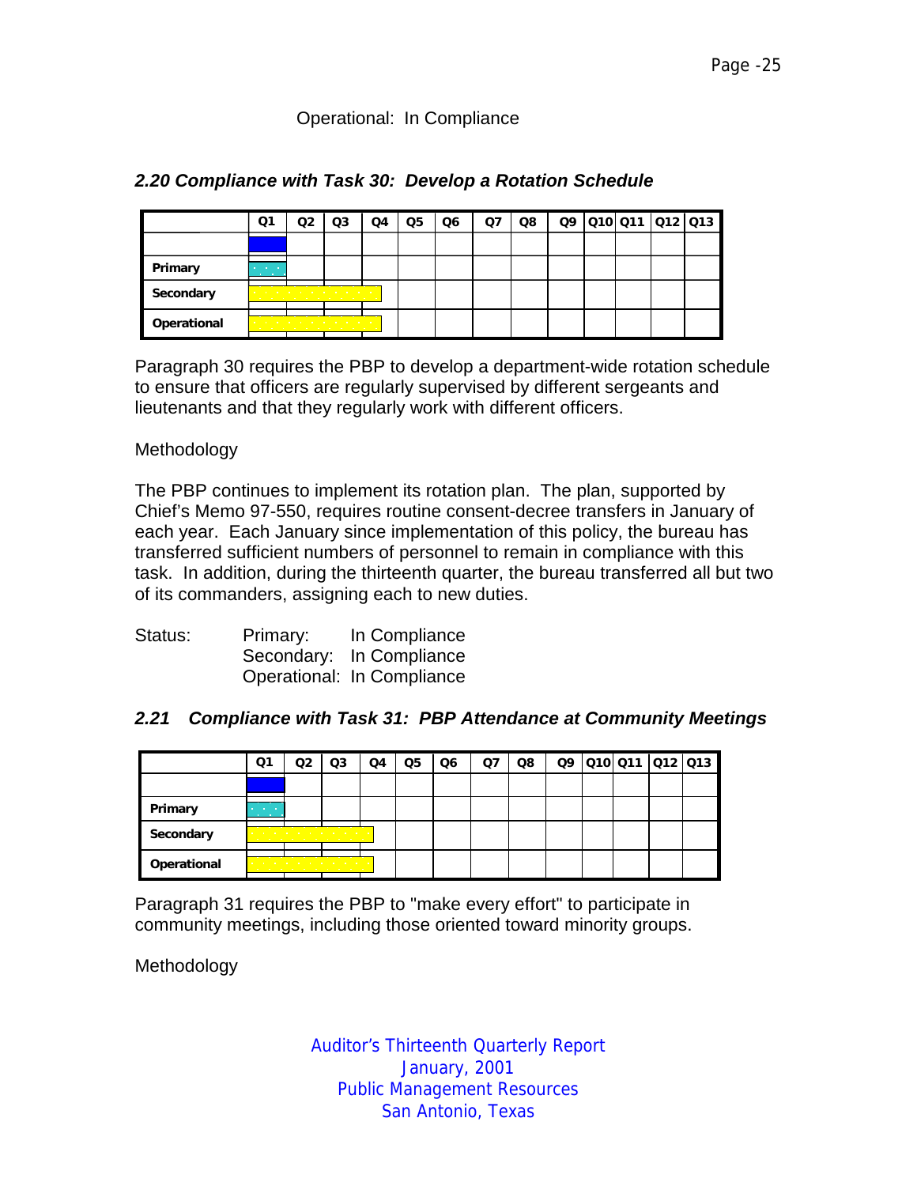Operational: In Compliance

### *2.20 Compliance with Task 30: Develop a Rotation Schedule*

| | Q1 | Q2 | Q3 | Q4 | Q5 | Q6 | Q7 | Q8 | Q9 | Q10 | Q11 | Q12 | Q13 |
|---|---|---|---|---|---|---|---|---|---|---|---|---|---|
| | | | | | | | | | | | | | |
| **Primary** | | | | | | | | | | | | | |
| **Secondary** | | | | | | | | | | | | | |
| **Operational** | | | | | | | | | | | | | |

Paragraph 30 requires the PBP to develop a department-wide rotation schedule to ensure that officers are regularly supervised by different sergeants and lieutenants and that they regularly work with different officers.

Methodology

The PBP continues to implement its rotation plan. The plan, supported by Chief's Memo 97-550, requires routine consent-decree transfers in January of each year. Each January since implementation of this policy, the bureau has transferred sufficient numbers of personnel to remain in compliance with this task. In addition, during the thirteenth quarter, the bureau transferred all but two of its commanders, assigning each to new duties.

Status: Primary: In Compliance
Secondary: In Compliance
Operational: In Compliance

### *2.21 Compliance with Task 31: PBP Attendance at Community Meetings*

| | Q1 | Q2 | Q3 | Q4 | Q5 | Q6 | Q7 | Q8 | Q9 | Q10 | Q11 | Q12 | Q13 |
|---|---|---|---|---|---|---|---|---|---|---|---|---|---|
| | | | | | | | | | | | | | |
| **Primary** | | | | | | | | | | | | | |
| **Secondary** | | | | | | | | | | | | | |
| **Operational** | | | | | | | | | | | | | |

Paragraph 31 requires the PBP to "make every effort" to participate in community meetings, including those oriented toward minority groups.

Methodology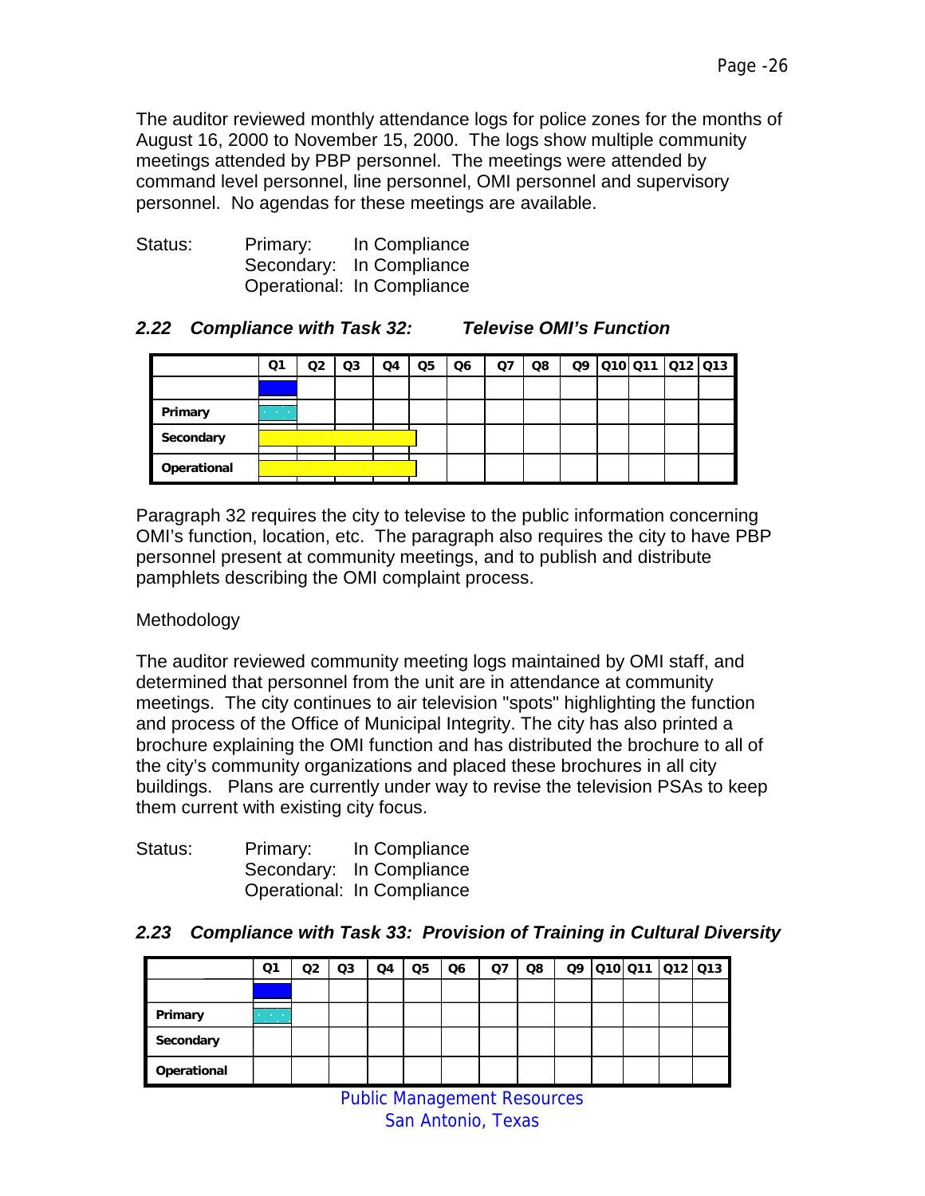The auditor reviewed monthly attendance logs for police zones for the months of August 16, 2000 to November 15, 2000. The logs show multiple community meetings attended by PBP personnel. The meetings were attended by command level personnel, line personnel, OMI personnel and supervisory personnel. No agendas for these meetings are available.

Status: Primary: In Compliance
Secondary: In Compliance
Operational: In Compliance

### *2.22 Compliance with Task 32: Televise OMI's Function*

| | Q1 | Q2 | Q3 | Q4 | Q5 | Q6 | Q7 | Q8 | Q9 | Q10 | Q11 | Q12 | Q13 |
|---|---|---|---|---|---|---|---|---|---|---|---|---|---|
| | | | | | | | | | | | | | |
| **Primary** | | | | | | | | | | | | | |
| **Secondary** | | | | | | | | | | | | | |
| **Operational** | | | | | | | | | | | | | |

Paragraph 32 requires the city to televise to the public information concerning OMI's function, location, etc. The paragraph also requires the city to have PBP personnel present at community meetings, and to publish and distribute pamphlets describing the OMI complaint process.

Methodology

The auditor reviewed community meeting logs maintained by OMI staff, and determined that personnel from the unit are in attendance at community meetings. The city continues to air television "spots" highlighting the function and process of the Office of Municipal Integrity. The city has also printed a brochure explaining the OMI function and has distributed the brochure to all of the city's community organizations and placed these brochures in all city buildings. Plans are currently under way to revise the television PSAs to keep them current with existing city focus.

Status: Primary: In Compliance
Secondary: In Compliance
Operational: In Compliance

### *2.23 Compliance with Task 33: Provision of Training in Cultural Diversity*

| | Q1 | Q2 | Q3 | Q4 | Q5 | Q6 | Q7 | Q8 | Q9 | Q10 | Q11 | Q12 | Q13 |
|---|---|---|---|---|---|---|---|---|---|---|---|---|---|
| | | | | | | | | | | | | | |
| **Primary** | | | | | | | | | | | | | |
| **Secondary** | | | | | | | | | | | | | |
| **Operational** | | | | | | | | | | | | | |

Public Management Resources
San Antonio, Texas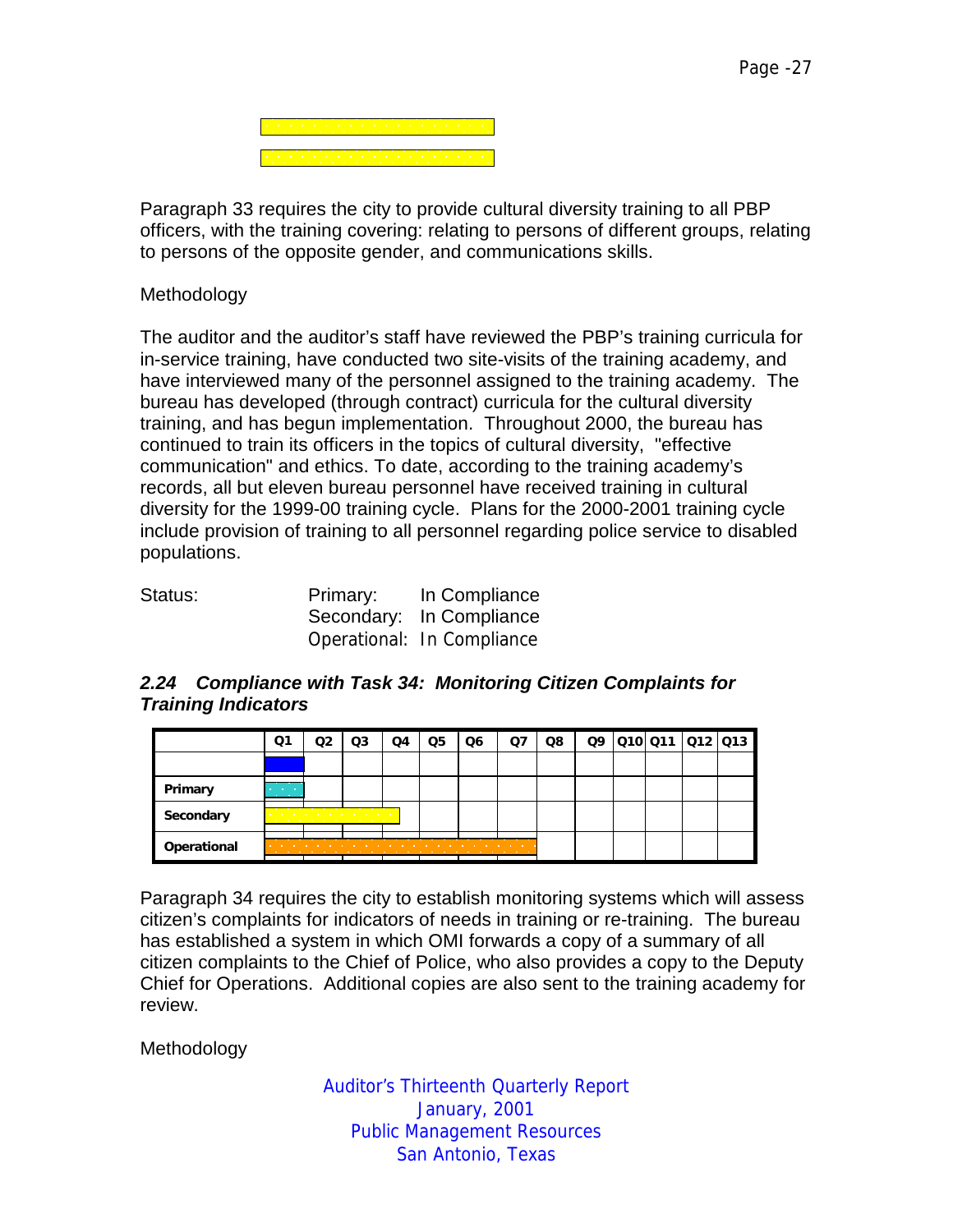Paragraph 33 requires the city to provide cultural diversity training to all PBP officers, with the training covering: relating to persons of different groups, relating to persons of the opposite gender, and communications skills.

Methodology

The auditor and the auditor's staff have reviewed the PBP's training curricula for in-service training, have conducted two site-visits of the training academy, and have interviewed many of the personnel assigned to the training academy. The bureau has developed (through contract) curricula for the cultural diversity training, and has begun implementation. Throughout 2000, the bureau has continued to train its officers in the topics of cultural diversity, "effective communication" and ethics. To date, according to the training academy's records, all but eleven bureau personnel have received training in cultural diversity for the 1999-00 training cycle. Plans for the 2000-2001 training cycle include provision of training to all personnel regarding police service to disabled populations.

Status: Primary: In Compliance
Secondary: In Compliance
Operational: In Compliance

### *2.24 Compliance with Task 34: Monitoring Citizen Complaints for Training Indicators*

| | Q1 | Q2 | Q3 | Q4 | Q5 | Q6 | Q7 | Q8 | Q9 | Q10 | Q11 | Q12 | Q13 |
|---|---|---|---|---|---|---|---|---|---|---|---|---|---|
| Primary | | | | | | | | | | | | | |
| Secondary | | | | | | | | | | | | | |
| Operational | | | | | | | | | | | | | |

Paragraph 34 requires the city to establish monitoring systems which will assess citizen's complaints for indicators of needs in training or re-training. The bureau has established a system in which OMI forwards a copy of a summary of all citizen complaints to the Chief of Police, who also provides a copy to the Deputy Chief for Operations. Additional copies are also sent to the training academy for review.

Methodology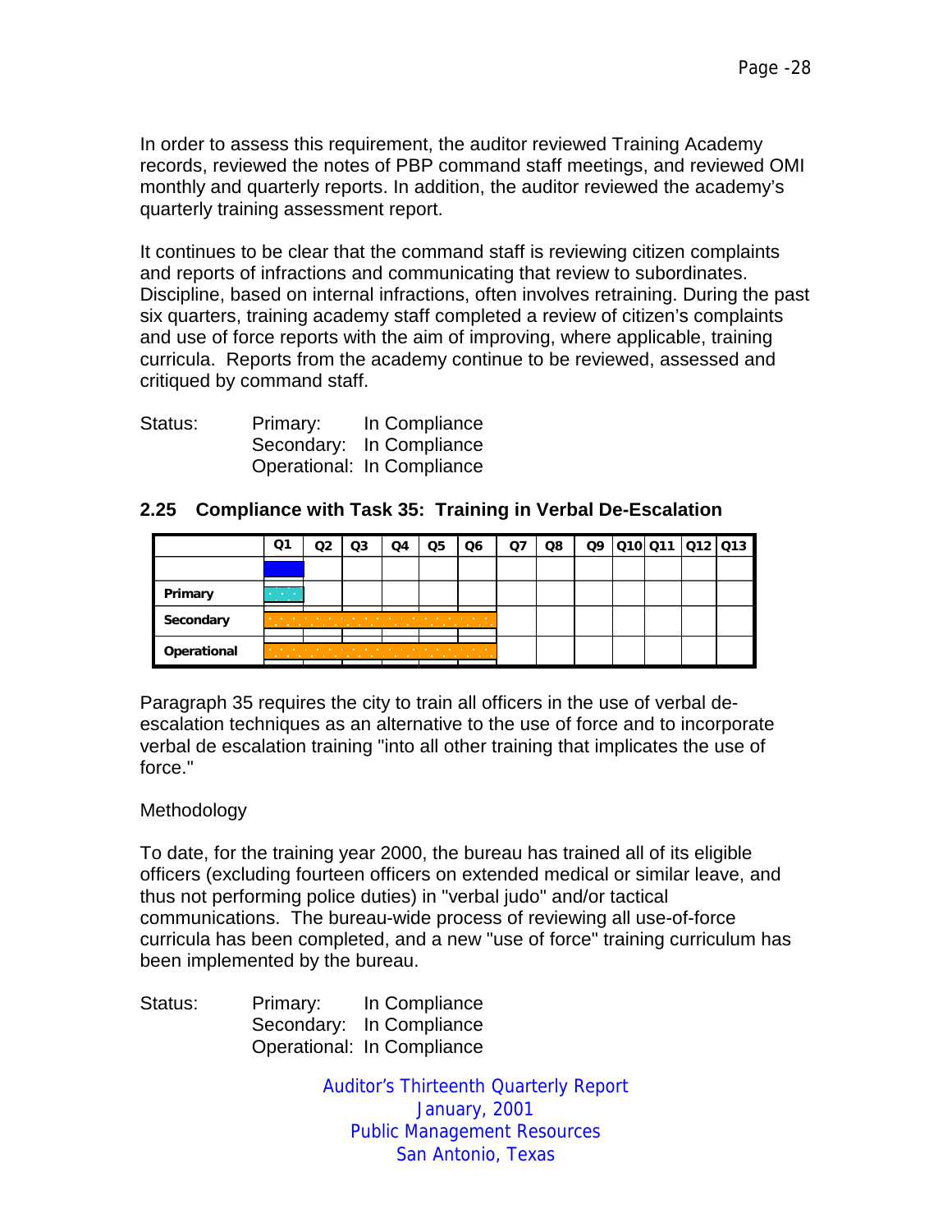In order to assess this requirement, the auditor reviewed Training Academy records, reviewed the notes of PBP command staff meetings, and reviewed OMI monthly and quarterly reports. In addition, the auditor reviewed the academy's quarterly training assessment report.

It continues to be clear that the command staff is reviewing citizen complaints and reports of infractions and communicating that review to subordinates. Discipline, based on internal infractions, often involves retraining. During the past six quarters, training academy staff completed a review of citizen's complaints and use of force reports with the aim of improving, where applicable, training curricula. Reports from the academy continue to be reviewed, assessed and critiqued by command staff.

Status: Primary: In Compliance
Secondary: In Compliance
Operational: In Compliance

## 2.25 Compliance with Task 35: Training in Verbal De-Escalation

| | Q1 | Q2 | Q3 | Q4 | Q5 | Q6 | Q7 | Q8 | Q9 | Q10 | Q11 | Q12 | Q13 |
|---|---|---|---|---|---|---|---|---|---|---|---|---|---|
| | | | | | | | | | | | | | |
| Primary | | | | | | | | | | | | | |
| Secondary | | | | | | | | | | | | | |
| Operational | | | | | | | | | | | | | |

Paragraph 35 requires the city to train all officers in the use of verbal de-escalation techniques as an alternative to the use of force and to incorporate verbal de escalation training "into all other training that implicates the use of force."

Methodology

To date, for the training year 2000, the bureau has trained all of its eligible officers (excluding fourteen officers on extended medical or similar leave, and thus not performing police duties) in "verbal judo" and/or tactical communications. The bureau-wide process of reviewing all use-of-force curricula has been completed, and a new "use of force" training curriculum has been implemented by the bureau.

Status: Primary: In Compliance
Secondary: In Compliance
Operational: In Compliance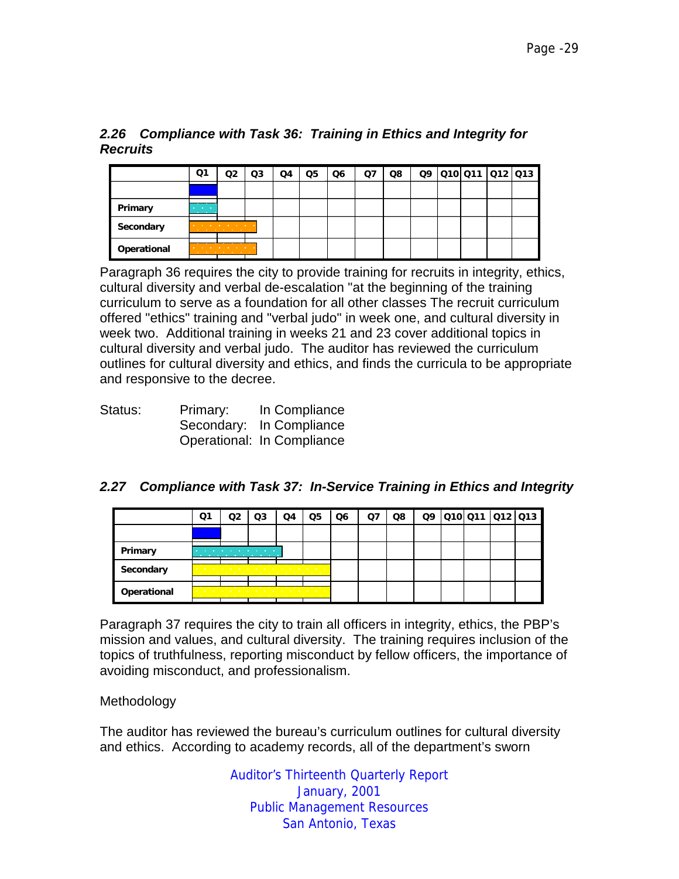### 2.26 Compliance with Task 36: Training in Ethics and Integrity for Recruits

| | Q1 | Q2 | Q3 | Q4 | Q5 | Q6 | Q7 | Q8 | Q9 | Q10 | Q11 | Q12 | Q13 |
|---|---|---|---|---|---|---|---|---|---|---|---|---|---|
| | | | | | | | | | | | | | |
| Primary | | | | | | | | | | | | | |
| Secondary | | | | | | | | | | | | | |
| Operational | | | | | | | | | | | | | |

Paragraph 36 requires the city to provide training for recruits in integrity, ethics, cultural diversity and verbal de-escalation "at the beginning of the training curriculum to serve as a foundation for all other classes The recruit curriculum offered "ethics" training and "verbal judo" in week one, and cultural diversity in week two. Additional training in weeks 21 and 23 cover additional topics in cultural diversity and verbal judo. The auditor has reviewed the curriculum outlines for cultural diversity and ethics, and finds the curricula to be appropriate and responsive to the decree.

Status: Primary: In Compliance
Secondary: In Compliance
Operational: In Compliance

### 2.27 Compliance with Task 37: In-Service Training in Ethics and Integrity

| | Q1 | Q2 | Q3 | Q4 | Q5 | Q6 | Q7 | Q8 | Q9 | Q10 | Q11 | Q12 | Q13 |
|---|---|---|---|---|---|---|---|---|---|---|---|---|---|
| | | | | | | | | | | | | | |
| Primary | | | | | | | | | | | | | |
| Secondary | | | | | | | | | | | | | |
| Operational | | | | | | | | | | | | | |

Paragraph 37 requires the city to train all officers in integrity, ethics, the PBP's mission and values, and cultural diversity. The training requires inclusion of the topics of truthfulness, reporting misconduct by fellow officers, the importance of avoiding misconduct, and professionalism.

Methodology

The auditor has reviewed the bureau's curriculum outlines for cultural diversity and ethics. According to academy records, all of the department's sworn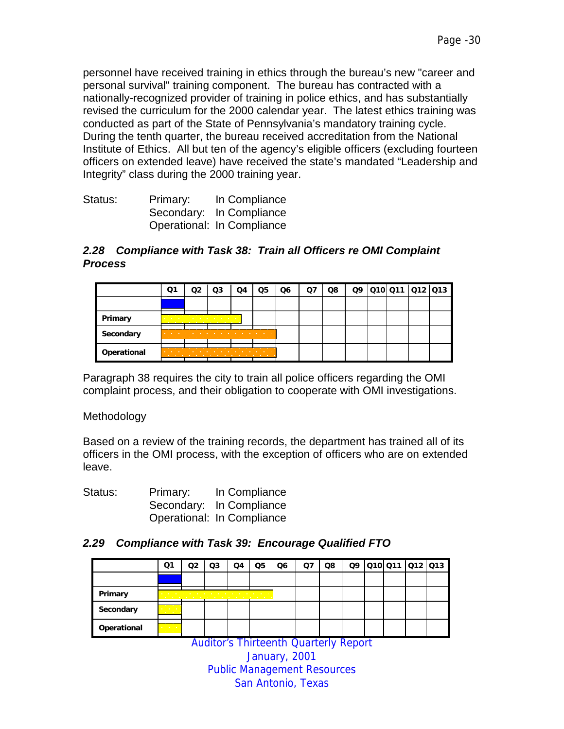personnel have received training in ethics through the bureau's new "career and personal survival" training component. The bureau has contracted with a nationally-recognized provider of training in police ethics, and has substantially revised the curriculum for the 2000 calendar year. The latest ethics training was conducted as part of the State of Pennsylvania's mandatory training cycle. During the tenth quarter, the bureau received accreditation from the National Institute of Ethics. All but ten of the agency's eligible officers (excluding fourteen officers on extended leave) have received the state's mandated "Leadership and Integrity" class during the 2000 training year.

Status: Primary: In Compliance
Secondary: In Compliance
Operational: In Compliance

### *2.28 Compliance with Task 38: Train all Officers re OMI Complaint Process*

| | Q1 | Q2 | Q3 | Q4 | Q5 | Q6 | Q7 | Q8 | Q9 | Q10 | Q11 | Q12 | Q13 |
|---|---|---|---|---|---|---|---|---|---|---|---|---|---|
| | | | | | | | | | | | | | |
| **Primary** | | | | | | | | | | | | | |
| **Secondary** | | | | | | | | | | | | | |
| **Operational** | | | | | | | | | | | | | |

Paragraph 38 requires the city to train all police officers regarding the OMI complaint process, and their obligation to cooperate with OMI investigations.

Methodology

Based on a review of the training records, the department has trained all of its officers in the OMI process, with the exception of officers who are on extended leave.

Status: Primary: In Compliance
Secondary: In Compliance
Operational: In Compliance

### *2.29 Compliance with Task 39: Encourage Qualified FTO*

| | Q1 | Q2 | Q3 | Q4 | Q5 | Q6 | Q7 | Q8 | Q9 | Q10 | Q11 | Q12 | Q13 |
|---|---|---|---|---|---|---|---|---|---|---|---|---|---|
| | | | | | | | | | | | | | |
| **Primary** | | | | | | | | | | | | | |
| **Secondary** | | | | | | | | | | | | | |
| **Operational** | | | | | | | | | | | | | |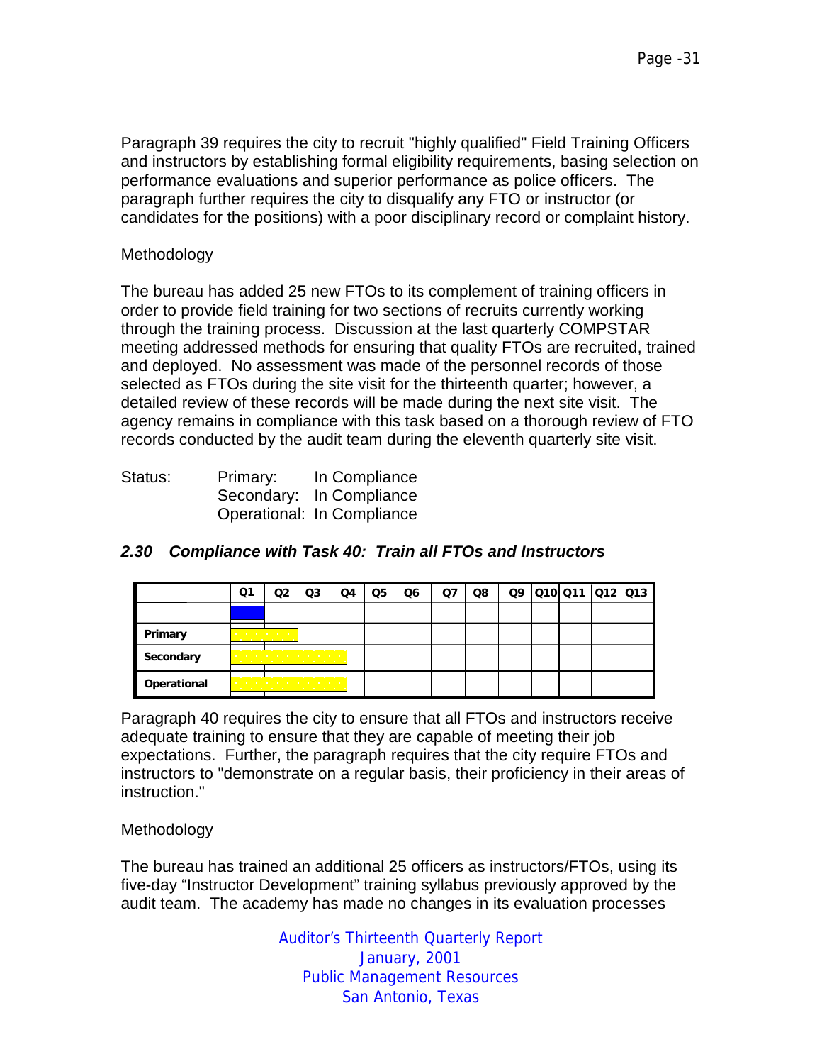Paragraph 39 requires the city to recruit "highly qualified" Field Training Officers and instructors by establishing formal eligibility requirements, basing selection on performance evaluations and superior performance as police officers. The paragraph further requires the city to disqualify any FTO or instructor (or candidates for the positions) with a poor disciplinary record or complaint history.

Methodology

The bureau has added 25 new FTOs to its complement of training officers in order to provide field training for two sections of recruits currently working through the training process. Discussion at the last quarterly COMPSTAR meeting addressed methods for ensuring that quality FTOs are recruited, trained and deployed. No assessment was made of the personnel records of those selected as FTOs during the site visit for the thirteenth quarter; however, a detailed review of these records will be made during the next site visit. The agency remains in compliance with this task based on a thorough review of FTO records conducted by the audit team during the eleventh quarterly site visit.

Status: Primary: In Compliance
Secondary: In Compliance
Operational: In Compliance

### *2.30 Compliance with Task 40: Train all FTOs and Instructors*

| | Q1 | Q2 | Q3 | Q4 | Q5 | Q6 | Q7 | Q8 | Q9 | Q10 | Q11 | Q12 | Q13 |
|---|---|---|---|---|---|---|---|---|---|---|---|---|---|
| | | | | | | | | | | | | | |
| Primary | | | | | | | | | | | | | |
| Secondary | | | | | | | | | | | | | |
| Operational | | | | | | | | | | | | | |

Paragraph 40 requires the city to ensure that all FTOs and instructors receive adequate training to ensure that they are capable of meeting their job expectations. Further, the paragraph requires that the city require FTOs and instructors to "demonstrate on a regular basis, their proficiency in their areas of instruction."

Methodology

The bureau has trained an additional 25 officers as instructors/FTOs, using its five-day "Instructor Development" training syllabus previously approved by the audit team. The academy has made no changes in its evaluation processes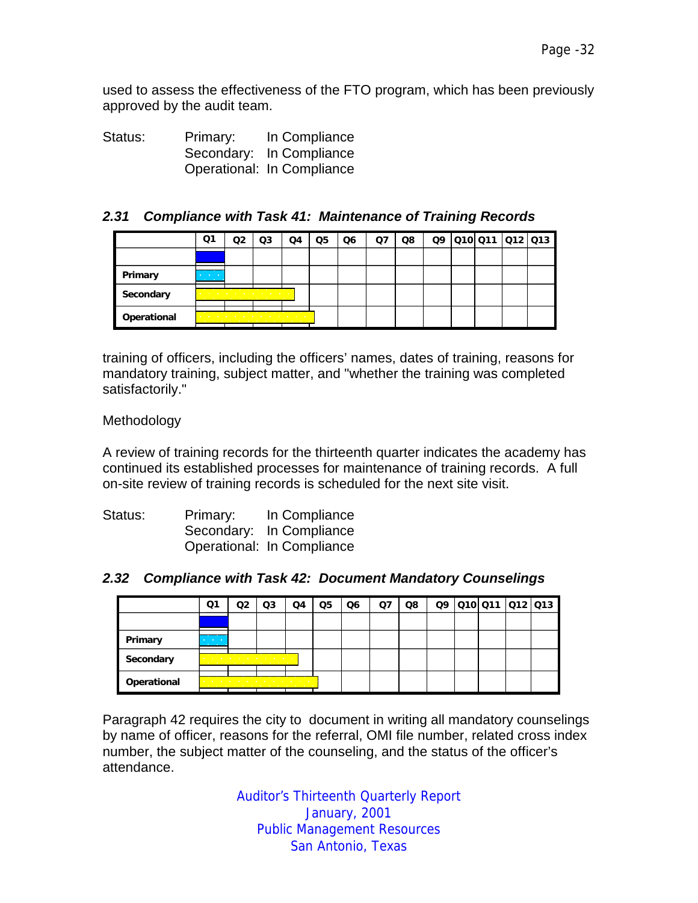used to assess the effectiveness of the FTO program, which has been previously approved by the audit team.

Status: Primary: In Compliance
Secondary: In Compliance
Operational: In Compliance

### *2.31 Compliance with Task 41: Maintenance of Training Records*

| | Q1 | Q2 | Q3 | Q4 | Q5 | Q6 | Q7 | Q8 | Q9 | Q10 | Q11 | Q12 | Q13 |
|---|---|---|---|---|---|---|---|---|---|---|---|---|---|
| | | | | | | | | | | | | | |
| Primary | | | | | | | | | | | | | |
| Secondary | | | | | | | | | | | | | |
| Operational | | | | | | | | | | | | | |

training of officers, including the officers' names, dates of training, reasons for mandatory training, subject matter, and "whether the training was completed satisfactorily."

Methodology

A review of training records for the thirteenth quarter indicates the academy has continued its established processes for maintenance of training records. A full on-site review of training records is scheduled for the next site visit.

Status: Primary: In Compliance
Secondary: In Compliance
Operational: In Compliance

### *2.32 Compliance with Task 42: Document Mandatory Counselings*

| | Q1 | Q2 | Q3 | Q4 | Q5 | Q6 | Q7 | Q8 | Q9 | Q10 | Q11 | Q12 | Q13 |
|---|---|---|---|---|---|---|---|---|---|---|---|---|---|
| | | | | | | | | | | | | | |
| Primary | | | | | | | | | | | | | |
| Secondary | | | | | | | | | | | | | |
| Operational | | | | | | | | | | | | | |

Paragraph 42 requires the city to document in writing all mandatory counselings by name of officer, reasons for the referral, OMI file number, related cross index number, the subject matter of the counseling, and the status of the officer's attendance.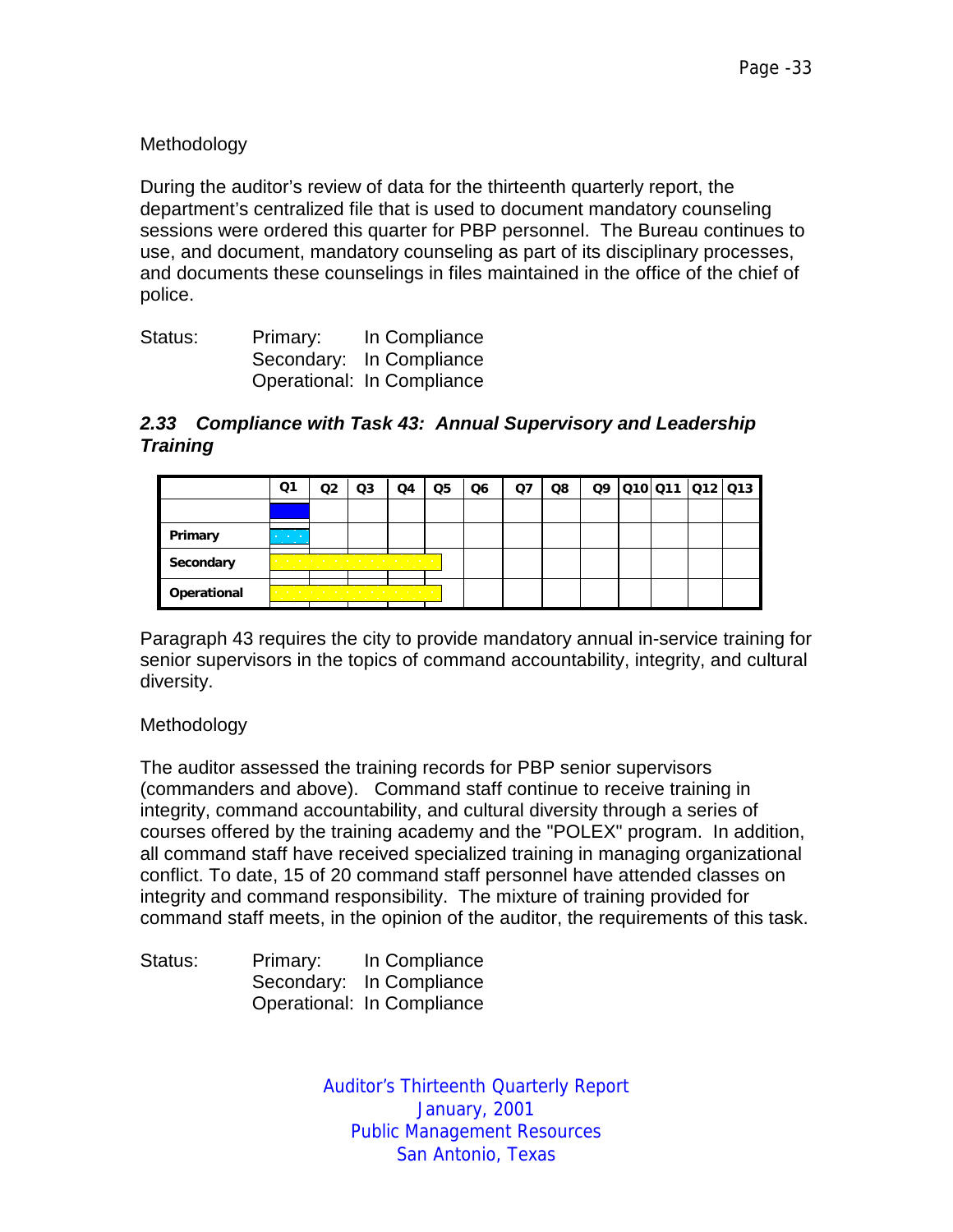Methodology

During the auditor's review of data for the thirteenth quarterly report, the department's centralized file that is used to document mandatory counseling sessions were ordered this quarter for PBP personnel. The Bureau continues to use, and document, mandatory counseling as part of its disciplinary processes, and documents these counselings in files maintained in the office of the chief of police.

Status: Primary: In Compliance
Secondary: In Compliance
Operational: In Compliance

### *2.33 Compliance with Task 43: Annual Supervisory and Leadership Training*

| | Q1 | Q2 | Q3 | Q4 | Q5 | Q6 | Q7 | Q8 | Q9 | Q10 | Q11 | Q12 | Q13 |
|---|---|---|---|---|---|---|---|---|---|---|---|---|---|
| Primary | | | | | | | | | | | | | |
| Secondary | | | | | | | | | | | | | |
| Operational | | | | | | | | | | | | | |

Paragraph 43 requires the city to provide mandatory annual in-service training for senior supervisors in the topics of command accountability, integrity, and cultural diversity.

Methodology

The auditor assessed the training records for PBP senior supervisors (commanders and above). Command staff continue to receive training in integrity, command accountability, and cultural diversity through a series of courses offered by the training academy and the "POLEX" program. In addition, all command staff have received specialized training in managing organizational conflict. To date, 15 of 20 command staff personnel have attended classes on integrity and command responsibility. The mixture of training provided for command staff meets, in the opinion of the auditor, the requirements of this task.

Status: Primary: In Compliance
Secondary: In Compliance
Operational: In Compliance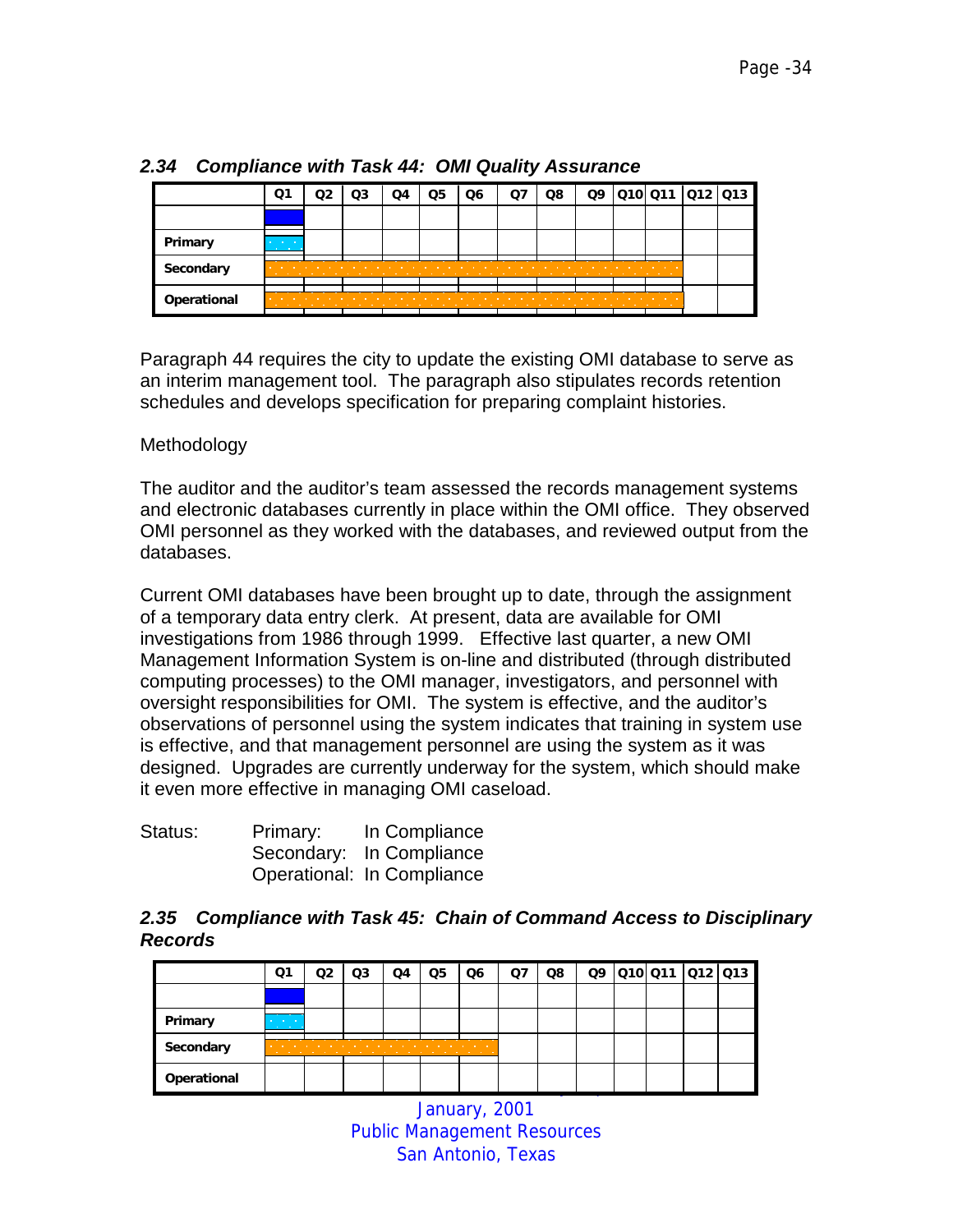### 2.34 Compliance with Task 44: OMI Quality Assurance

| | Q1 | Q2 | Q3 | Q4 | Q5 | Q6 | Q7 | Q8 | Q9 | Q10 | Q11 | Q12 | Q13 |
|---|---|---|---|---|---|---|---|---|---|---|---|---|---|
| | | | | | | | | | | | | | |
| Primary | | | | | | | | | | | | | |
| Secondary | | | | | | | | | | | | | |
| Operational | | | | | | | | | | | | | |

Paragraph 44 requires the city to update the existing OMI database to serve as an interim management tool. The paragraph also stipulates records retention schedules and develops specification for preparing complaint histories.

Methodology

The auditor and the auditor's team assessed the records management systems and electronic databases currently in place within the OMI office. They observed OMI personnel as they worked with the databases, and reviewed output from the databases.

Current OMI databases have been brought up to date, through the assignment of a temporary data entry clerk. At present, data are available for OMI investigations from 1986 through 1999. Effective last quarter, a new OMI Management Information System is on-line and distributed (through distributed computing processes) to the OMI manager, investigators, and personnel with oversight responsibilities for OMI. The system is effective, and the auditor's observations of personnel using the system indicates that training in system use is effective, and that management personnel are using the system as it was designed. Upgrades are currently underway for the system, which should make it even more effective in managing OMI caseload.

Status: Primary: In Compliance
Secondary: In Compliance
Operational: In Compliance

### 2.35 Compliance with Task 45: Chain of Command Access to Disciplinary Records

| | Q1 | Q2 | Q3 | Q4 | Q5 | Q6 | Q7 | Q8 | Q9 | Q10 | Q11 | Q12 | Q13 |
|---|---|---|---|---|---|---|---|---|---|---|---|---|---|
| | | | | | | | | | | | | | |
| Primary | | | | | | | | | | | | | |
| Secondary | | | | | | | | | | | | | |
| Operational | | | | | | | | | | | | | |

January, 2001
Public Management Resources
San Antonio, Texas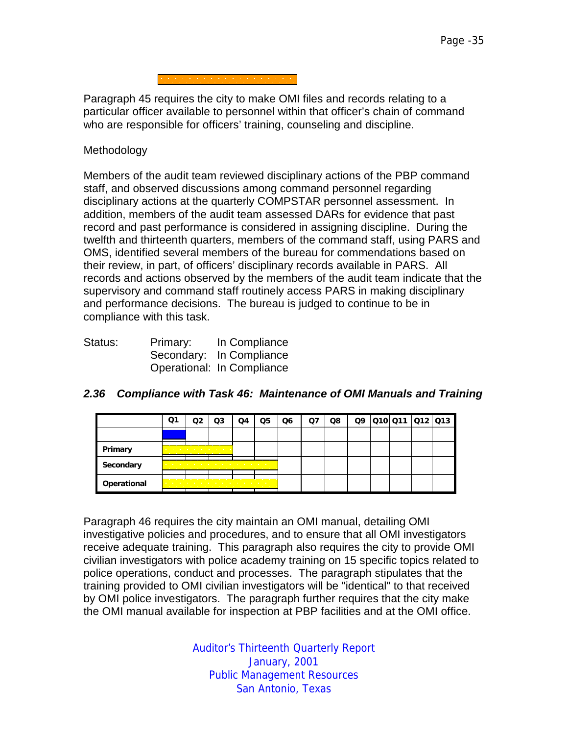Paragraph 45 requires the city to make OMI files and records relating to a particular officer available to personnel within that officer's chain of command who are responsible for officers' training, counseling and discipline.

Methodology

Members of the audit team reviewed disciplinary actions of the PBP command staff, and observed discussions among command personnel regarding disciplinary actions at the quarterly COMPSTAR personnel assessment. In addition, members of the audit team assessed DARs for evidence that past record and past performance is considered in assigning discipline. During the twelfth and thirteenth quarters, members of the command staff, using PARS and OMS, identified several members of the bureau for commendations based on their review, in part, of officers' disciplinary records available in PARS. All records and actions observed by the members of the audit team indicate that the supervisory and command staff routinely access PARS in making disciplinary and performance decisions. The bureau is judged to continue to be in compliance with this task.

Status: Primary: In Compliance
Secondary: In Compliance
Operational: In Compliance

### *2.36 Compliance with Task 46: Maintenance of OMI Manuals and Training*

| | Q1 | Q2 | Q3 | Q4 | Q5 | Q6 | Q7 | Q8 | Q9 | Q10 | Q11 | Q12 | Q13 |
|---|---|---|---|---|---|---|---|---|---|---|---|---|---|
| | | | | | | | | | | | | | |
| Primary | | | | | | | | | | | | | |
| Secondary | | | | | | | | | | | | | |
| Operational | | | | | | | | | | | | | |

Paragraph 46 requires the city maintain an OMI manual, detailing OMI investigative policies and procedures, and to ensure that all OMI investigators receive adequate training. This paragraph also requires the city to provide OMI civilian investigators with police academy training on 15 specific topics related to police operations, conduct and processes. The paragraph stipulates that the training provided to OMI civilian investigators will be "identical" to that received by OMI police investigators. The paragraph further requires that the city make the OMI manual available for inspection at PBP facilities and at the OMI office.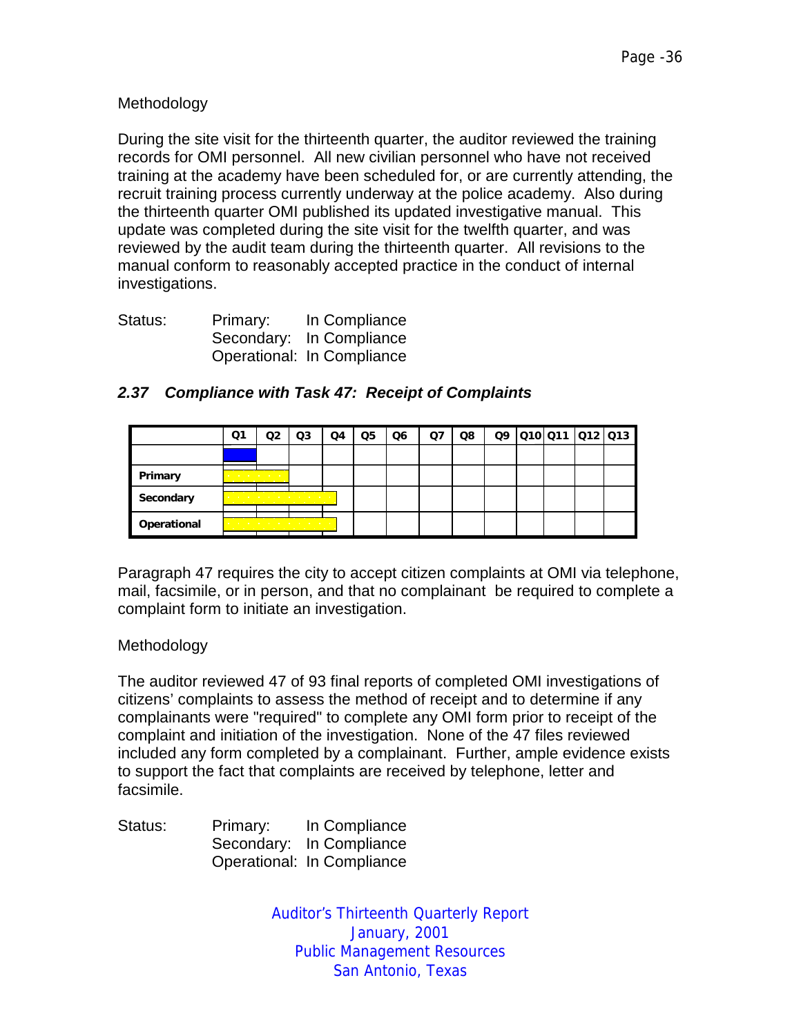Methodology

During the site visit for the thirteenth quarter, the auditor reviewed the training records for OMI personnel. All new civilian personnel who have not received training at the academy have been scheduled for, or are currently attending, the recruit training process currently underway at the police academy. Also during the thirteenth quarter OMI published its updated investigative manual. This update was completed during the site visit for the twelfth quarter, and was reviewed by the audit team during the thirteenth quarter. All revisions to the manual conform to reasonably accepted practice in the conduct of internal investigations.

Status: Primary: In Compliance
Secondary: In Compliance
Operational: In Compliance

### *2.37 Compliance with Task 47: Receipt of Complaints*

| | Q1 | Q2 | Q3 | Q4 | Q5 | Q6 | Q7 | Q8 | Q9 | Q10 | Q11 | Q12 | Q13 |
|---|---|---|---|---|---|---|---|---|---|---|---|---|---|
| | | | | | | | | | | | | | |
| **Primary** | | | | | | | | | | | | | |
| **Secondary** | | | | | | | | | | | | | |
| **Operational** | | | | | | | | | | | | | |

Paragraph 47 requires the city to accept citizen complaints at OMI via telephone, mail, facsimile, or in person, and that no complainant be required to complete a complaint form to initiate an investigation.

Methodology

The auditor reviewed 47 of 93 final reports of completed OMI investigations of citizens' complaints to assess the method of receipt and to determine if any complainants were "required" to complete any OMI form prior to receipt of the complaint and initiation of the investigation. None of the 47 files reviewed included any form completed by a complainant. Further, ample evidence exists to support the fact that complaints are received by telephone, letter and facsimile.

Status: Primary: In Compliance
Secondary: In Compliance
Operational: In Compliance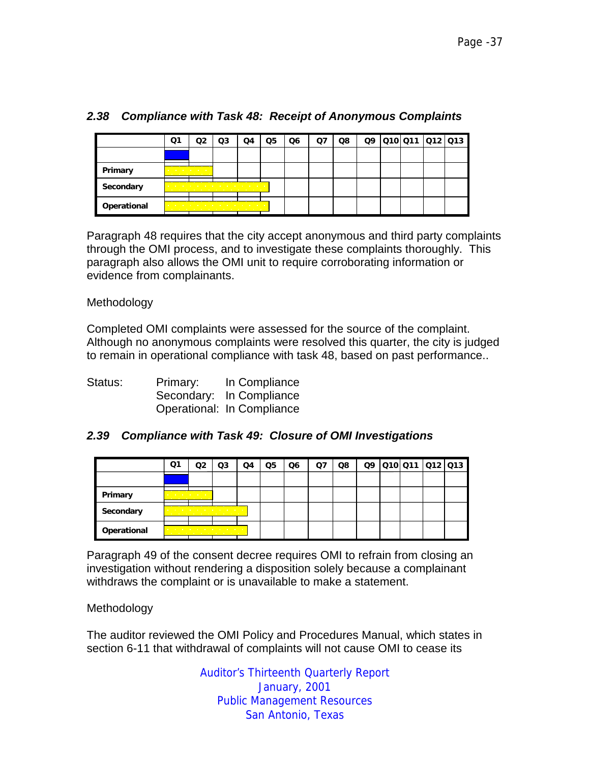### 2.38 Compliance with Task 48: Receipt of Anonymous Complaints

| | Q1 | Q2 | Q3 | Q4 | Q5 | Q6 | Q7 | Q8 | Q9 | Q10 | Q11 | Q12 | Q13 |
|---|---|---|---|---|---|---|---|---|---|---|---|---|---|
| | | | | | | | | | | | | | |
| Primary | | | | | | | | | | | | | |
| Secondary | | | | | | | | | | | | | |
| Operational | | | | | | | | | | | | | |

Paragraph 48 requires that the city accept anonymous and third party complaints through the OMI process, and to investigate these complaints thoroughly. This paragraph also allows the OMI unit to require corroborating information or evidence from complainants.

Methodology

Completed OMI complaints were assessed for the source of the complaint. Although no anonymous complaints were resolved this quarter, the city is judged to remain in operational compliance with task 48, based on past performance..

Status: Primary: In Compliance
Secondary: In Compliance
Operational: In Compliance

### 2.39 Compliance with Task 49: Closure of OMI Investigations

| | Q1 | Q2 | Q3 | Q4 | Q5 | Q6 | Q7 | Q8 | Q9 | Q10 | Q11 | Q12 | Q13 |
|---|---|---|---|---|---|---|---|---|---|---|---|---|---|
| | | | | | | | | | | | | | |
| Primary | | | | | | | | | | | | | |
| Secondary | | | | | | | | | | | | | |
| Operational | | | | | | | | | | | | | |

Paragraph 49 of the consent decree requires OMI to refrain from closing an investigation without rendering a disposition solely because a complainant withdraws the complaint or is unavailable to make a statement.

Methodology

The auditor reviewed the OMI Policy and Procedures Manual, which states in section 6-11 that withdrawal of complaints will not cause OMI to cease its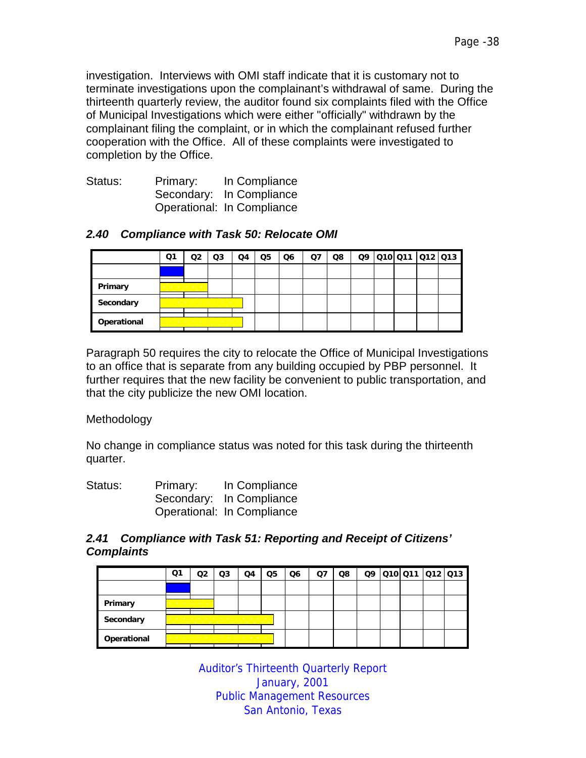investigation. Interviews with OMI staff indicate that it is customary not to terminate investigations upon the complainant's withdrawal of same. During the thirteenth quarterly review, the auditor found six complaints filed with the Office of Municipal Investigations which were either "officially" withdrawn by the complainant filing the complaint, or in which the complainant refused further cooperation with the Office. All of these complaints were investigated to completion by the Office.

Status: Primary: In Compliance
Secondary: In Compliance
Operational: In Compliance

### *2.40 Compliance with Task 50: Relocate OMI*

| | Q1 | Q2 | Q3 | Q4 | Q5 | Q6 | Q7 | Q8 | Q9 | Q10 | Q11 | Q12 | Q13 |
|---|---|---|---|---|---|---|---|---|---|---|---|---|---|
| | | | | | | | | | | | | | |
| **Primary** | | | | | | | | | | | | | |
| **Secondary** | | | | | | | | | | | | | |
| **Operational** | | | | | | | | | | | | | |

Paragraph 50 requires the city to relocate the Office of Municipal Investigations to an office that is separate from any building occupied by PBP personnel. It further requires that the new facility be convenient to public transportation, and that the city publicize the new OMI location.

Methodology

No change in compliance status was noted for this task during the thirteenth quarter.

Status: Primary: In Compliance
Secondary: In Compliance
Operational: In Compliance

### *2.41 Compliance with Task 51: Reporting and Receipt of Citizens' Complaints*

| | Q1 | Q2 | Q3 | Q4 | Q5 | Q6 | Q7 | Q8 | Q9 | Q10 | Q11 | Q12 | Q13 |
|---|---|---|---|---|---|---|---|---|---|---|---|---|---|
| | | | | | | | | | | | | | |
| **Primary** | | | | | | | | | | | | | |
| **Secondary** | | | | | | | | | | | | | |
| **Operational** | | | | | | | | | | | | | |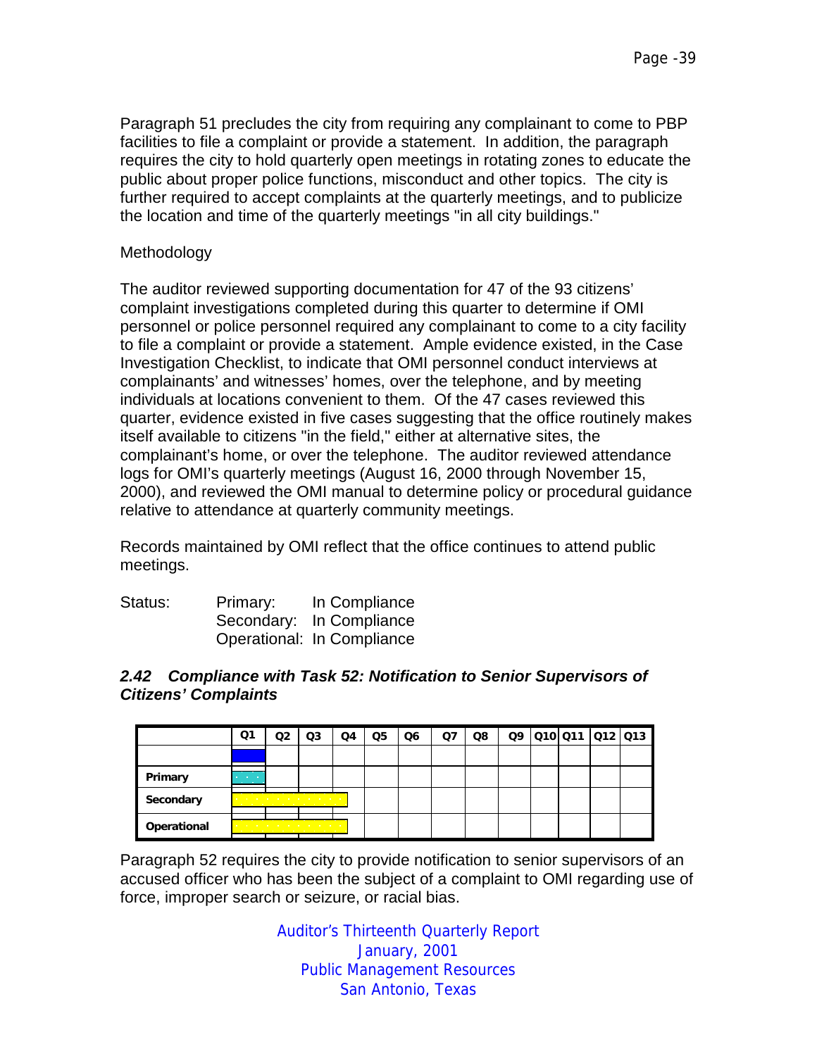Paragraph 51 precludes the city from requiring any complainant to come to PBP facilities to file a complaint or provide a statement. In addition, the paragraph requires the city to hold quarterly open meetings in rotating zones to educate the public about proper police functions, misconduct and other topics. The city is further required to accept complaints at the quarterly meetings, and to publicize the location and time of the quarterly meetings "in all city buildings."

Methodology

The auditor reviewed supporting documentation for 47 of the 93 citizens' complaint investigations completed during this quarter to determine if OMI personnel or police personnel required any complainant to come to a city facility to file a complaint or provide a statement. Ample evidence existed, in the Case Investigation Checklist, to indicate that OMI personnel conduct interviews at complainants' and witnesses' homes, over the telephone, and by meeting individuals at locations convenient to them. Of the 47 cases reviewed this quarter, evidence existed in five cases suggesting that the office routinely makes itself available to citizens "in the field," either at alternative sites, the complainant's home, or over the telephone. The auditor reviewed attendance logs for OMI's quarterly meetings (August 16, 2000 through November 15, 2000), and reviewed the OMI manual to determine policy or procedural guidance relative to attendance at quarterly community meetings.

Records maintained by OMI reflect that the office continues to attend public meetings.

Status: Primary: In Compliance
Secondary: In Compliance
Operational: In Compliance

### *2.42 Compliance with Task 52: Notification to Senior Supervisors of Citizens' Complaints*

| | Q1 | Q2 | Q3 | Q4 | Q5 | Q6 | Q7 | Q8 | Q9 | Q10 | Q11 | Q12 | Q13 |
|---|---|---|---|---|---|---|---|---|---|---|---|---|---|
| | | | | | | | | | | | | | |
| Primary | | | | | | | | | | | | | |
| Secondary | | | | | | | | | | | | | |
| Operational | | | | | | | | | | | | | |

Paragraph 52 requires the city to provide notification to senior supervisors of an accused officer who has been the subject of a complaint to OMI regarding use of force, improper search or seizure, or racial bias.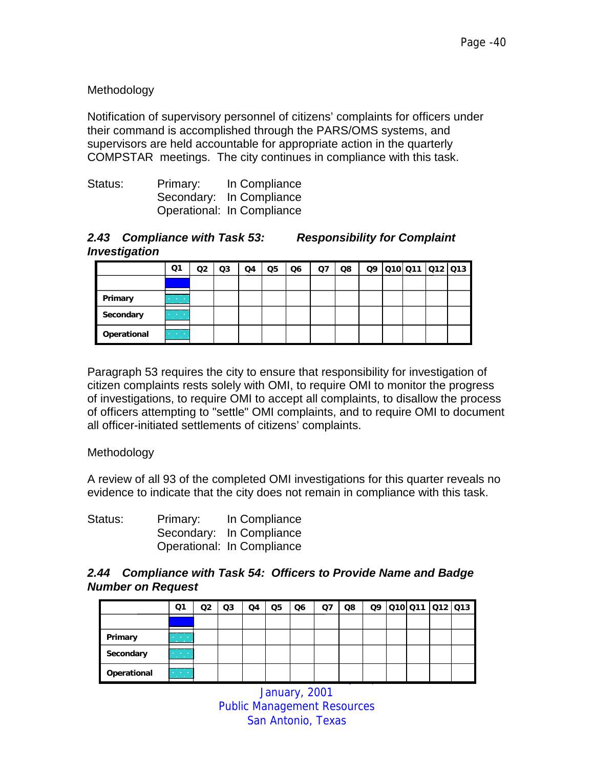Methodology

Notification of supervisory personnel of citizens' complaints for officers under their command is accomplished through the PARS/OMS systems, and supervisors are held accountable for appropriate action in the quarterly COMPSTAR meetings. The city continues in compliance with this task.

Status: Primary: In Compliance
Secondary: In Compliance
Operational: In Compliance

### *2.43 Compliance with Task 53: Responsibility for Complaint Investigation*

| | Q1 | Q2 | Q3 | Q4 | Q5 | Q6 | Q7 | Q8 | Q9 | Q10 | Q11 | Q12 | Q13 |
|---|---|---|---|---|---|---|---|---|---|---|---|---|---|
| | | | | | | | | | | | | | |
| **Primary** | | | | | | | | | | | | | |
| **Secondary** | | | | | | | | | | | | | |
| **Operational** | | | | | | | | | | | | | |

Paragraph 53 requires the city to ensure that responsibility for investigation of citizen complaints rests solely with OMI, to require OMI to monitor the progress of investigations, to require OMI to accept all complaints, to disallow the process of officers attempting to "settle" OMI complaints, and to require OMI to document all officer-initiated settlements of citizens' complaints.

Methodology

A review of all 93 of the completed OMI investigations for this quarter reveals no evidence to indicate that the city does not remain in compliance with this task.

Status: Primary: In Compliance
Secondary: In Compliance
Operational: In Compliance

### *2.44 Compliance with Task 54: Officers to Provide Name and Badge Number on Request*

| | Q1 | Q2 | Q3 | Q4 | Q5 | Q6 | Q7 | Q8 | Q9 | Q10 | Q11 | Q12 | Q13 |
|---|---|---|---|---|---|---|---|---|---|---|---|---|---|
| | | | | | | | | | | | | | |
| **Primary** | | | | | | | | | | | | | |
| **Secondary** | | | | | | | | | | | | | |
| **Operational** | | | | | | | | | | | | | |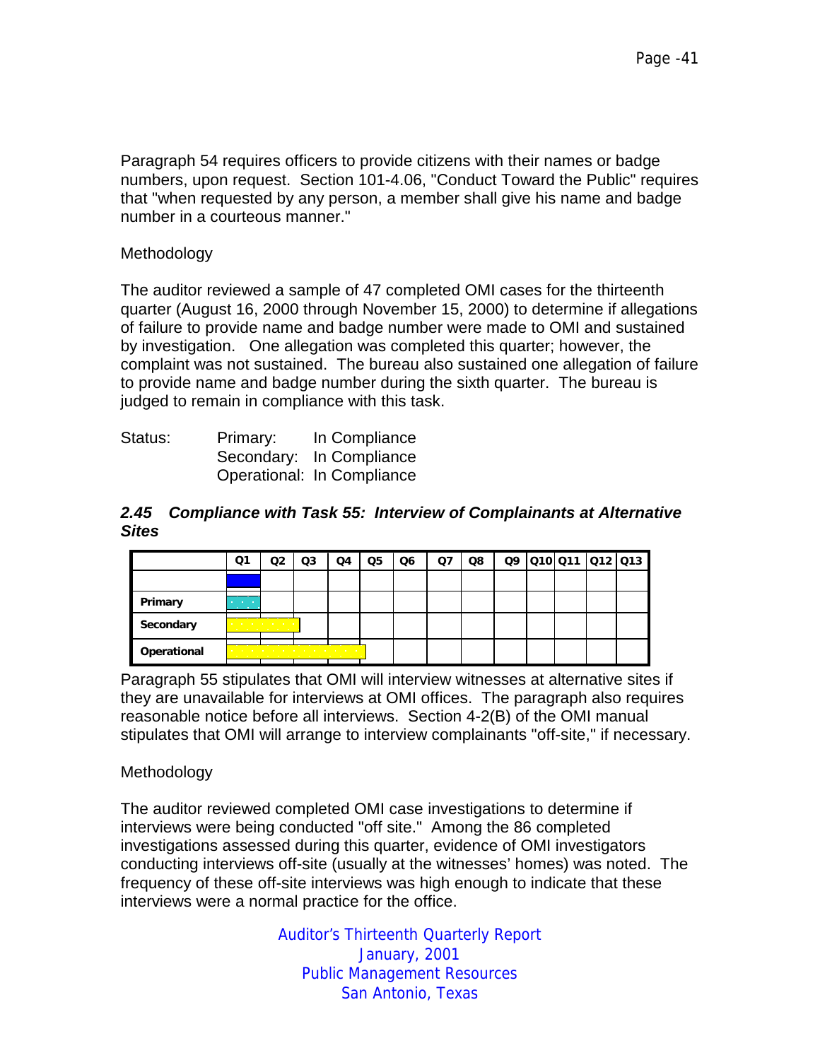Paragraph 54 requires officers to provide citizens with their names or badge numbers, upon request. Section 101-4.06, "Conduct Toward the Public" requires that "when requested by any person, a member shall give his name and badge number in a courteous manner."

Methodology

The auditor reviewed a sample of 47 completed OMI cases for the thirteenth quarter (August 16, 2000 through November 15, 2000) to determine if allegations of failure to provide name and badge number were made to OMI and sustained by investigation. One allegation was completed this quarter; however, the complaint was not sustained. The bureau also sustained one allegation of failure to provide name and badge number during the sixth quarter. The bureau is judged to remain in compliance with this task.

Status: Primary: In Compliance
Secondary: In Compliance
Operational: In Compliance

### *2.45 Compliance with Task 55: Interview of Complainants at Alternative Sites*

| | Q1 | Q2 | Q3 | Q4 | Q5 | Q6 | Q7 | Q8 | Q9 | Q10 | Q11 | Q12 | Q13 |
|---|---|---|---|---|---|---|---|---|---|---|---|---|---|
| | | | | | | | | | | | | | |
| **Primary** | | | | | | | | | | | | | |
| **Secondary** | | | | | | | | | | | | | |
| **Operational** | | | | | | | | | | | | | |

Paragraph 55 stipulates that OMI will interview witnesses at alternative sites if they are unavailable for interviews at OMI offices. The paragraph also requires reasonable notice before all interviews. Section 4-2(B) of the OMI manual stipulates that OMI will arrange to interview complainants "off-site," if necessary.

Methodology

The auditor reviewed completed OMI case investigations to determine if interviews were being conducted "off site." Among the 86 completed investigations assessed during this quarter, evidence of OMI investigators conducting interviews off-site (usually at the witnesses' homes) was noted. The frequency of these off-site interviews was high enough to indicate that these interviews were a normal practice for the office.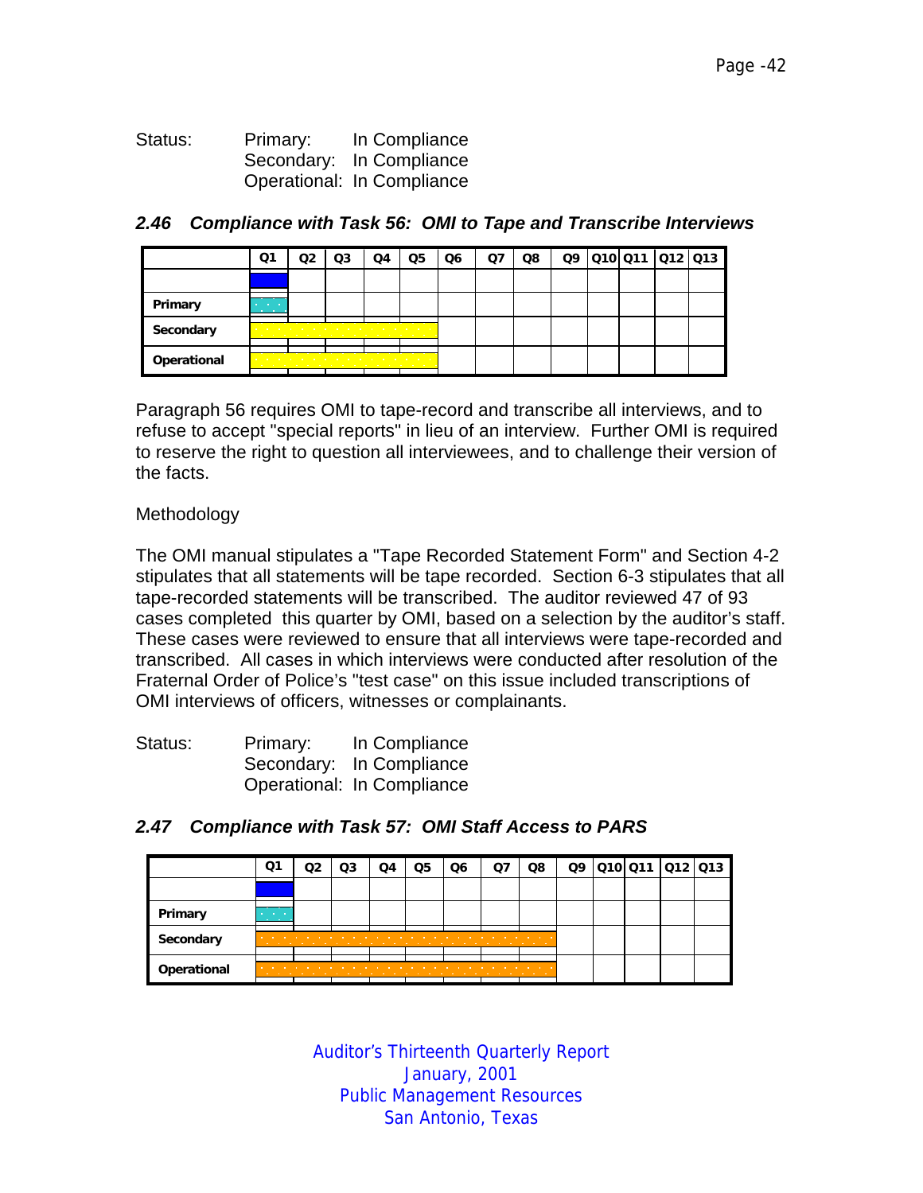Status: Primary: In Compliance
Secondary: In Compliance
Operational: In Compliance

### *2.46 Compliance with Task 56: OMI to Tape and Transcribe Interviews*

| | Q1 | Q2 | Q3 | Q4 | Q5 | Q6 | Q7 | Q8 | Q9 | Q10 | Q11 | Q12 | Q13 |
|---|---|---|---|---|---|---|---|---|---|---|---|---|---|
| | | | | | | | | | | | | | |
| **Primary** | | | | | | | | | | | | | |
| **Secondary** | | | | | | | | | | | | | |
| **Operational** | | | | | | | | | | | | | |

Paragraph 56 requires OMI to tape-record and transcribe all interviews, and to refuse to accept "special reports" in lieu of an interview. Further OMI is required to reserve the right to question all interviewees, and to challenge their version of the facts.

Methodology

The OMI manual stipulates a "Tape Recorded Statement Form" and Section 4-2 stipulates that all statements will be tape recorded. Section 6-3 stipulates that all tape-recorded statements will be transcribed. The auditor reviewed 47 of 93 cases completed this quarter by OMI, based on a selection by the auditor's staff. These cases were reviewed to ensure that all interviews were tape-recorded and transcribed. All cases in which interviews were conducted after resolution of the Fraternal Order of Police's "test case" on this issue included transcriptions of OMI interviews of officers, witnesses or complainants.

Status: Primary: In Compliance
Secondary: In Compliance
Operational: In Compliance

### *2.47 Compliance with Task 57: OMI Staff Access to PARS*

| | Q1 | Q2 | Q3 | Q4 | Q5 | Q6 | Q7 | Q8 | Q9 | Q10 | Q11 | Q12 | Q13 |
|---|---|---|---|---|---|---|---|---|---|---|---|---|---|
| | | | | | | | | | | | | | |
| **Primary** | | | | | | | | | | | | | |
| **Secondary** | | | | | | | | | | | | | |
| **Operational** | | | | | | | | | | | | | |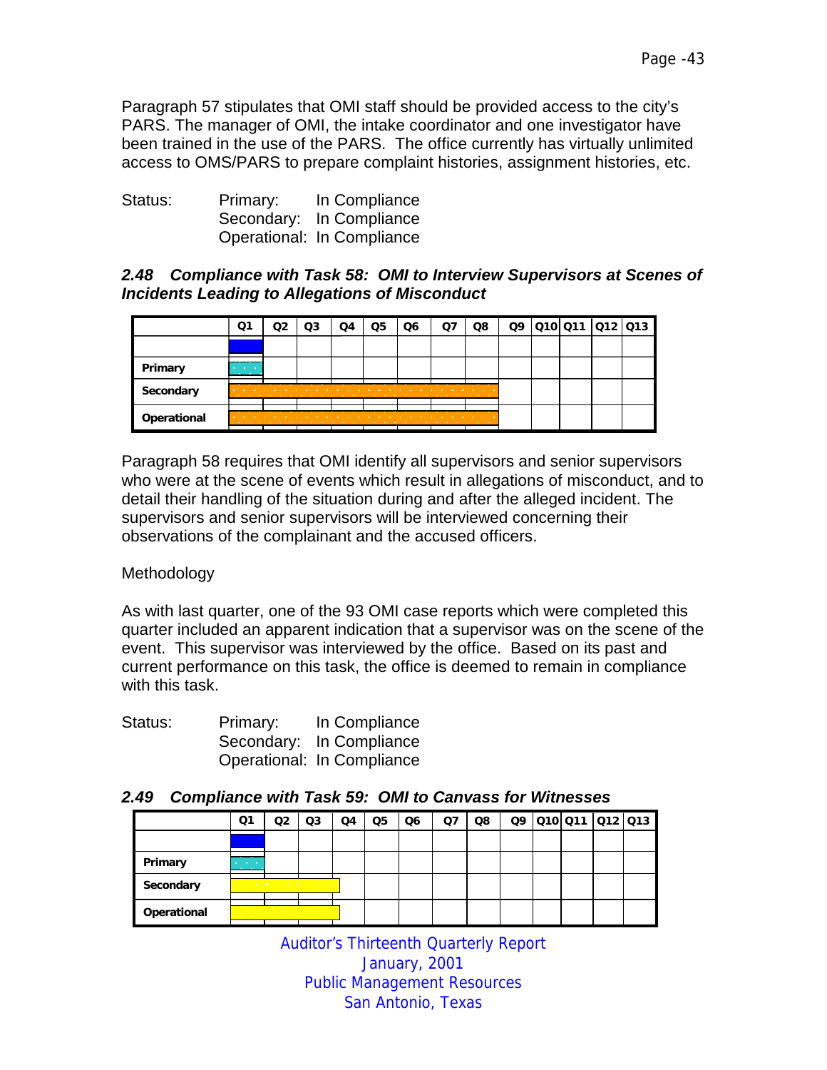Paragraph 57 stipulates that OMI staff should be provided access to the city's PARS. The manager of OMI, the intake coordinator and one investigator have been trained in the use of the PARS. The office currently has virtually unlimited access to OMS/PARS to prepare complaint histories, assignment histories, etc.

Status: Primary: In Compliance
Secondary: In Compliance
Operational: In Compliance

### *2.48 Compliance with Task 58: OMI to Interview Supervisors at Scenes of Incidents Leading to Allegations of Misconduct*

| | Q1 | Q2 | Q3 | Q4 | Q5 | Q6 | Q7 | Q8 | Q9 | Q10 | Q11 | Q12 | Q13 |
|---|---|---|---|---|---|---|---|---|---|---|---|---|---|
| | | | | | | | | | | | | | |
| Primary | | | | | | | | | | | | | |
| Secondary | | | | | | | | | | | | | |
| Operational | | | | | | | | | | | | | |

Paragraph 58 requires that OMI identify all supervisors and senior supervisors who were at the scene of events which result in allegations of misconduct, and to detail their handling of the situation during and after the alleged incident. The supervisors and senior supervisors will be interviewed concerning their observations of the complainant and the accused officers.

Methodology

As with last quarter, one of the 93 OMI case reports which were completed this quarter included an apparent indication that a supervisor was on the scene of the event. This supervisor was interviewed by the office. Based on its past and current performance on this task, the office is deemed to remain in compliance with this task.

Status: Primary: In Compliance
Secondary: In Compliance
Operational: In Compliance

### *2.49 Compliance with Task 59: OMI to Canvass for Witnesses*

| | Q1 | Q2 | Q3 | Q4 | Q5 | Q6 | Q7 | Q8 | Q9 | Q10 | Q11 | Q12 | Q13 |
|---|---|---|---|---|---|---|---|---|---|---|---|---|---|
| | | | | | | | | | | | | | |
| Primary | | | | | | | | | | | | | |
| Secondary | | | | | | | | | | | | | |
| Operational | | | | | | | | | | | | | |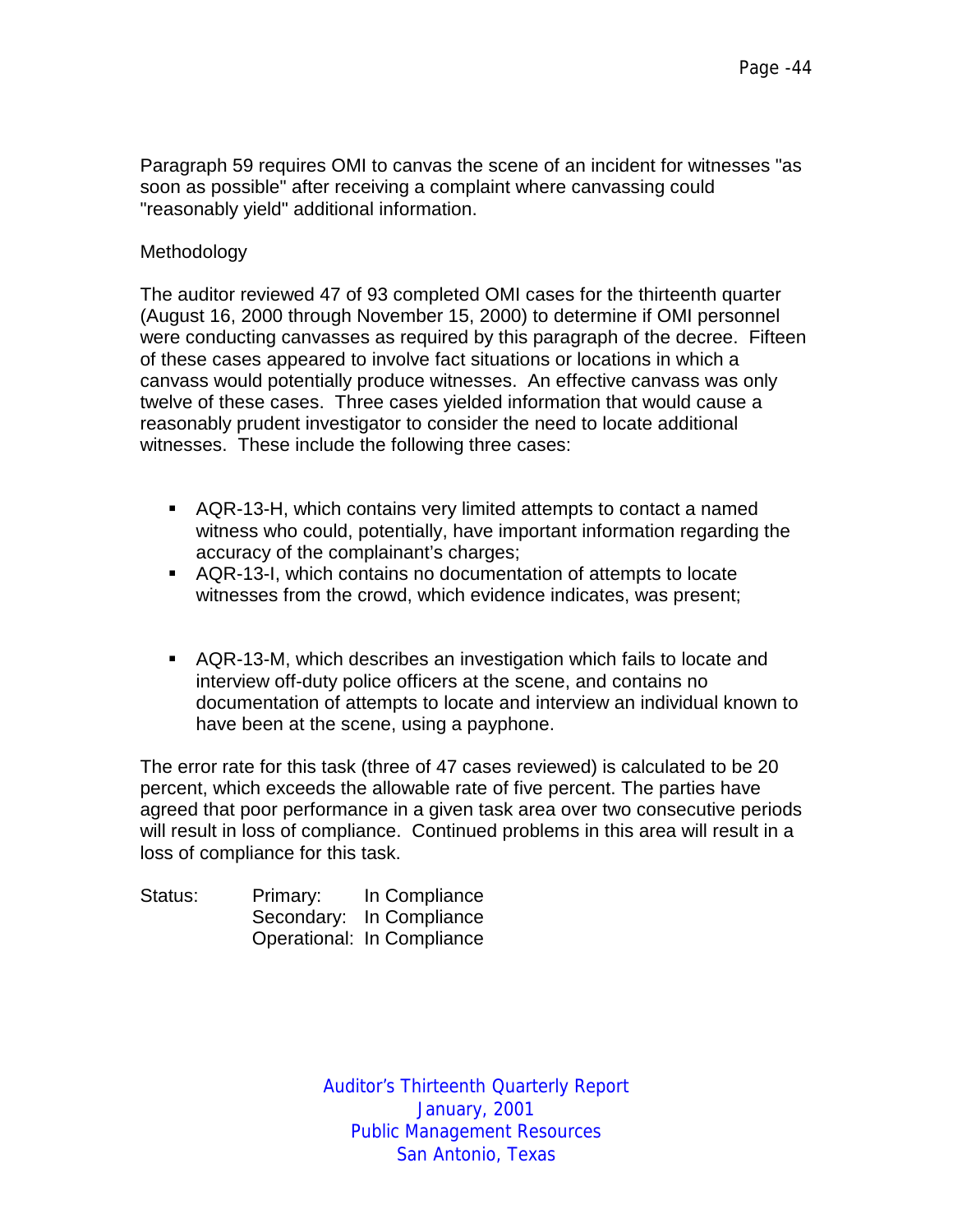Paragraph 59 requires OMI to canvas the scene of an incident for witnesses "as soon as possible" after receiving a complaint where canvassing could "reasonably yield" additional information.

Methodology

The auditor reviewed 47 of 93 completed OMI cases for the thirteenth quarter (August 16, 2000 through November 15, 2000) to determine if OMI personnel were conducting canvasses as required by this paragraph of the decree. Fifteen of these cases appeared to involve fact situations or locations in which a canvass would potentially produce witnesses. An effective canvass was only twelve of these cases. Three cases yielded information that would cause a reasonably prudent investigator to consider the need to locate additional witnesses. These include the following three cases:

- AQR-13-H, which contains very limited attempts to contact a named witness who could, potentially, have important information regarding the accuracy of the complainant's charges;
- AQR-13-I, which contains no documentation of attempts to locate witnesses from the crowd, which evidence indicates, was present;
- AQR-13-M, which describes an investigation which fails to locate and interview off-duty police officers at the scene, and contains no documentation of attempts to locate and interview an individual known to have been at the scene, using a payphone.

The error rate for this task (three of 47 cases reviewed) is calculated to be 20 percent, which exceeds the allowable rate of five percent. The parties have agreed that poor performance in a given task area over two consecutive periods will result in loss of compliance. Continued problems in this area will result in a loss of compliance for this task.

Status: Primary: In Compliance
Secondary: In Compliance
Operational: In Compliance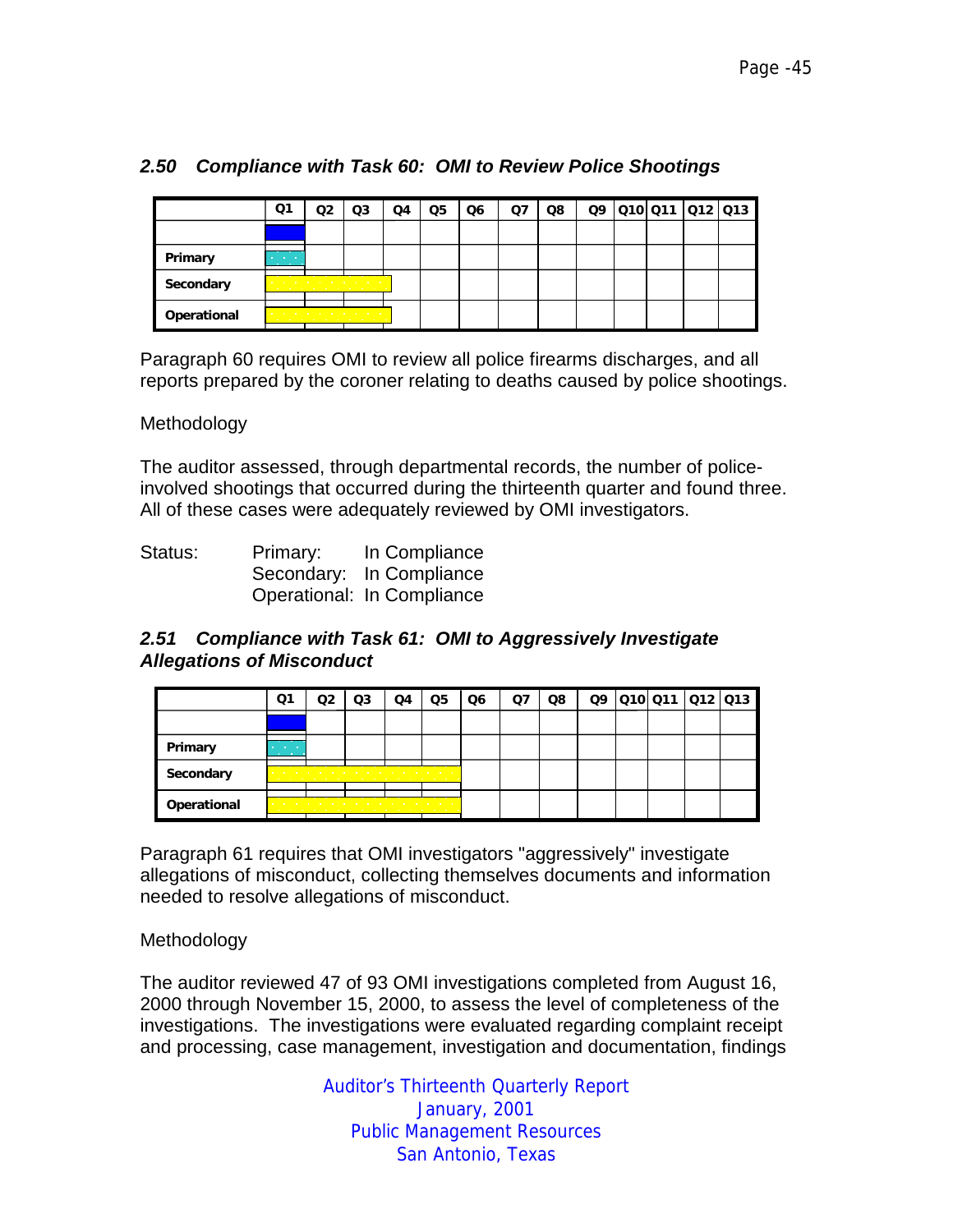### 2.50 Compliance with Task 60: OMI to Review Police Shootings

| | Q1 | Q2 | Q3 | Q4 | Q5 | Q6 | Q7 | Q8 | Q9 | Q10 | Q11 | Q12 | Q13 |
|---|---|---|---|---|---|---|---|---|---|---|---|---|---|
| | | | | | | | | | | | | | |
| Primary | | | | | | | | | | | | | |
| Secondary | | | | | | | | | | | | | |
| Operational | | | | | | | | | | | | | |

Paragraph 60 requires OMI to review all police firearms discharges, and all reports prepared by the coroner relating to deaths caused by police shootings.

Methodology

The auditor assessed, through departmental records, the number of police-involved shootings that occurred during the thirteenth quarter and found three. All of these cases were adequately reviewed by OMI investigators.

Status: Primary: In Compliance
Secondary: In Compliance
Operational: In Compliance

### 2.51 Compliance with Task 61: OMI to Aggressively Investigate Allegations of Misconduct

| | Q1 | Q2 | Q3 | Q4 | Q5 | Q6 | Q7 | Q8 | Q9 | Q10 | Q11 | Q12 | Q13 |
|---|---|---|---|---|---|---|---|---|---|---|---|---|---|
| | | | | | | | | | | | | | |
| Primary | | | | | | | | | | | | | |
| Secondary | | | | | | | | | | | | | |
| Operational | | | | | | | | | | | | | |

Paragraph 61 requires that OMI investigators "aggressively" investigate allegations of misconduct, collecting themselves documents and information needed to resolve allegations of misconduct.

Methodology

The auditor reviewed 47 of 93 OMI investigations completed from August 16, 2000 through November 15, 2000, to assess the level of completeness of the investigations. The investigations were evaluated regarding complaint receipt and processing, case management, investigation and documentation, findings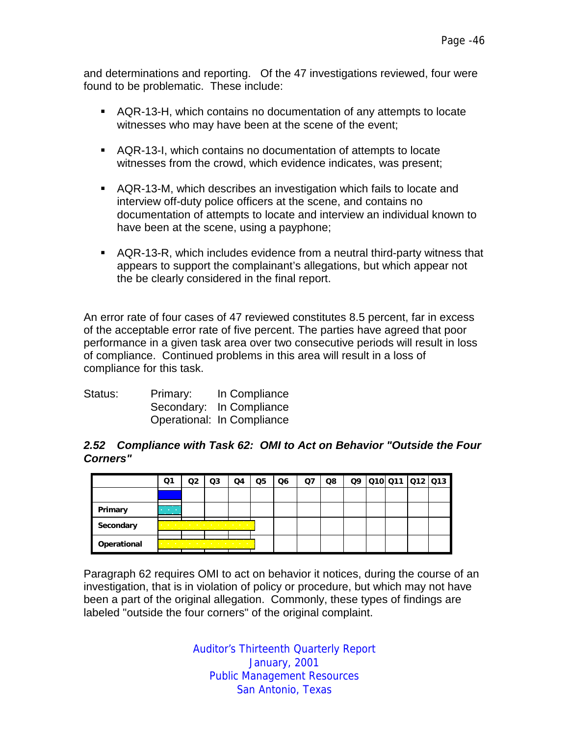and determinations and reporting.  Of the 47 investigations reviewed, four were found to be problematic.  These include:

- AQR-13-H, which contains no documentation of any attempts to locate witnesses who may have been at the scene of the event;
- AQR-13-I, which contains no documentation of attempts to locate witnesses from the crowd, which evidence indicates, was present;
- AQR-13-M, which describes an investigation which fails to locate and interview off-duty police officers at the scene, and contains no documentation of attempts to locate and interview an individual known to have been at the scene, using a payphone;
- AQR-13-R, which includes evidence from a neutral third-party witness that appears to support the complainant's allegations, but which appear not the be clearly considered in the final report.

An error rate of four cases of 47 reviewed constitutes 8.5 percent, far in excess of the acceptable error rate of five percent. The parties have agreed that poor performance in a given task area over two consecutive periods will result in loss of compliance.  Continued problems in this area will result in a loss of compliance for this task.

Status: Primary: In Compliance
Secondary: In Compliance
Operational: In Compliance

### *2.52 Compliance with Task 62: OMI to Act on Behavior "Outside the Four Corners"*

| | Q1 | Q2 | Q3 | Q4 | Q5 | Q6 | Q7 | Q8 | Q9 | Q10 | Q11 | Q12 | Q13 |
|---|---|---|---|---|---|---|---|---|---|---|---|---|---|
| Primary | | | | | | | | | | | | | |
| Secondary | | | | | | | | | | | | | |
| Operational | | | | | | | | | | | | | |

Paragraph 62 requires OMI to act on behavior it notices, during the course of an investigation, that is in violation of policy or procedure, but which may not have been a part of the original allegation.  Commonly, these types of findings are labeled "outside the four corners" of the original complaint.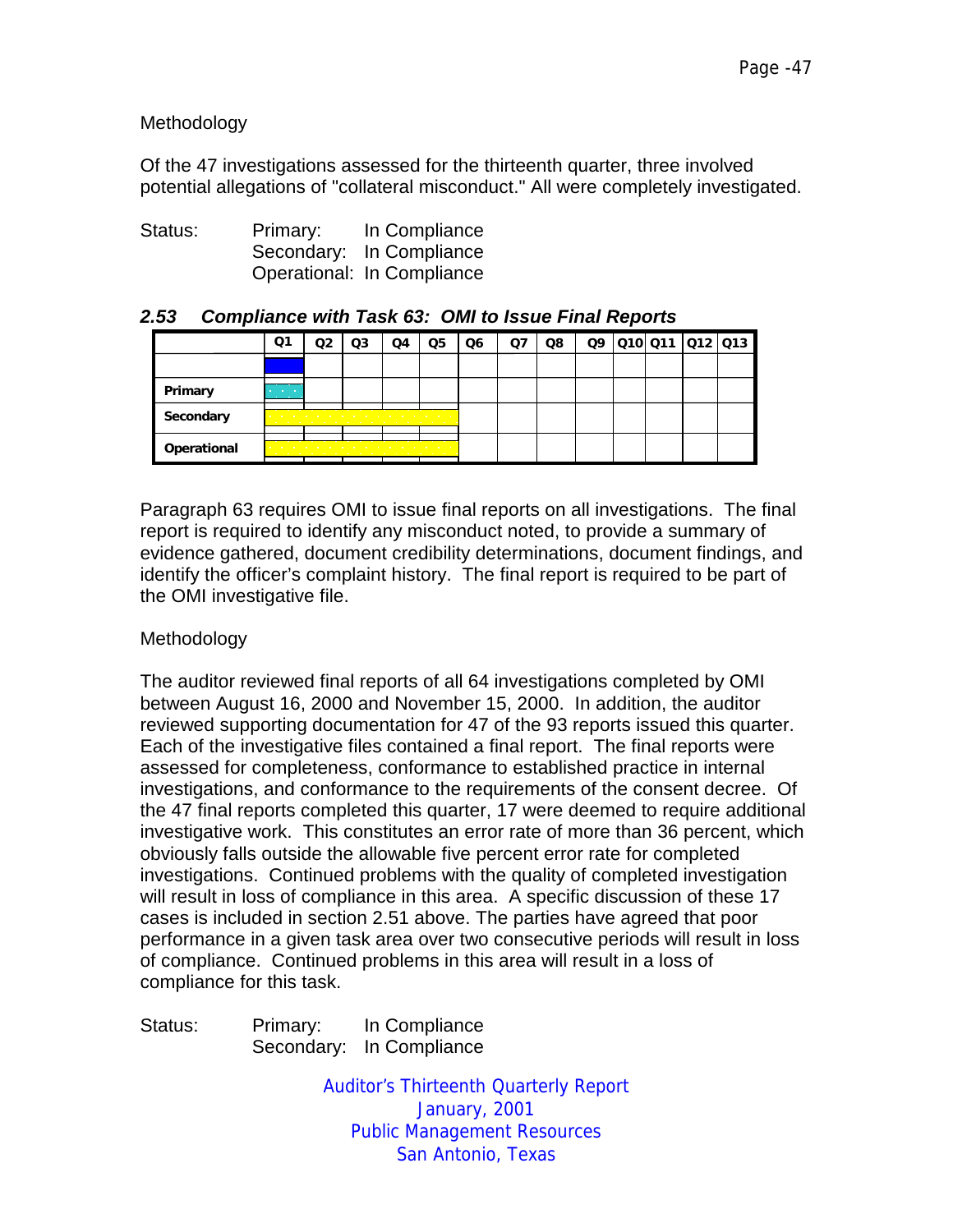Methodology

Of the 47 investigations assessed for the thirteenth quarter, three involved potential allegations of "collateral misconduct." All were completely investigated.

Status: Primary: In Compliance
Secondary: In Compliance
Operational: In Compliance

### *2.53 Compliance with Task 63: OMI to Issue Final Reports*

| | Q1 | Q2 | Q3 | Q4 | Q5 | Q6 | Q7 | Q8 | Q9 | Q10 | Q11 | Q12 | Q13 |
|---|---|---|---|---|---|---|---|---|---|---|---|---|---|
| | | | | | | | | | | | | | |
| **Primary** | | | | | | | | | | | | | |
| **Secondary** | | | | | | | | | | | | | |
| **Operational** | | | | | | | | | | | | | |

Paragraph 63 requires OMI to issue final reports on all investigations. The final report is required to identify any misconduct noted, to provide a summary of evidence gathered, document credibility determinations, document findings, and identify the officer's complaint history. The final report is required to be part of the OMI investigative file.

Methodology

The auditor reviewed final reports of all 64 investigations completed by OMI between August 16, 2000 and November 15, 2000. In addition, the auditor reviewed supporting documentation for 47 of the 93 reports issued this quarter. Each of the investigative files contained a final report. The final reports were assessed for completeness, conformance to established practice in internal investigations, and conformance to the requirements of the consent decree. Of the 47 final reports completed this quarter, 17 were deemed to require additional investigative work. This constitutes an error rate of more than 36 percent, which obviously falls outside the allowable five percent error rate for completed investigations. Continued problems with the quality of completed investigation will result in loss of compliance in this area. A specific discussion of these 17 cases is included in section 2.51 above. The parties have agreed that poor performance in a given task area over two consecutive periods will result in loss of compliance. Continued problems in this area will result in a loss of compliance for this task.

Status: Primary: In Compliance
Secondary: In Compliance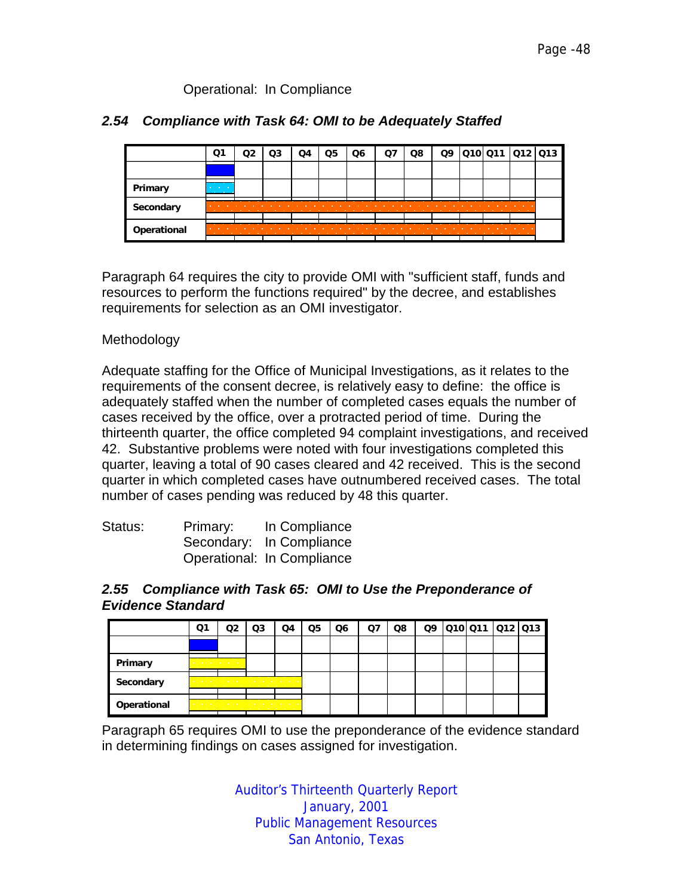Operational: In Compliance

### 2.54 Compliance with Task 64: OMI to be Adequately Staffed

| | Q1 | Q2 | Q3 | Q4 | Q5 | Q6 | Q7 | Q8 | Q9 | Q10 | Q11 | Q12 | Q13 |
|---|---|---|---|---|---|---|---|---|---|---|---|---|---|
| Primary | | | | | | | | | | | | | |
| Secondary | | | | | | | | | | | | | |
| Operational | | | | | | | | | | | | | |

Paragraph 64 requires the city to provide OMI with "sufficient staff, funds and resources to perform the functions required" by the decree, and establishes requirements for selection as an OMI investigator.

Methodology

Adequate staffing for the Office of Municipal Investigations, as it relates to the requirements of the consent decree, is relatively easy to define: the office is adequately staffed when the number of completed cases equals the number of cases received by the office, over a protracted period of time. During the thirteenth quarter, the office completed 94 complaint investigations, and received 42. Substantive problems were noted with four investigations completed this quarter, leaving a total of 90 cases cleared and 42 received. This is the second quarter in which completed cases have outnumbered received cases. The total number of cases pending was reduced by 48 this quarter.

Status: Primary: In Compliance
Secondary: In Compliance
Operational: In Compliance

### 2.55 Compliance with Task 65: OMI to Use the Preponderance of Evidence Standard

| | Q1 | Q2 | Q3 | Q4 | Q5 | Q6 | Q7 | Q8 | Q9 | Q10 | Q11 | Q12 | Q13 |
|---|---|---|---|---|---|---|---|---|---|---|---|---|---|
| Primary | | | | | | | | | | | | | |
| Secondary | | | | | | | | | | | | | |
| Operational | | | | | | | | | | | | | |

Paragraph 65 requires OMI to use the preponderance of the evidence standard in determining findings on cases assigned for investigation.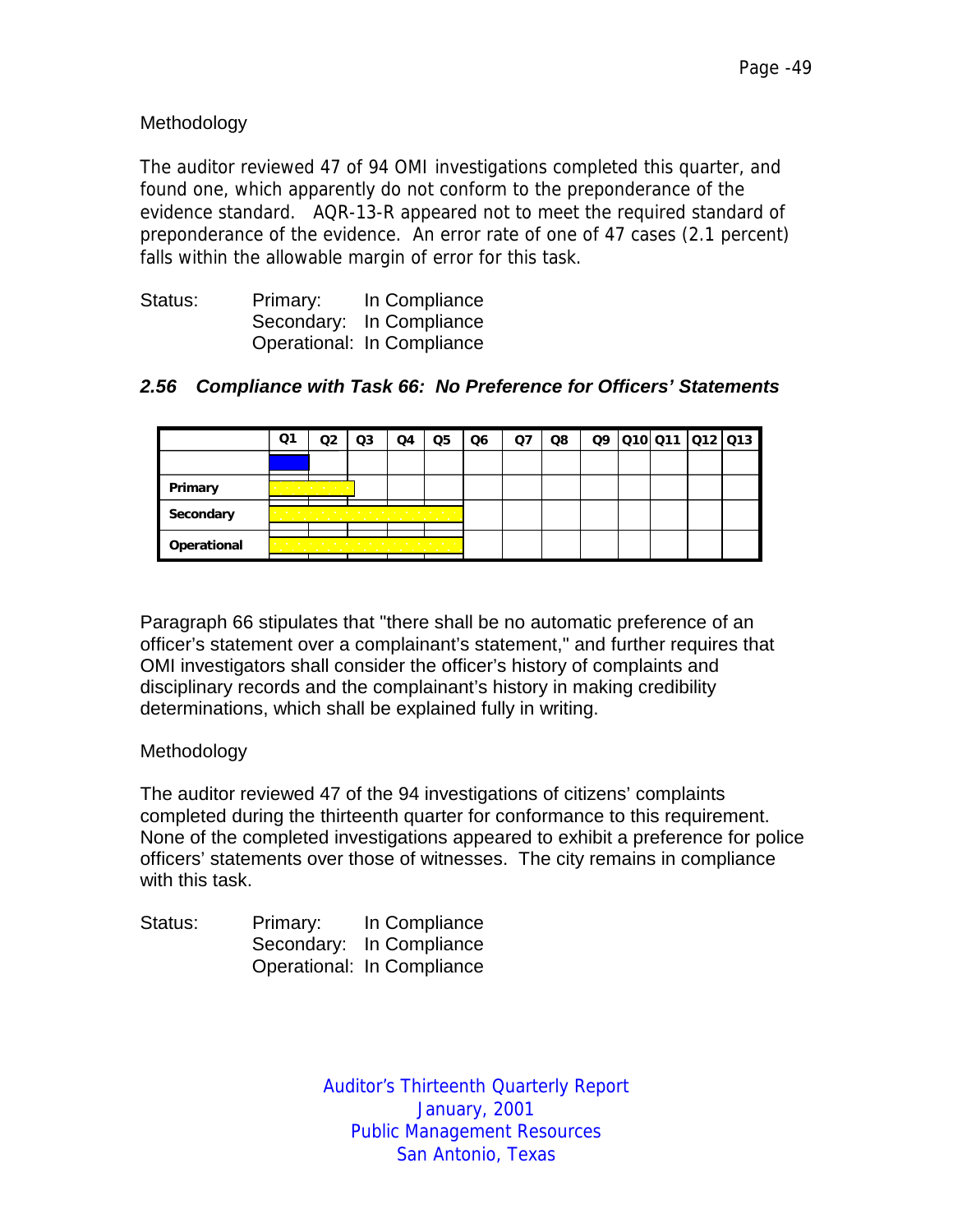Methodology

The auditor reviewed 47 of 94 OMI investigations completed this quarter, and found one, which apparently do not conform to the preponderance of the evidence standard. AQR-13-R appeared not to meet the required standard of preponderance of the evidence. An error rate of one of 47 cases (2.1 percent) falls within the allowable margin of error for this task.

Status: Primary: In Compliance
Secondary: In Compliance
Operational: In Compliance

### *2.56 Compliance with Task 66: No Preference for Officers' Statements*

| | Q1 | Q2 | Q3 | Q4 | Q5 | Q6 | Q7 | Q8 | Q9 | Q10 | Q11 | Q12 | Q13 |
|---|---|---|---|---|---|---|---|---|---|---|---|---|---|
| **Primary** | | | | | | | | | | | | | |
| **Secondary** | | | | | | | | | | | | | |
| **Operational** | | | | | | | | | | | | | |

Paragraph 66 stipulates that "there shall be no automatic preference of an officer's statement over a complainant's statement," and further requires that OMI investigators shall consider the officer's history of complaints and disciplinary records and the complainant's history in making credibility determinations, which shall be explained fully in writing.

Methodology

The auditor reviewed 47 of the 94 investigations of citizens' complaints completed during the thirteenth quarter for conformance to this requirement. None of the completed investigations appeared to exhibit a preference for police officers' statements over those of witnesses. The city remains in compliance with this task.

Status: Primary: In Compliance
Secondary: In Compliance
Operational: In Compliance

Auditor's Thirteenth Quarterly Report
January, 2001
Public Management Resources
San Antonio, Texas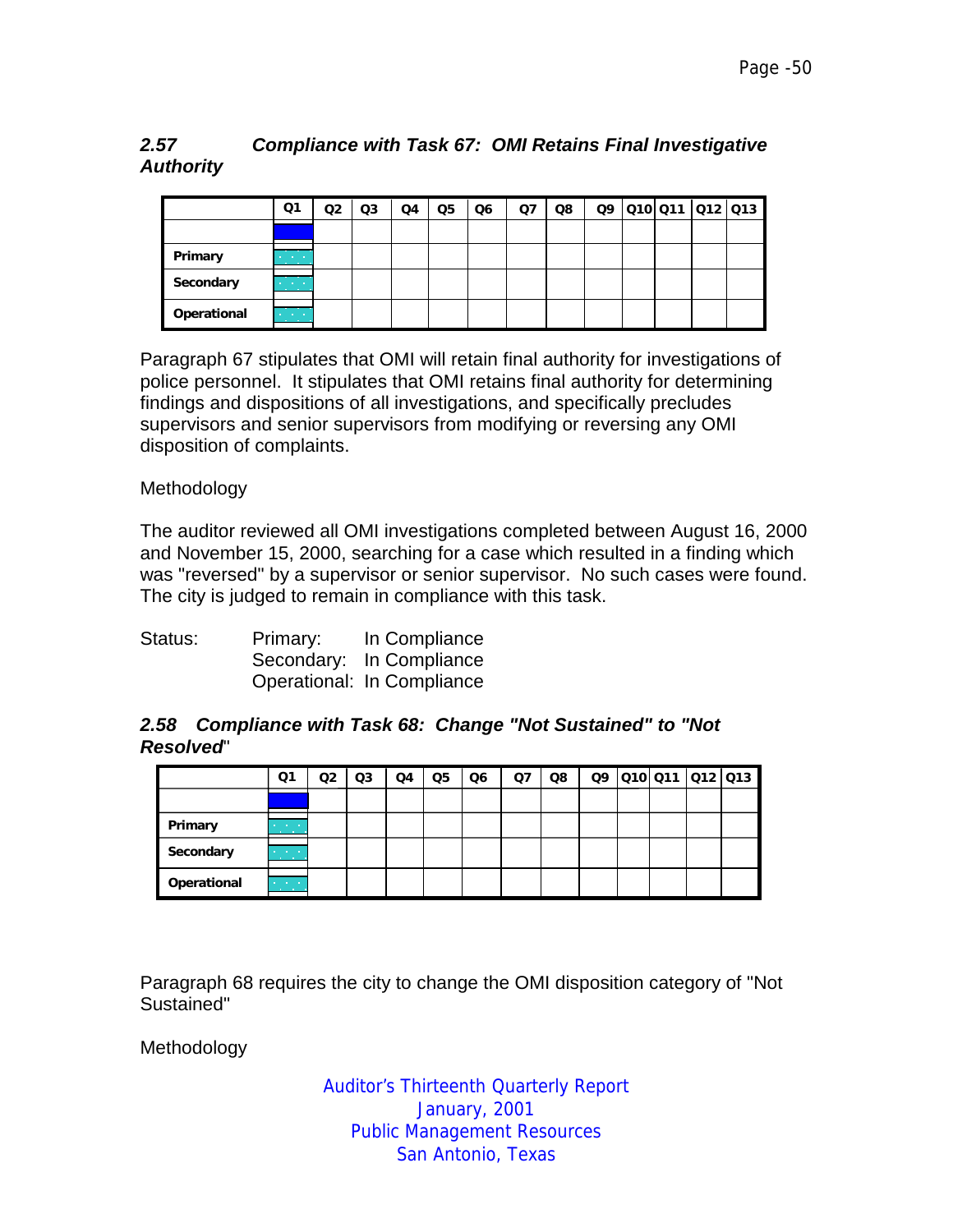### *2.57 Compliance with Task 67: OMI Retains Final Investigative Authority*

| | Q1 | Q2 | Q3 | Q4 | Q5 | Q6 | Q7 | Q8 | Q9 | Q10 | Q11 | Q12 | Q13 |
|---|---|---|---|---|---|---|---|---|---|---|---|---|---|
| | | | | | | | | | | | | | |
| **Primary** | | | | | | | | | | | | | |
| **Secondary** | | | | | | | | | | | | | |
| **Operational** | | | | | | | | | | | | | |

Paragraph 67 stipulates that OMI will retain final authority for investigations of police personnel. It stipulates that OMI retains final authority for determining findings and dispositions of all investigations, and specifically precludes supervisors and senior supervisors from modifying or reversing any OMI disposition of complaints.

Methodology

The auditor reviewed all OMI investigations completed between August 16, 2000 and November 15, 2000, searching for a case which resulted in a finding which was "reversed" by a supervisor or senior supervisor. No such cases were found. The city is judged to remain in compliance with this task.

Status: Primary: In Compliance
Secondary: In Compliance
Operational: In Compliance

### *2.58 Compliance with Task 68: Change "Not Sustained" to "Not Resolved*"

| | Q1 | Q2 | Q3 | Q4 | Q5 | Q6 | Q7 | Q8 | Q9 | Q10 | Q11 | Q12 | Q13 |
|---|---|---|---|---|---|---|---|---|---|---|---|---|---|
| | | | | | | | | | | | | | |
| **Primary** | | | | | | | | | | | | | |
| **Secondary** | | | | | | | | | | | | | |
| **Operational** | | | | | | | | | | | | | |

Paragraph 68 requires the city to change the OMI disposition category of "Not Sustained"

Methodology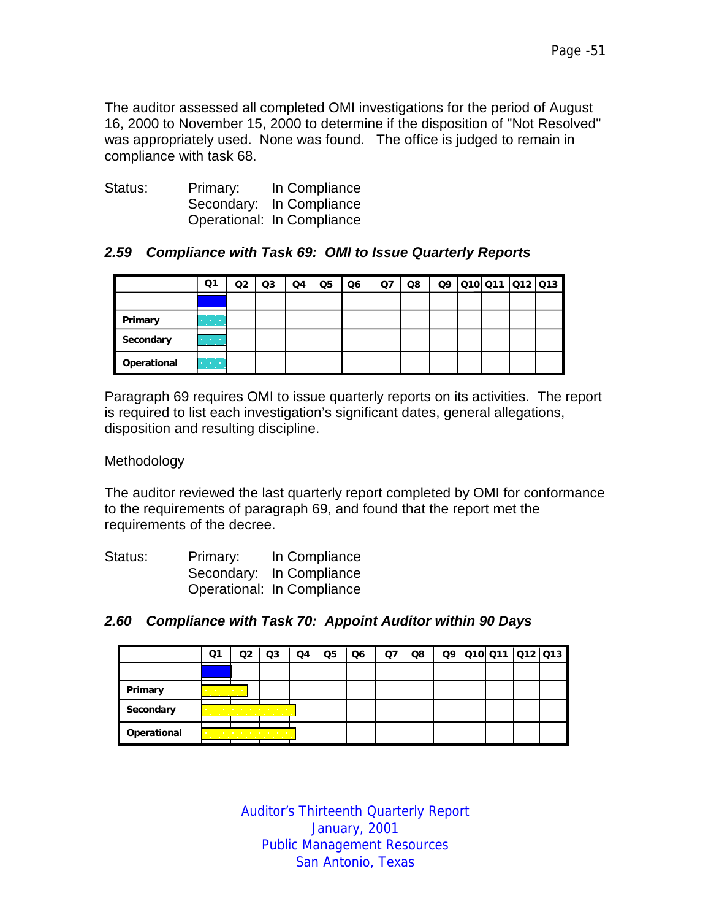The auditor assessed all completed OMI investigations for the period of August 16, 2000 to November 15, 2000 to determine if the disposition of "Not Resolved" was appropriately used. None was found. The office is judged to remain in compliance with task 68.

Status: Primary: In Compliance
Secondary: In Compliance
Operational: In Compliance

### *2.59 Compliance with Task 69: OMI to Issue Quarterly Reports*

| | Q1 | Q2 | Q3 | Q4 | Q5 | Q6 | Q7 | Q8 | Q9 | Q10 | Q11 | Q12 | Q13 |
|---|---|---|---|---|---|---|---|---|---|---|---|---|---|
| | | | | | | | | | | | | | |
| **Primary** | | | | | | | | | | | | | |
| **Secondary** | | | | | | | | | | | | | |
| **Operational** | | | | | | | | | | | | | |

Paragraph 69 requires OMI to issue quarterly reports on its activities. The report is required to list each investigation's significant dates, general allegations, disposition and resulting discipline.

Methodology

The auditor reviewed the last quarterly report completed by OMI for conformance to the requirements of paragraph 69, and found that the report met the requirements of the decree.

Status: Primary: In Compliance
Secondary: In Compliance
Operational: In Compliance

### *2.60 Compliance with Task 70: Appoint Auditor within 90 Days*

| | Q1 | Q2 | Q3 | Q4 | Q5 | Q6 | Q7 | Q8 | Q9 | Q10 | Q11 | Q12 | Q13 |
|---|---|---|---|---|---|---|---|---|---|---|---|---|---|
| | | | | | | | | | | | | | |
| **Primary** | | | | | | | | | | | | | |
| **Secondary** | | | | | | | | | | | | | |
| **Operational** | | | | | | | | | | | | | |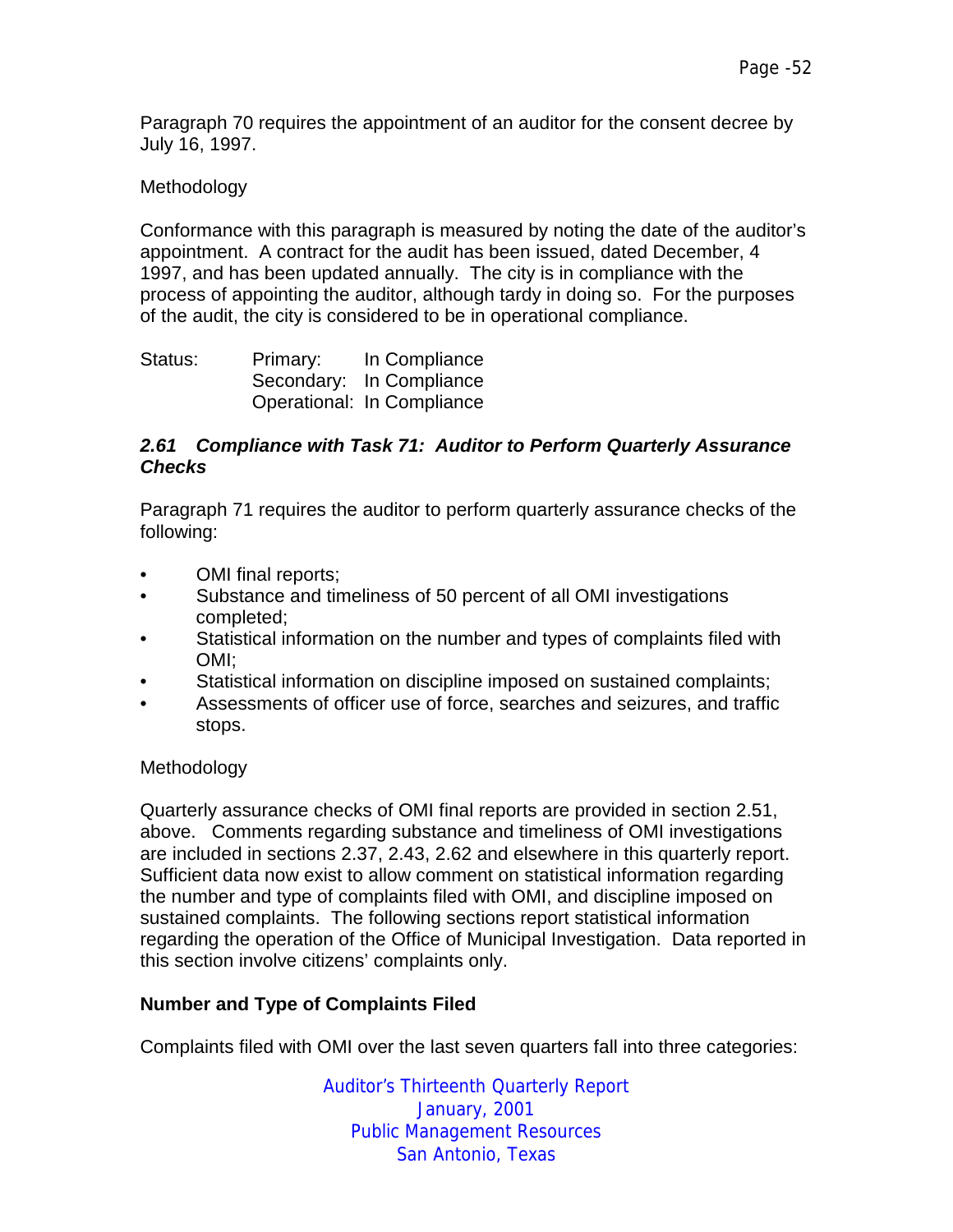Paragraph 70 requires the appointment of an auditor for the consent decree by July 16, 1997.

Methodology

Conformance with this paragraph is measured by noting the date of the auditor's appointment. A contract for the audit has been issued, dated December, 4 1997, and has been updated annually. The city is in compliance with the process of appointing the auditor, although tardy in doing so. For the purposes of the audit, the city is considered to be in operational compliance.

| Status: | Primary: | In Compliance |
|---|---|---|
| | Secondary: | In Compliance |
| | Operational: | In Compliance |

### *2.61 Compliance with Task 71: Auditor to Perform Quarterly Assurance Checks*

Paragraph 71 requires the auditor to perform quarterly assurance checks of the following:

- OMI final reports;
- Substance and timeliness of 50 percent of all OMI investigations completed;
- Statistical information on the number and types of complaints filed with OMI;
- Statistical information on discipline imposed on sustained complaints;
- Assessments of officer use of force, searches and seizures, and traffic stops.

Methodology

Quarterly assurance checks of OMI final reports are provided in section 2.51, above. Comments regarding substance and timeliness of OMI investigations are included in sections 2.37, 2.43, 2.62 and elsewhere in this quarterly report. Sufficient data now exist to allow comment on statistical information regarding the number and type of complaints filed with OMI, and discipline imposed on sustained complaints. The following sections report statistical information regarding the operation of the Office of Municipal Investigation. Data reported in this section involve citizens' complaints only.

**Number and Type of Complaints Filed**

Complaints filed with OMI over the last seven quarters fall into three categories: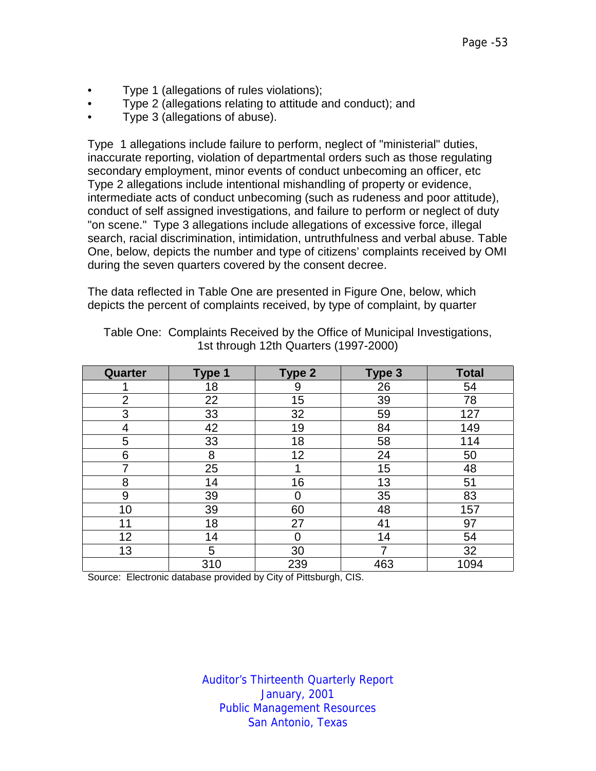- Type 1 (allegations of rules violations);
- Type 2 (allegations relating to attitude and conduct); and
- Type 3 (allegations of abuse).

Type 1 allegations include failure to perform, neglect of "ministerial" duties, inaccurate reporting, violation of departmental orders such as those regulating secondary employment, minor events of conduct unbecoming an officer, etc Type 2 allegations include intentional mishandling of property or evidence, intermediate acts of conduct unbecoming (such as rudeness and poor attitude), conduct of self assigned investigations, and failure to perform or neglect of duty "on scene." Type 3 allegations include allegations of excessive force, illegal search, racial discrimination, intimidation, untruthfulness and verbal abuse. Table One, below, depicts the number and type of citizens' complaints received by OMI during the seven quarters covered by the consent decree.

The data reflected in Table One are presented in Figure One, below, which depicts the percent of complaints received, by type of complaint, by quarter

Table One: Complaints Received by the Office of Municipal Investigations, 1st through 12th Quarters (1997-2000)

| Quarter | Type 1 | Type 2 | Type 3 | Total |
|---|---|---|---|---|
| 1 | 18 | 9 | 26 | 54 |
| 2 | 22 | 15 | 39 | 78 |
| 3 | 33 | 32 | 59 | 127 |
| 4 | 42 | 19 | 84 | 149 |
| 5 | 33 | 18 | 58 | 114 |
| 6 | 8 | 12 | 24 | 50 |
| 7 | 25 | 1 | 15 | 48 |
| 8 | 14 | 16 | 13 | 51 |
| 9 | 39 | 0 | 35 | 83 |
| 10 | 39 | 60 | 48 | 157 |
| 11 | 18 | 27 | 41 | 97 |
| 12 | 14 | 0 | 14 | 54 |
| 13 | 5 | 30 | 7 | 32 |
| | 310 | 239 | 463 | 1094 |

Source: Electronic database provided by City of Pittsburgh, CIS.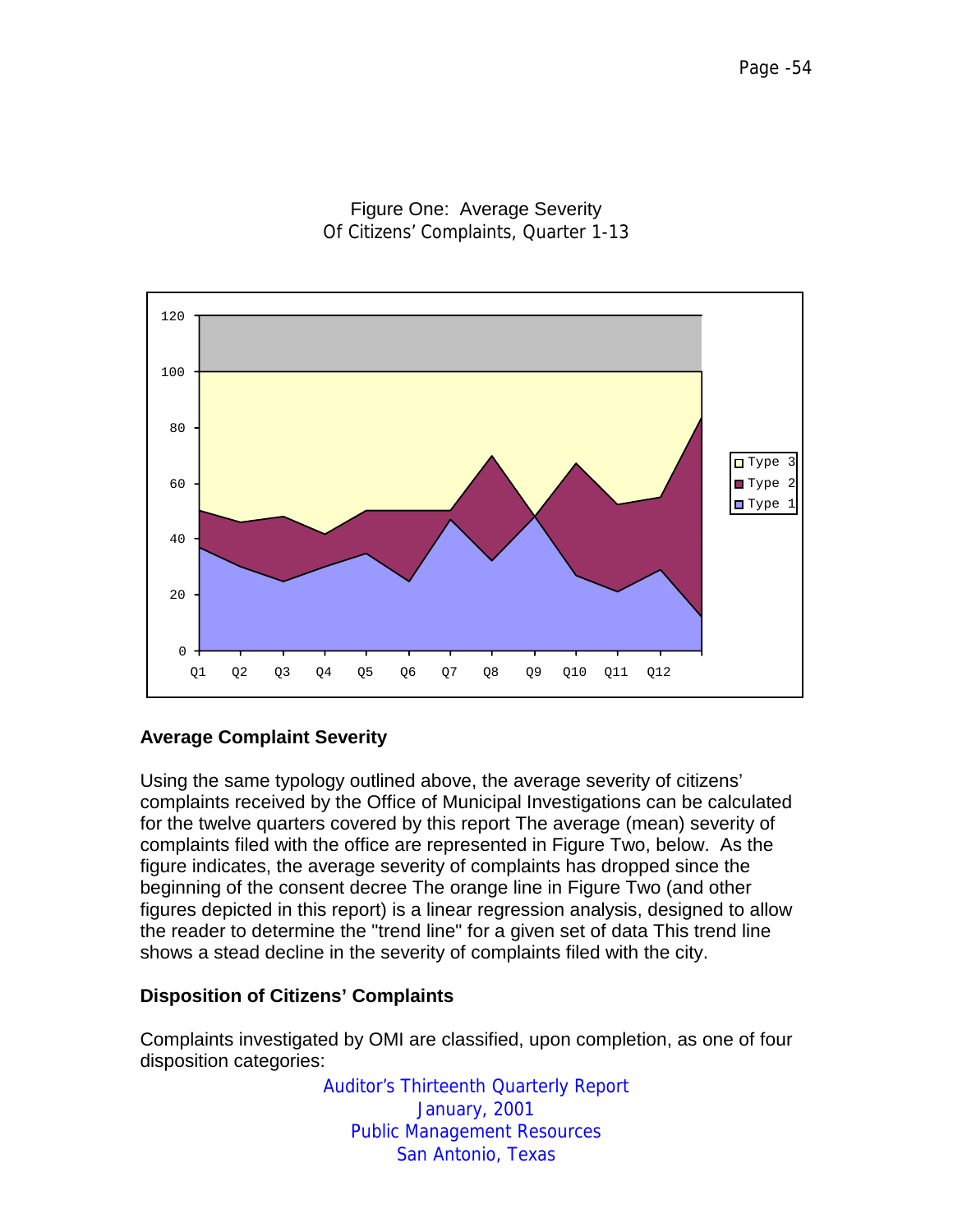Figure One: Average Severity
Of Citizens' Complaints, Quarter 1-13

## Average Complaint Severity

Using the same typology outlined above, the average severity of citizens' complaints received by the Office of Municipal Investigations can be calculated for the twelve quarters covered by this report The average (mean) severity of complaints filed with the office are represented in Figure Two, below. As the figure indicates, the average severity of complaints has dropped since the beginning of the consent decree The orange line in Figure Two (and other figures depicted in this report) is a linear regression analysis, designed to allow the reader to determine the "trend line" for a given set of data This trend line shows a stead decline in the severity of complaints filed with the city.

## Disposition of Citizens' Complaints

Complaints investigated by OMI are classified, upon completion, as one of four disposition categories: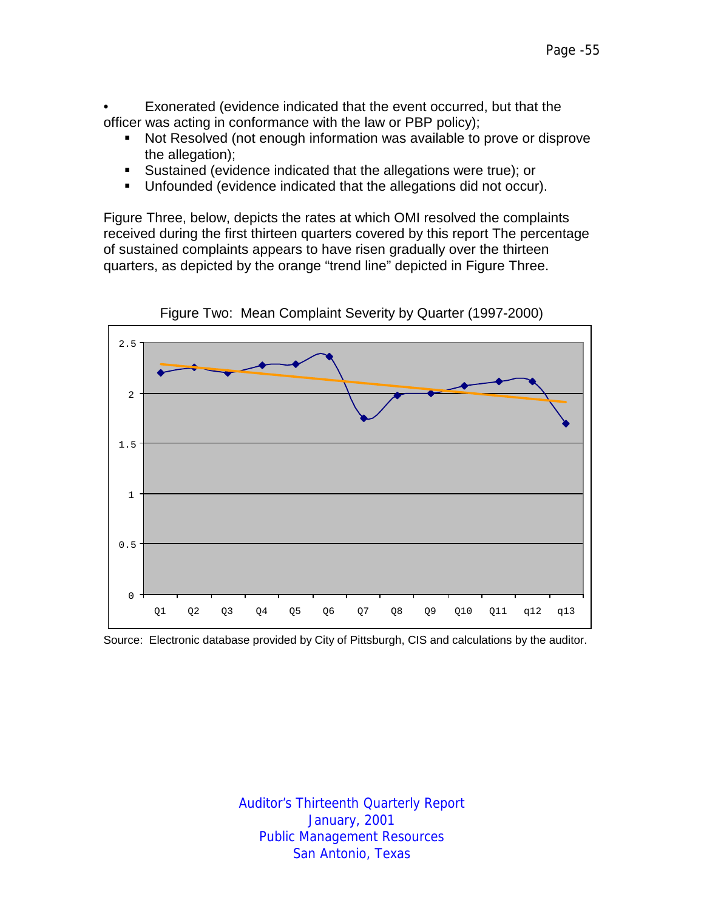- Exonerated (evidence indicated that the event occurred, but that the officer was acting in conformance with the law or PBP policy);
  - Not Resolved (not enough information was available to prove or disprove the allegation);
  - Sustained (evidence indicated that the allegations were true); or
  - Unfounded (evidence indicated that the allegations did not occur).

Figure Three, below, depicts the rates at which OMI resolved the complaints received during the first thirteen quarters covered by this report The percentage of sustained complaints appears to have risen gradually over the thirteen quarters, as depicted by the orange "trend line" depicted in Figure Three.

Figure Two: Mean Complaint Severity by Quarter (1997-2000)

Source: Electronic database provided by City of Pittsburgh, CIS and calculations by the auditor.

Auditor's Thirteenth Quarterly Report
January, 2001
Public Management Resources
San Antonio, Texas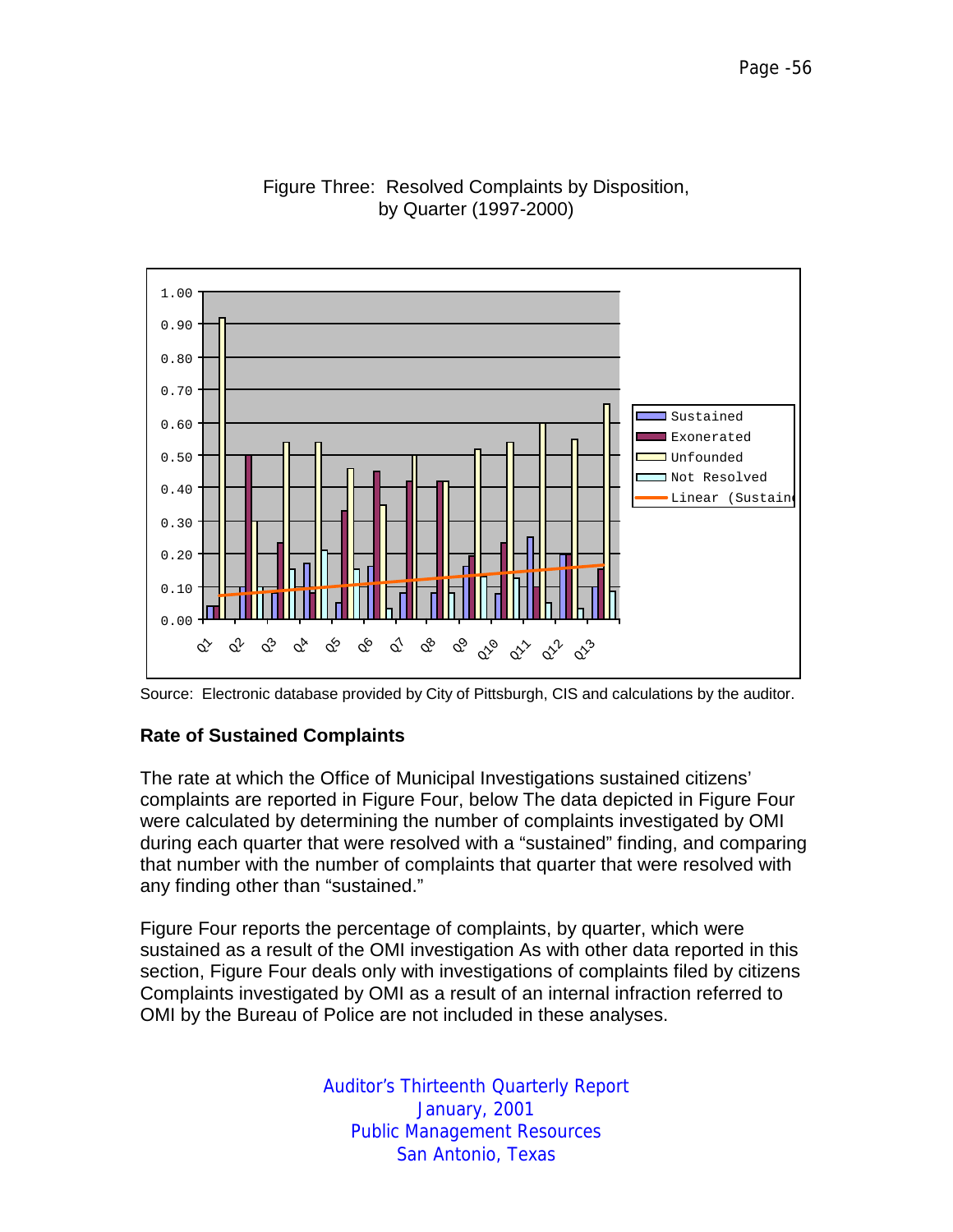Figure Three: Resolved Complaints by Disposition, by Quarter (1997-2000)

Source: Electronic database provided by City of Pittsburgh, CIS and calculations by the auditor.

### Rate of Sustained Complaints

The rate at which the Office of Municipal Investigations sustained citizens' complaints are reported in Figure Four, below The data depicted in Figure Four were calculated by determining the number of complaints investigated by OMI during each quarter that were resolved with a "sustained" finding, and comparing that number with the number of complaints that quarter that were resolved with any finding other than "sustained."

Figure Four reports the percentage of complaints, by quarter, which were sustained as a result of the OMI investigation As with other data reported in this section, Figure Four deals only with investigations of complaints filed by citizens Complaints investigated by OMI as a result of an internal infraction referred to OMI by the Bureau of Police are not included in these analyses.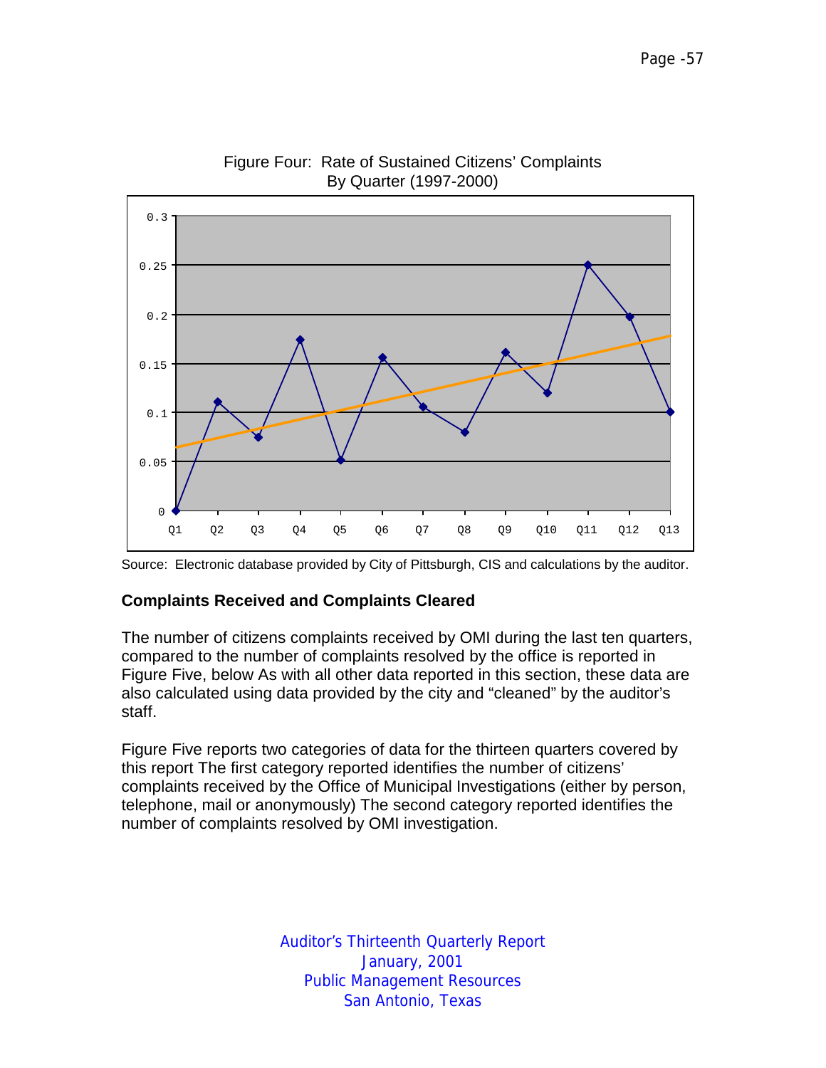Figure Four: Rate of Sustained Citizens' Complaints By Quarter (1997-2000)

Source: Electronic database provided by City of Pittsburgh, CIS and calculations by the auditor.

**Complaints Received and Complaints Cleared**

The number of citizens complaints received by OMI during the last ten quarters, compared to the number of complaints resolved by the office is reported in Figure Five, below As with all other data reported in this section, these data are also calculated using data provided by the city and "cleaned" by the auditor's staff.

Figure Five reports two categories of data for the thirteen quarters covered by this report The first category reported identifies the number of citizens' complaints received by the Office of Municipal Investigations (either by person, telephone, mail or anonymously) The second category reported identifies the number of complaints resolved by OMI investigation.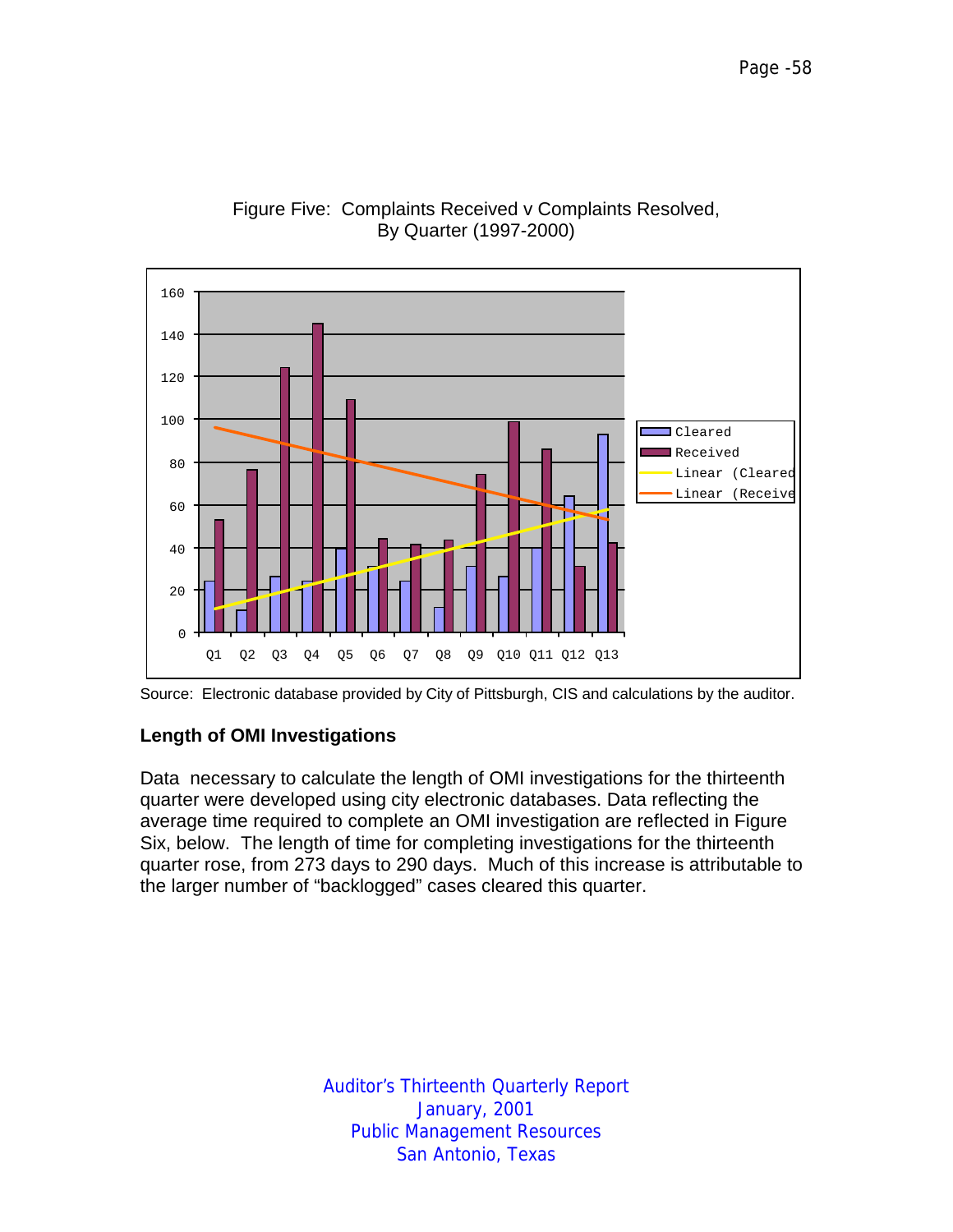Figure Five: Complaints Received v Complaints Resolved, By Quarter (1997-2000)

Source: Electronic database provided by City of Pittsburgh, CIS and calculations by the auditor.

**Length of OMI Investigations**

Data necessary to calculate the length of OMI investigations for the thirteenth quarter were developed using city electronic databases. Data reflecting the average time required to complete an OMI investigation are reflected in Figure Six, below. The length of time for completing investigations for the thirteenth quarter rose, from 273 days to 290 days. Much of this increase is attributable to the larger number of "backlogged" cases cleared this quarter.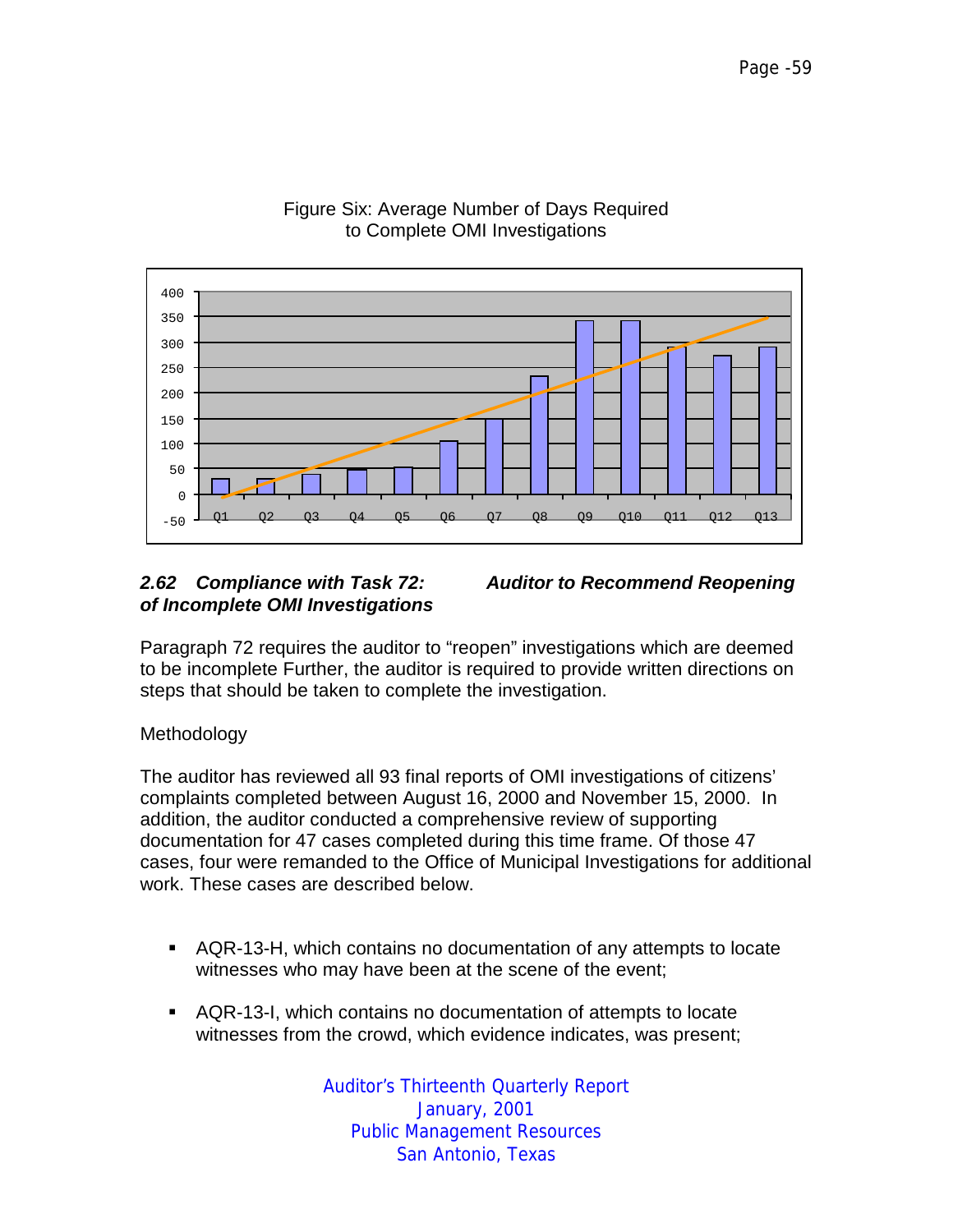Figure Six: Average Number of Days Required to Complete OMI Investigations

## 2.62 *Compliance with Task 72: Auditor to Recommend Reopening of Incomplete OMI Investigations*

Paragraph 72 requires the auditor to "reopen" investigations which are deemed to be incomplete Further, the auditor is required to provide written directions on steps that should be taken to complete the investigation.

Methodology

The auditor has reviewed all 93 final reports of OMI investigations of citizens' complaints completed between August 16, 2000 and November 15, 2000. In addition, the auditor conducted a comprehensive review of supporting documentation for 47 cases completed during this time frame. Of those 47 cases, four were remanded to the Office of Municipal Investigations for additional work. These cases are described below.

- AQR-13-H, which contains no documentation of any attempts to locate witnesses who may have been at the scene of the event;
- AQR-13-I, which contains no documentation of attempts to locate witnesses from the crowd, which evidence indicates, was present;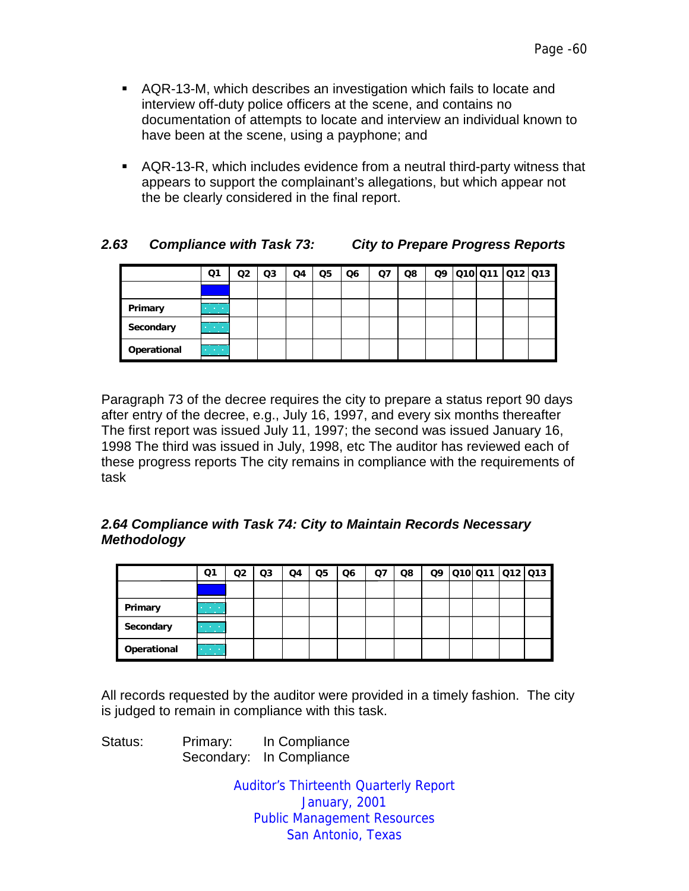- AQR-13-M, which describes an investigation which fails to locate and interview off-duty police officers at the scene, and contains no documentation of attempts to locate and interview an individual known to have been at the scene, using a payphone; and

- AQR-13-R, which includes evidence from a neutral third-party witness that appears to support the complainant's allegations, but which appear not the be clearly considered in the final report.

### *2.63 Compliance with Task 73: City to Prepare Progress Reports*

| | Q1 | Q2 | Q3 | Q4 | Q5 | Q6 | Q7 | Q8 | Q9 | Q10 | Q11 | Q12 | Q13 |
|---|---|---|---|---|---|---|---|---|---|---|---|---|---|
| | | | | | | | | | | | | | |
| **Primary** | | | | | | | | | | | | | |
| **Secondary** | | | | | | | | | | | | | |
| **Operational** | | | | | | | | | | | | | |

Paragraph 73 of the decree requires the city to prepare a status report 90 days after entry of the decree, e.g., July 16, 1997, and every six months thereafter The first report was issued July 11, 1997; the second was issued January 16, 1998 The third was issued in July, 1998, etc The auditor has reviewed each of these progress reports The city remains in compliance with the requirements of task

### *2.64 Compliance with Task 74: City to Maintain Records Necessary Methodology*

| | Q1 | Q2 | Q3 | Q4 | Q5 | Q6 | Q7 | Q8 | Q9 | Q10 | Q11 | Q12 | Q13 |
|---|---|---|---|---|---|---|---|---|---|---|---|---|---|
| | | | | | | | | | | | | | |
| **Primary** | | | | | | | | | | | | | |
| **Secondary** | | | | | | | | | | | | | |
| **Operational** | | | | | | | | | | | | | |

All records requested by the auditor were provided in a timely fashion. The city is judged to remain in compliance with this task.

Status: Primary: In Compliance
Secondary: In Compliance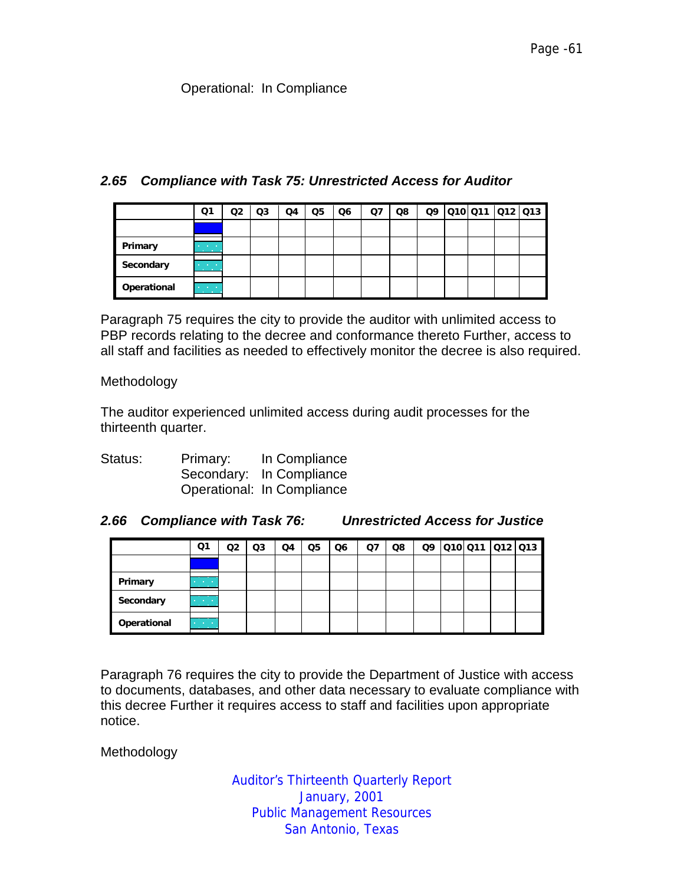Operational: In Compliance

### *2.65 Compliance with Task 75: Unrestricted Access for Auditor*

| | Q1 | Q2 | Q3 | Q4 | Q5 | Q6 | Q7 | Q8 | Q9 | Q10 | Q11 | Q12 | Q13 |
|---|---|---|---|---|---|---|---|---|---|---|---|---|---|
| | | | | | | | | | | | | | |
| **Primary** | | | | | | | | | | | | | |
| **Secondary** | | | | | | | | | | | | | |
| **Operational** | | | | | | | | | | | | | |

Paragraph 75 requires the city to provide the auditor with unlimited access to PBP records relating to the decree and conformance thereto Further, access to all staff and facilities as needed to effectively monitor the decree is also required.

Methodology

The auditor experienced unlimited access during audit processes for the thirteenth quarter.

Status: Primary: In Compliance
Secondary: In Compliance
Operational: In Compliance

### *2.66 Compliance with Task 76: Unrestricted Access for Justice*

| | Q1 | Q2 | Q3 | Q4 | Q5 | Q6 | Q7 | Q8 | Q9 | Q10 | Q11 | Q12 | Q13 |
|---|---|---|---|---|---|---|---|---|---|---|---|---|---|
| | | | | | | | | | | | | | |
| **Primary** | | | | | | | | | | | | | |
| **Secondary** | | | | | | | | | | | | | |
| **Operational** | | | | | | | | | | | | | |

Paragraph 76 requires the city to provide the Department of Justice with access to documents, databases, and other data necessary to evaluate compliance with this decree Further it requires access to staff and facilities upon appropriate notice.

Methodology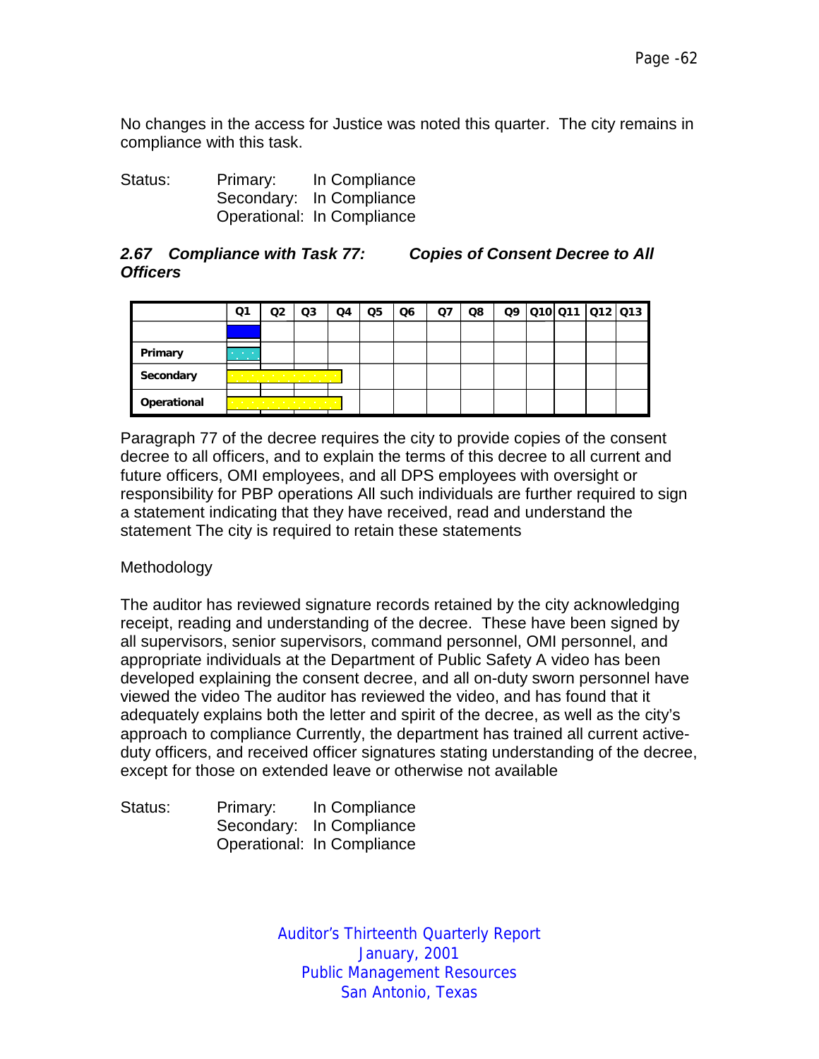No changes in the access for Justice was noted this quarter. The city remains in compliance with this task.

Status: Primary: In Compliance
Secondary: In Compliance
Operational: In Compliance

### *2.67 Compliance with Task 77: Copies of Consent Decree to All Officers*

| | Q1 | Q2 | Q3 | Q4 | Q5 | Q6 | Q7 | Q8 | Q9 | Q10 | Q11 | Q12 | Q13 |
|---|---|---|---|---|---|---|---|---|---|---|---|---|---|
| | | | | | | | | | | | | | |
| Primary | | | | | | | | | | | | | |
| Secondary | | | | | | | | | | | | | |
| Operational | | | | | | | | | | | | | |

Paragraph 77 of the decree requires the city to provide copies of the consent decree to all officers, and to explain the terms of this decree to all current and future officers, OMI employees, and all DPS employees with oversight or responsibility for PBP operations All such individuals are further required to sign a statement indicating that they have received, read and understand the statement The city is required to retain these statements

Methodology

The auditor has reviewed signature records retained by the city acknowledging receipt, reading and understanding of the decree. These have been signed by all supervisors, senior supervisors, command personnel, OMI personnel, and appropriate individuals at the Department of Public Safety A video has been developed explaining the consent decree, and all on-duty sworn personnel have viewed the video The auditor has reviewed the video, and has found that it adequately explains both the letter and spirit of the decree, as well as the city's approach to compliance Currently, the department has trained all current active-duty officers, and received officer signatures stating understanding of the decree, except for those on extended leave or otherwise not available

Status: Primary: In Compliance
Secondary: In Compliance
Operational: In Compliance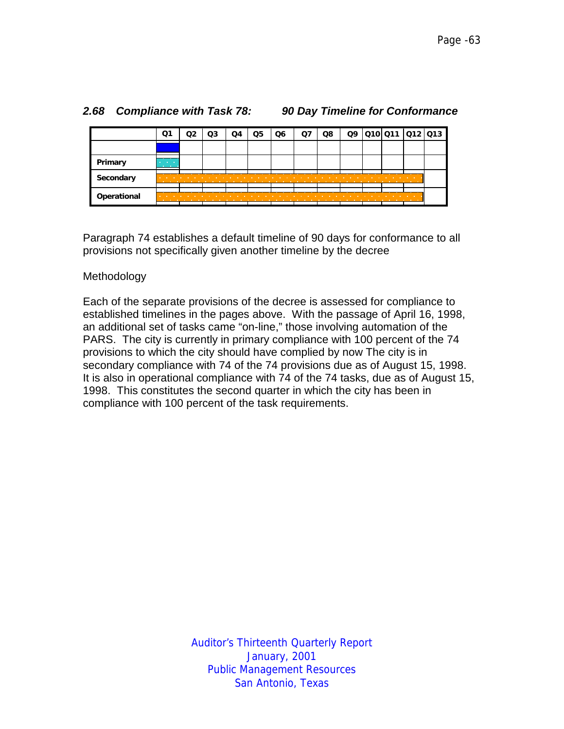### 2.68 *Compliance with Task 78: 90 Day Timeline for Conformance*

| | Q1 | Q2 | Q3 | Q4 | Q5 | Q6 | Q7 | Q8 | Q9 | Q10 | Q11 | Q12 | Q13 |
|---|---|---|---|---|---|---|---|---|---|---|---|---|---|
| | | | | | | | | | | | | | |
| **Primary** | | | | | | | | | | | | | |
| **Secondary** | | | | | | | | | | | | | |
| **Operational** | | | | | | | | | | | | | |

Paragraph 74 establishes a default timeline of 90 days for conformance to all provisions not specifically given another timeline by the decree

Methodology

Each of the separate provisions of the decree is assessed for compliance to established timelines in the pages above. With the passage of April 16, 1998, an additional set of tasks came "on-line," those involving automation of the PARS. The city is currently in primary compliance with 100 percent of the 74 provisions to which the city should have complied by now The city is in secondary compliance with 74 of the 74 provisions due as of August 15, 1998. It is also in operational compliance with 74 of the 74 tasks, due as of August 15, 1998. This constitutes the second quarter in which the city has been in compliance with 100 percent of the task requirements.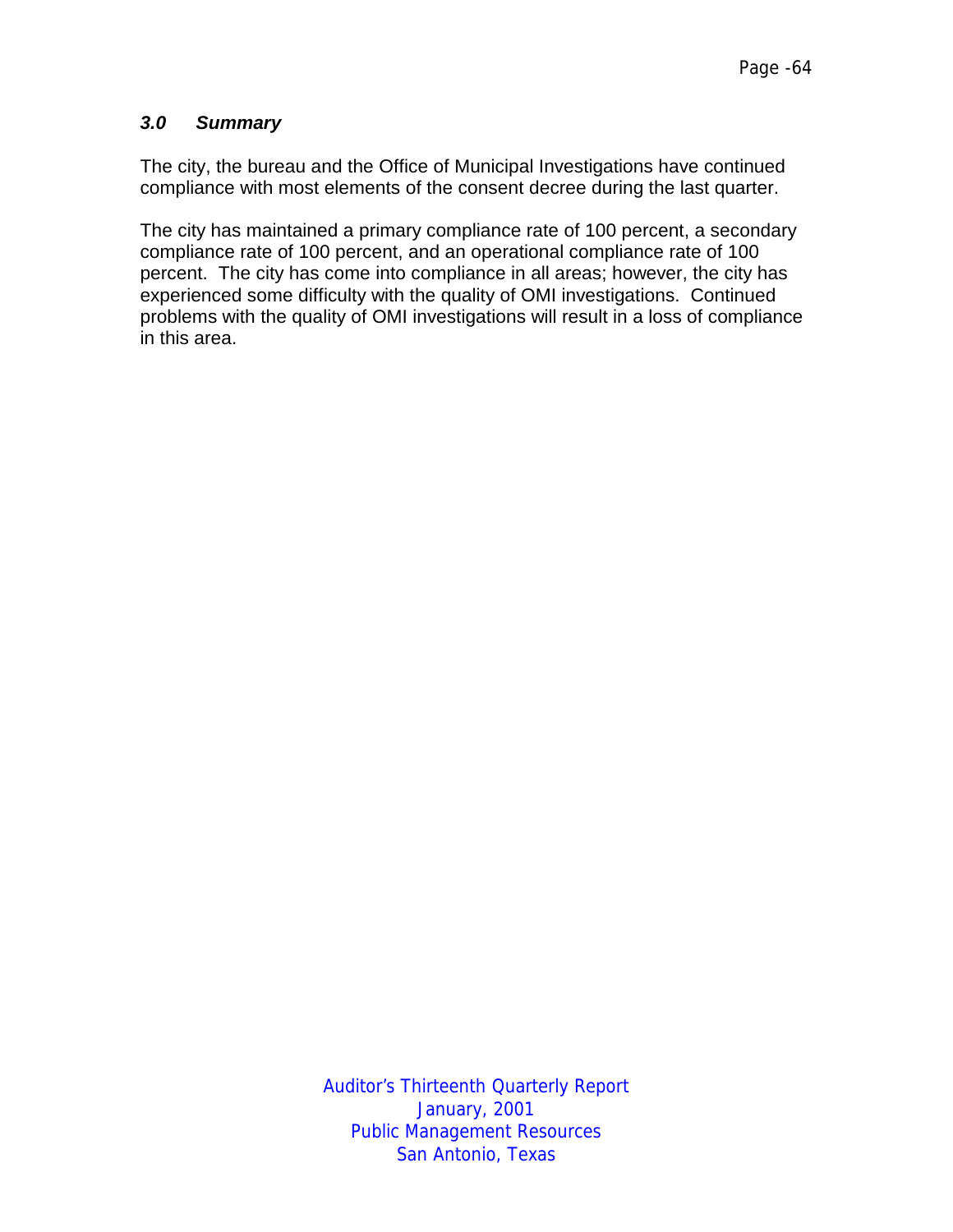### *3.0 Summary*

The city, the bureau and the Office of Municipal Investigations have continued compliance with most elements of the consent decree during the last quarter.

The city has maintained a primary compliance rate of 100 percent, a secondary compliance rate of 100 percent, and an operational compliance rate of 100 percent. The city has come into compliance in all areas; however, the city has experienced some difficulty with the quality of OMI investigations. Continued problems with the quality of OMI investigations will result in a loss of compliance in this area.